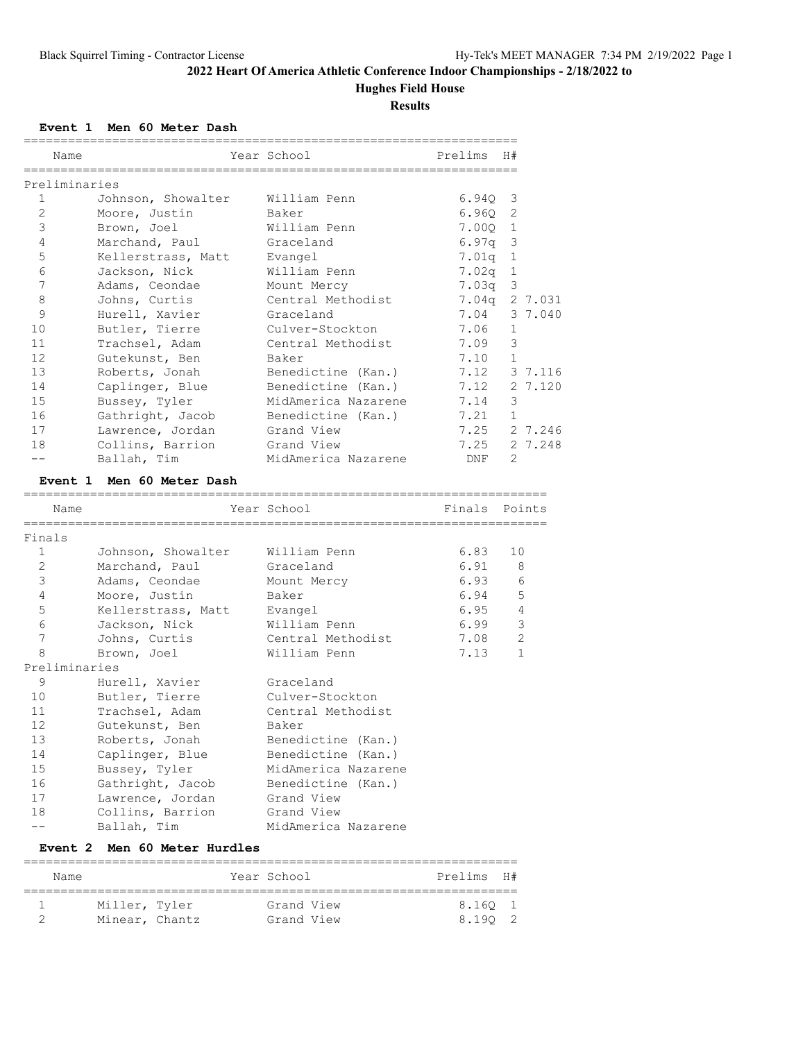# 2022 Heart Of America Athletic Conference Indoor Championships - 2/18/2022 to

## Hughes Field House

### Results

**Event 1 Men 60 Meter Dash**

| Place | Name | Year | School | Prelims | H# | |
|---|---|---|---|---|---|---|
| **Preliminaries** | | | | | | |
| 1 | Johnson, Showalter | | William Penn | 6.94Q | 3 | |
| 2 | Moore, Justin | | Baker | 6.96Q | 2 | |
| 3 | Brown, Joel | | William Penn | 7.00Q | 1 | |
| 4 | Marchand, Paul | | Graceland | 6.97q | 3 | |
| 5 | Kellerstrass, Matt | | Evangel | 7.01q | 1 | |
| 6 | Jackson, Nick | | William Penn | 7.02q | 1 | |
| 7 | Adams, Ceondae | | Mount Mercy | 7.03q | 3 | |
| 8 | Johns, Curtis | | Central Methodist | 7.04q | 2 | 7.031 |
| 9 | Hurell, Xavier | | Graceland | 7.04 | 3 | 7.040 |
| 10 | Butler, Tierre | | Culver-Stockton | 7.06 | 1 | |
| 11 | Trachsel, Adam | | Central Methodist | 7.09 | 3 | |
| 12 | Gutekunst, Ben | | Baker | 7.10 | 1 | |
| 13 | Roberts, Jonah | | Benedictine (Kan.) | 7.12 | 3 | 7.116 |
| 14 | Caplinger, Blue | | Benedictine (Kan.) | 7.12 | 2 | 7.120 |
| 15 | Bussey, Tyler | | MidAmerica Nazarene | 7.14 | 3 | |
| 16 | Gathright, Jacob | | Benedictine (Kan.) | 7.21 | 1 | |
| 17 | Lawrence, Jordan | | Grand View | 7.25 | 2 | 7.246 |
| 18 | Collins, Barrion | | Grand View | 7.25 | 2 | 7.248 |
| -- | Ballah, Tim | | MidAmerica Nazarene | DNF | 2 | |

**Event 1 Men 60 Meter Dash**

| Place | Name | Year | School | Finals | Points |
|---|---|---|---|---|---|
| **Finals** | | | | | |
| 1 | Johnson, Showalter | | William Penn | 6.83 | 10 |
| 2 | Marchand, Paul | | Graceland | 6.91 | 8 |
| 3 | Adams, Ceondae | | Mount Mercy | 6.93 | 6 |
| 4 | Moore, Justin | | Baker | 6.94 | 5 |
| 5 | Kellerstrass, Matt | | Evangel | 6.95 | 4 |
| 6 | Jackson, Nick | | William Penn | 6.99 | 3 |
| 7 | Johns, Curtis | | Central Methodist | 7.08 | 2 |
| 8 | Brown, Joel | | William Penn | 7.13 | 1 |
| **Preliminaries** | | | | | |
| 9 | Hurell, Xavier | | Graceland | | |
| 10 | Butler, Tierre | | Culver-Stockton | | |
| 11 | Trachsel, Adam | | Central Methodist | | |
| 12 | Gutekunst, Ben | | Baker | | |
| 13 | Roberts, Jonah | | Benedictine (Kan.) | | |
| 14 | Caplinger, Blue | | Benedictine (Kan.) | | |
| 15 | Bussey, Tyler | | MidAmerica Nazarene | | |
| 16 | Gathright, Jacob | | Benedictine (Kan.) | | |
| 17 | Lawrence, Jordan | | Grand View | | |
| 18 | Collins, Barrion | | Grand View | | |
| -- | Ballah, Tim | | MidAmerica Nazarene | | |

**Event 2 Men 60 Meter Hurdles**

| Place | Name | Year | School | Prelims | H# |
|---|---|---|---|---|---|
| 1 | Miller, Tyler | | Grand View | 8.16Q | 1 |
| 2 | Minear, Chantz | | Grand View | 8.19Q | 2 |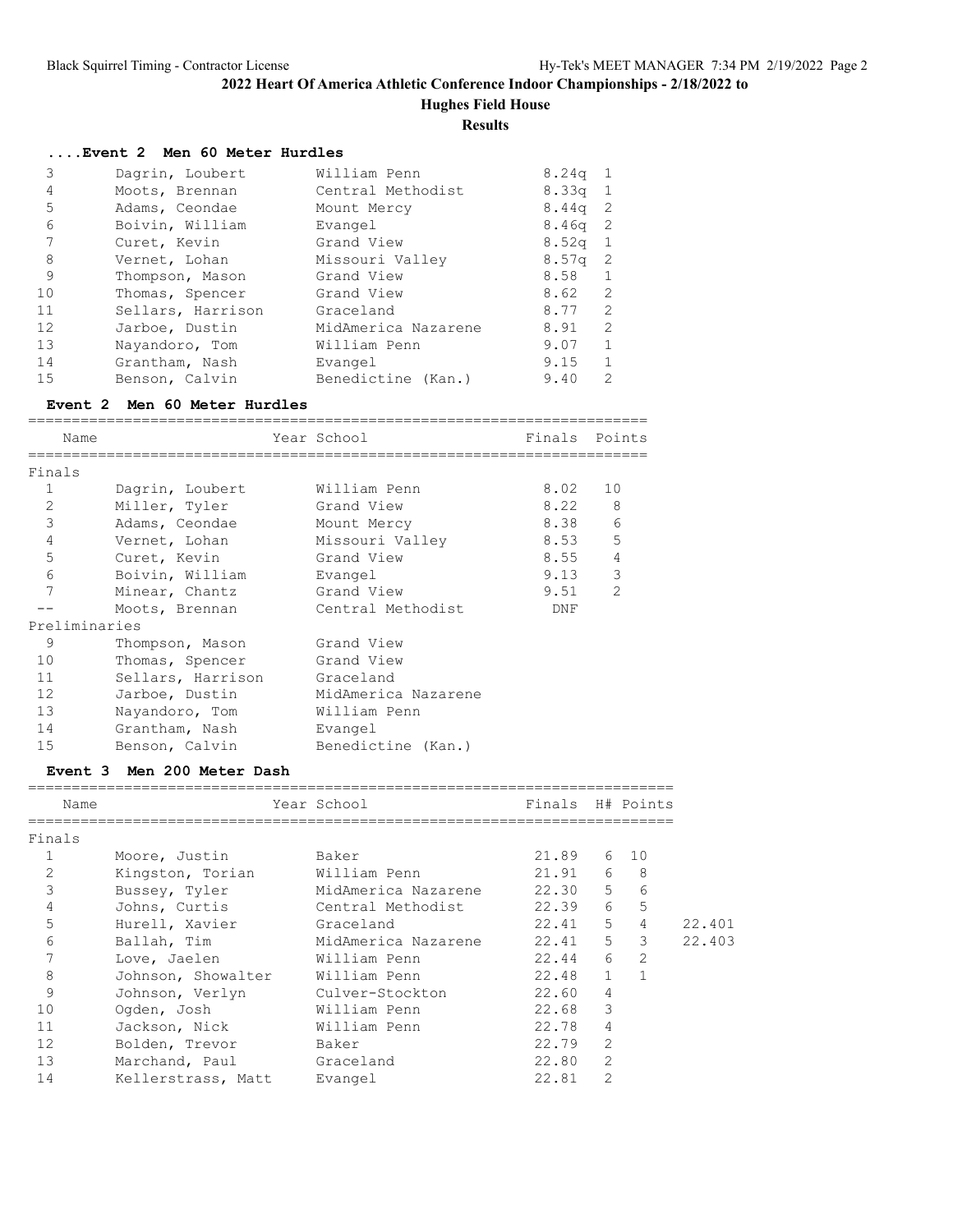## 2022 Heart Of America Athletic Conference Indoor Championships - 2/18/2022 to

### Hughes Field House

### Results

#### ....Event 2 Men 60 Meter Hurdles

| Place | Name | School | Time | H# |
|---|---|---|---|---|
| 3 | Dagrin, Loubert | William Penn | 8.24q | 1 |
| 4 | Moots, Brennan | Central Methodist | 8.33q | 1 |
| 5 | Adams, Ceondae | Mount Mercy | 8.44q | 2 |
| 6 | Boivin, William | Evangel | 8.46q | 2 |
| 7 | Curet, Kevin | Grand View | 8.52q | 1 |
| 8 | Vernet, Lohan | Missouri Valley | 8.57q | 2 |
| 9 | Thompson, Mason | Grand View | 8.58 | 1 |
| 10 | Thomas, Spencer | Grand View | 8.62 | 2 |
| 11 | Sellars, Harrison | Graceland | 8.77 | 2 |
| 12 | Jarboe, Dustin | MidAmerica Nazarene | 8.91 | 2 |
| 13 | Nayandoro, Tom | William Penn | 9.07 | 1 |
| 14 | Grantham, Nash | Evangel | 9.15 | 1 |
| 15 | Benson, Calvin | Benedictine (Kan.) | 9.40 | 2 |

#### Event 2 Men 60 Meter Hurdles

| | Name | Year School | Finals | Points |
|---|---|---|---|---|
| **Finals** | | | | |
| 1 | Dagrin, Loubert | William Penn | 8.02 | 10 |
| 2 | Miller, Tyler | Grand View | 8.22 | 8 |
| 3 | Adams, Ceondae | Mount Mercy | 8.38 | 6 |
| 4 | Vernet, Lohan | Missouri Valley | 8.53 | 5 |
| 5 | Curet, Kevin | Grand View | 8.55 | 4 |
| 6 | Boivin, William | Evangel | 9.13 | 3 |
| 7 | Minear, Chantz | Grand View | 9.51 | 2 |
| -- | Moots, Brennan | Central Methodist | DNF | |
| **Preliminaries** | | | | |
| 9 | Thompson, Mason | Grand View | | |
| 10 | Thomas, Spencer | Grand View | | |
| 11 | Sellars, Harrison | Graceland | | |
| 12 | Jarboe, Dustin | MidAmerica Nazarene | | |
| 13 | Nayandoro, Tom | William Penn | | |
| 14 | Grantham, Nash | Evangel | | |
| 15 | Benson, Calvin | Benedictine (Kan.) | | |

#### Event 3 Men 200 Meter Dash

| | Name | Year School | Finals | H# | Points | |
|---|---|---|---|---|---|---|
| **Finals** | | | | | | |
| 1 | Moore, Justin | Baker | 21.89 | 6 | 10 | |
| 2 | Kingston, Torian | William Penn | 21.91 | 6 | 8 | |
| 3 | Bussey, Tyler | MidAmerica Nazarene | 22.30 | 5 | 6 | |
| 4 | Johns, Curtis | Central Methodist | 22.39 | 6 | 5 | |
| 5 | Hurell, Xavier | Graceland | 22.41 | 5 | 4 | 22.401 |
| 6 | Ballah, Tim | MidAmerica Nazarene | 22.41 | 5 | 3 | 22.403 |
| 7 | Love, Jaelen | William Penn | 22.44 | 6 | 2 | |
| 8 | Johnson, Showalter | William Penn | 22.48 | 1 | 1 | |
| 9 | Johnson, Verlyn | Culver-Stockton | 22.60 | 4 | | |
| 10 | Ogden, Josh | William Penn | 22.68 | 3 | | |
| 11 | Jackson, Nick | William Penn | 22.78 | 4 | | |
| 12 | Bolden, Trevor | Baker | 22.79 | 2 | | |
| 13 | Marchand, Paul | Graceland | 22.80 | 2 | | |
| 14 | Kellerstrass, Matt | Evangel | 22.81 | 2 | | |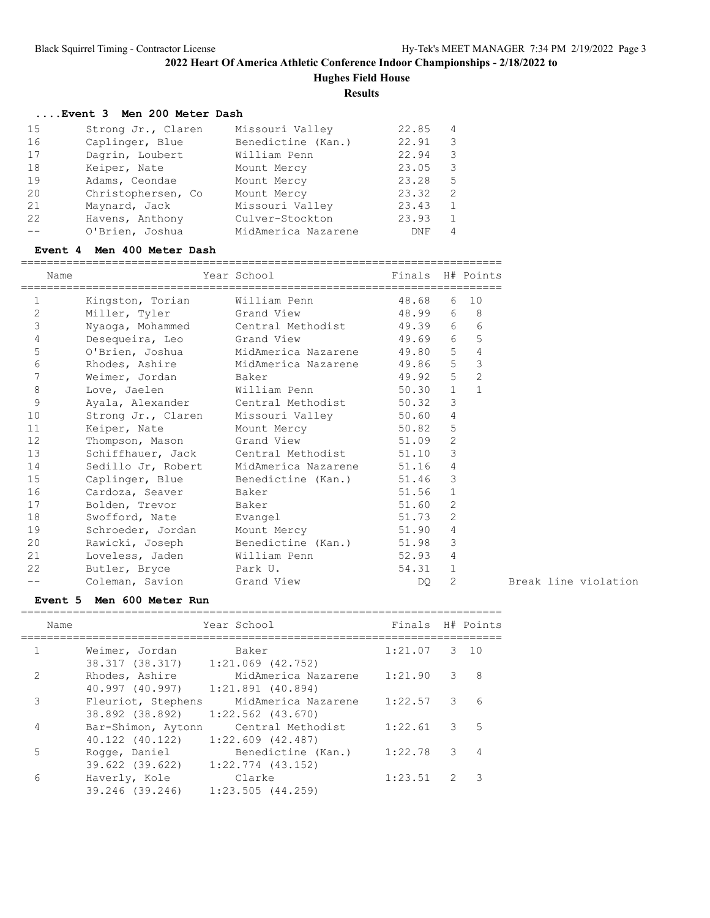## 2022 Heart Of America Athletic Conference Indoor Championships - 2/18/2022 to

### Hughes Field House

### Results

#### ....Event 3 Men 200 Meter Dash

| Place | Name | School | Finals | H# |
|---|---|---|---|---|
| 15 | Strong Jr., Claren | Missouri Valley | 22.85 | 4 |
| 16 | Caplinger, Blue | Benedictine (Kan.) | 22.91 | 3 |
| 17 | Dagrin, Loubert | William Penn | 22.94 | 3 |
| 18 | Keiper, Nate | Mount Mercy | 23.05 | 3 |
| 19 | Adams, Ceondae | Mount Mercy | 23.28 | 5 |
| 20 | Christophersen, Co | Mount Mercy | 23.32 | 2 |
| 21 | Maynard, Jack | Missouri Valley | 23.43 | 1 |
| 22 | Havens, Anthony | Culver-Stockton | 23.93 | 1 |
| -- | O'Brien, Joshua | MidAmerica Nazarene | DNF | 4 |

#### Event 4 Men 400 Meter Dash

| Place | Name | Year School | Finals | H# | Points | |
|---|---|---|---|---|---|---|
| 1 | Kingston, Torian | William Penn | 48.68 | 6 | 10 | |
| 2 | Miller, Tyler | Grand View | 48.99 | 6 | 8 | |
| 3 | Nyaoga, Mohammed | Central Methodist | 49.39 | 6 | 6 | |
| 4 | Desequeira, Leo | Grand View | 49.69 | 6 | 5 | |
| 5 | O'Brien, Joshua | MidAmerica Nazarene | 49.80 | 5 | 4 | |
| 6 | Rhodes, Ashire | MidAmerica Nazarene | 49.86 | 5 | 3 | |
| 7 | Weimer, Jordan | Baker | 49.92 | 5 | 2 | |
| 8 | Love, Jaelen | William Penn | 50.30 | 1 | 1 | |
| 9 | Ayala, Alexander | Central Methodist | 50.32 | 3 | | |
| 10 | Strong Jr., Claren | Missouri Valley | 50.60 | 4 | | |
| 11 | Keiper, Nate | Mount Mercy | 50.82 | 5 | | |
| 12 | Thompson, Mason | Grand View | 51.09 | 2 | | |
| 13 | Schiffhauer, Jack | Central Methodist | 51.10 | 3 | | |
| 14 | Sedillo Jr, Robert | MidAmerica Nazarene | 51.16 | 4 | | |
| 15 | Caplinger, Blue | Benedictine (Kan.) | 51.46 | 3 | | |
| 16 | Cardoza, Seaver | Baker | 51.56 | 1 | | |
| 17 | Bolden, Trevor | Baker | 51.60 | 2 | | |
| 18 | Swofford, Nate | Evangel | 51.73 | 2 | | |
| 19 | Schroeder, Jordan | Mount Mercy | 51.90 | 4 | | |
| 20 | Rawicki, Joseph | Benedictine (Kan.) | 51.98 | 3 | | |
| 21 | Loveless, Jaden | William Penn | 52.93 | 4 | | |
| 22 | Butler, Bryce | Park U. | 54.31 | 1 | | |
| -- | Coleman, Savion | Grand View | DQ | 2 | | Break line violation |

#### Event 5 Men 600 Meter Run

| Place | Name | Year School | Finals | H# | Points |
|---|---|---|---|---|---|
| 1 | Weimer, Jordan | Baker | 1:21.07 | 3 | 10 |
| | 38.317 (38.317) | 1:21.069 (42.752) | | | |
| 2 | Rhodes, Ashire | MidAmerica Nazarene | 1:21.90 | 3 | 8 |
| | 40.997 (40.997) | 1:21.891 (40.894) | | | |
| 3 | Fleuriot, Stephens | MidAmerica Nazarene | 1:22.57 | 3 | 6 |
| | 38.892 (38.892) | 1:22.562 (43.670) | | | |
| 4 | Bar-Shimon, Aytonn | Central Methodist | 1:22.61 | 3 | 5 |
| | 40.122 (40.122) | 1:22.609 (42.487) | | | |
| 5 | Rogge, Daniel | Benedictine (Kan.) | 1:22.78 | 3 | 4 |
| | 39.622 (39.622) | 1:22.774 (43.152) | | | |
| 6 | Haverly, Kole | Clarke | 1:23.51 | 2 | 3 |
| | 39.246 (39.246) | 1:23.505 (44.259) | | | |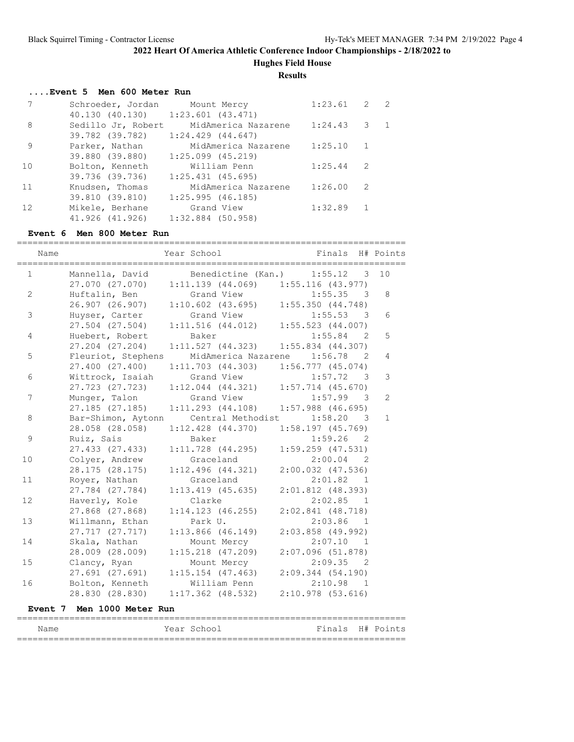## 2022 Heart Of America Athletic Conference Indoor Championships - 2/18/2022 to

### Hughes Field House

### Results

**....Event 5 Men 600 Meter Run**

| Place | Name | School | Finals | H# | Points |
|---|---|---|---|---|---|
| 7 | Schroeder, Jordan | Mount Mercy | 1:23.61 | 2 | 2 |
| | 40.130 (40.130) | 1:23.601 (43.471) | | | |
| 8 | Sedillo Jr, Robert | MidAmerica Nazarene | 1:24.43 | 3 | 1 |
| | 39.782 (39.782) | 1:24.429 (44.647) | | | |
| 9 | Parker, Nathan | MidAmerica Nazarene | 1:25.10 | 1 | |
| | 39.880 (39.880) | 1:25.099 (45.219) | | | |
| 10 | Bolton, Kenneth | William Penn | 1:25.44 | 2 | |
| | 39.736 (39.736) | 1:25.431 (45.695) | | | |
| 11 | Knudsen, Thomas | MidAmerica Nazarene | 1:26.00 | 2 | |
| | 39.810 (39.810) | 1:25.995 (46.185) | | | |
| 12 | Mikele, Berhane | Grand View | 1:32.89 | 1 | |
| | 41.926 (41.926) | 1:32.884 (50.958) | | | |

**Event 6 Men 800 Meter Run**

| Place | Name | Year School | Finals | H# | Points |
|---|---|---|---|---|---|
| 1 | Mannella, David | Benedictine (Kan.) | 1:55.12 | 3 | 10 |
| | 27.070 (27.070) | 1:11.139 (44.069) | 1:55.116 (43.977) | | |
| 2 | Huftalin, Ben | Grand View | 1:55.35 | 3 | 8 |
| | 26.907 (26.907) | 1:10.602 (43.695) | 1:55.350 (44.748) | | |
| 3 | Huyser, Carter | Grand View | 1:55.53 | 3 | 6 |
| | 27.504 (27.504) | 1:11.516 (44.012) | 1:55.523 (44.007) | | |
| 4 | Huebert, Robert | Baker | 1:55.84 | 2 | 5 |
| | 27.204 (27.204) | 1:11.527 (44.323) | 1:55.834 (44.307) | | |
| 5 | Fleuriot, Stephens | MidAmerica Nazarene | 1:56.78 | 2 | 4 |
| | 27.400 (27.400) | 1:11.703 (44.303) | 1:56.777 (45.074) | | |
| 6 | Wittrock, Isaiah | Grand View | 1:57.72 | 3 | 3 |
| | 27.723 (27.723) | 1:12.044 (44.321) | 1:57.714 (45.670) | | |
| 7 | Munger, Talon | Grand View | 1:57.99 | 3 | 2 |
| | 27.185 (27.185) | 1:11.293 (44.108) | 1:57.988 (46.695) | | |
| 8 | Bar-Shimon, Aytonn | Central Methodist | 1:58.20 | 3 | 1 |
| | 28.058 (28.058) | 1:12.428 (44.370) | 1:58.197 (45.769) | | |
| 9 | Ruiz, Sais | Baker | 1:59.26 | 2 | |
| | 27.433 (27.433) | 1:11.728 (44.295) | 1:59.259 (47.531) | | |
| 10 | Colyer, Andrew | Graceland | 2:00.04 | 2 | |
| | 28.175 (28.175) | 1:12.496 (44.321) | 2:00.032 (47.536) | | |
| 11 | Royer, Nathan | Graceland | 2:01.82 | 1 | |
| | 27.784 (27.784) | 1:13.419 (45.635) | 2:01.812 (48.393) | | |
| 12 | Haverly, Kole | Clarke | 2:02.85 | 1 | |
| | 27.868 (27.868) | 1:14.123 (46.255) | 2:02.841 (48.718) | | |
| 13 | Willmann, Ethan | Park U. | 2:03.86 | 1 | |
| | 27.717 (27.717) | 1:13.866 (46.149) | 2:03.858 (49.992) | | |
| 14 | Skala, Nathan | Mount Mercy | 2:07.10 | 1 | |
| | 28.009 (28.009) | 1:15.218 (47.209) | 2:07.096 (51.878) | | |
| 15 | Clancy, Ryan | Mount Mercy | 2:09.35 | 2 | |
| | 27.691 (27.691) | 1:15.154 (47.463) | 2:09.344 (54.190) | | |
| 16 | Bolton, Kenneth | William Penn | 2:10.98 | 1 | |
| | 28.830 (28.830) | 1:17.362 (48.532) | 2:10.978 (53.616) | | |

**Event 7 Men 1000 Meter Run**

| Name | Year School | Finals | H# | Points |
|---|---|---|---|---|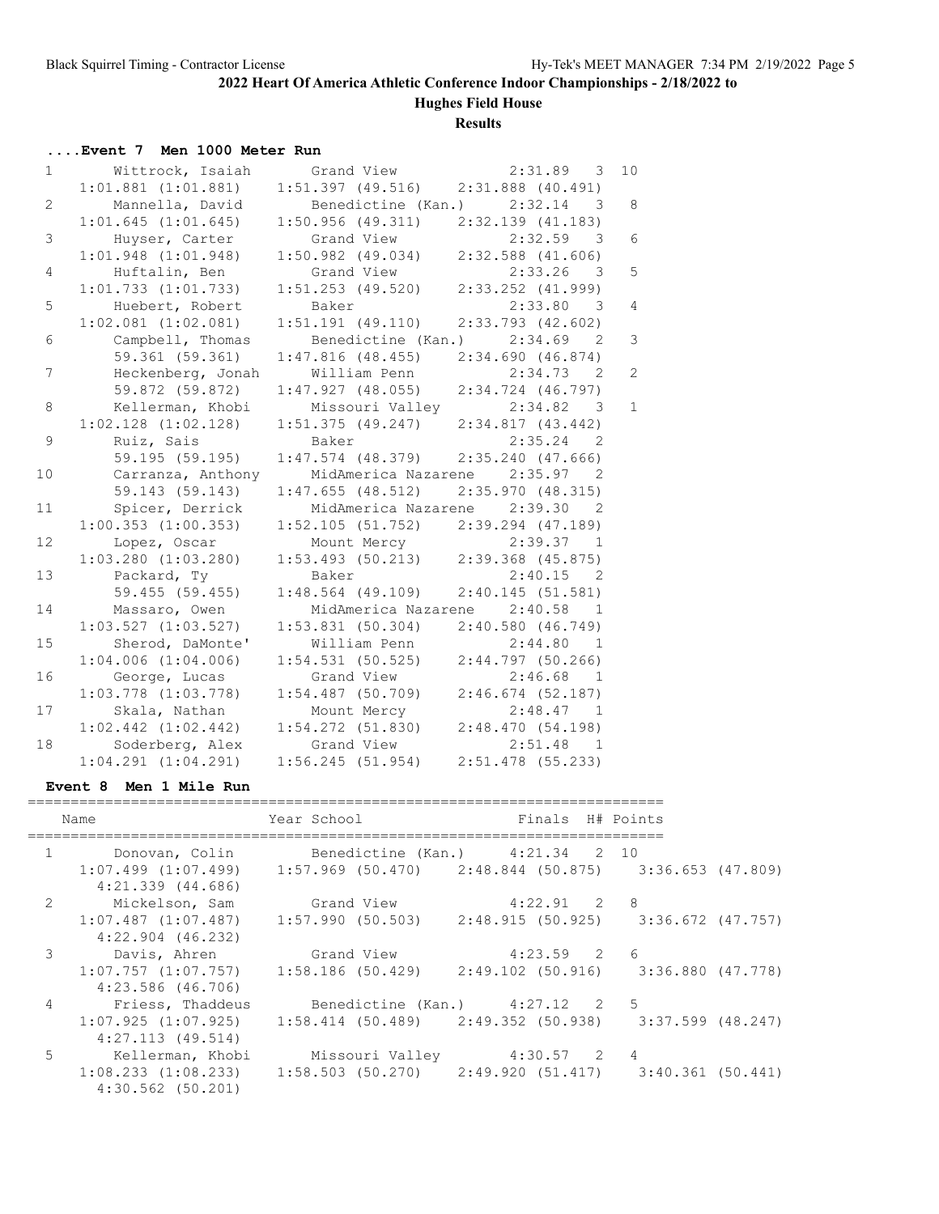## 2022 Heart Of America Athletic Conference Indoor Championships - 2/18/2022 to

### Hughes Field House

### Results

#### ....Event 7 Men 1000 Meter Run

| Place | Name | School | Finals | H# | Points |
|---|---|---|---|---|---|
| 1 | Wittrock, Isaiah | Grand View | 2:31.89 | 3 | 10 |
| | 1:01.881 (1:01.881) | 1:51.397 (49.516) | 2:31.888 (40.491) | | |
| 2 | Mannella, David | Benedictine (Kan.) | 2:32.14 | 3 | 8 |
| | 1:01.645 (1:01.645) | 1:50.956 (49.311) | 2:32.139 (41.183) | | |
| 3 | Huyser, Carter | Grand View | 2:32.59 | 3 | 6 |
| | 1:01.948 (1:01.948) | 1:50.982 (49.034) | 2:32.588 (41.606) | | |
| 4 | Huftalin, Ben | Grand View | 2:33.26 | 3 | 5 |
| | 1:01.733 (1:01.733) | 1:51.253 (49.520) | 2:33.252 (41.999) | | |
| 5 | Huebert, Robert | Baker | 2:33.80 | 3 | 4 |
| | 1:02.081 (1:02.081) | 1:51.191 (49.110) | 2:33.793 (42.602) | | |
| 6 | Campbell, Thomas | Benedictine (Kan.) | 2:34.69 | 2 | 3 |
| | 59.361 (59.361) | 1:47.816 (48.455) | 2:34.690 (46.874) | | |
| 7 | Heckenberg, Jonah | William Penn | 2:34.73 | 2 | 2 |
| | 59.872 (59.872) | 1:47.927 (48.055) | 2:34.724 (46.797) | | |
| 8 | Kellerman, Khobi | Missouri Valley | 2:34.82 | 3 | 1 |
| | 1:02.128 (1:02.128) | 1:51.375 (49.247) | 2:34.817 (43.442) | | |
| 9 | Ruiz, Sais | Baker | 2:35.24 | 2 | |
| | 59.195 (59.195) | 1:47.574 (48.379) | 2:35.240 (47.666) | | |
| 10 | Carranza, Anthony | MidAmerica Nazarene | 2:35.97 | 2 | |
| | 59.143 (59.143) | 1:47.655 (48.512) | 2:35.970 (48.315) | | |
| 11 | Spicer, Derrick | MidAmerica Nazarene | 2:39.30 | 2 | |
| | 1:00.353 (1:00.353) | 1:52.105 (51.752) | 2:39.294 (47.189) | | |
| 12 | Lopez, Oscar | Mount Mercy | 2:39.37 | 1 | |
| | 1:03.280 (1:03.280) | 1:53.493 (50.213) | 2:39.368 (45.875) | | |
| 13 | Packard, Ty | Baker | 2:40.15 | 2 | |
| | 59.455 (59.455) | 1:48.564 (49.109) | 2:40.145 (51.581) | | |
| 14 | Massaro, Owen | MidAmerica Nazarene | 2:40.58 | 1 | |
| | 1:03.527 (1:03.527) | 1:53.831 (50.304) | 2:40.580 (46.749) | | |
| 15 | Sherod, DaMonte' | William Penn | 2:44.80 | 1 | |
| | 1:04.006 (1:04.006) | 1:54.531 (50.525) | 2:44.797 (50.266) | | |
| 16 | George, Lucas | Grand View | 2:46.68 | 1 | |
| | 1:03.778 (1:03.778) | 1:54.487 (50.709) | 2:46.674 (52.187) | | |
| 17 | Skala, Nathan | Mount Mercy | 2:48.47 | 1 | |
| | 1:02.442 (1:02.442) | 1:54.272 (51.830) | 2:48.470 (54.198) | | |
| 18 | Soderberg, Alex | Grand View | 2:51.48 | 1 | |
| | 1:04.291 (1:04.291) | 1:56.245 (51.954) | 2:51.478 (55.233) | | |

#### Event 8 Men 1 Mile Run

| Place | Name | Year School | Finals | H# | Points |
|---|---|---|---|---|---|
| 1 | Donovan, Colin | Benedictine (Kan.) | 4:21.34 | 2 | 10 |
| | 1:07.499 (1:07.499) | 1:57.969 (50.470) | 2:48.844 (50.875) | 3:36.653 (47.809) | 4:21.339 (44.686) |
| 2 | Mickelson, Sam | Grand View | 4:22.91 | 2 | 8 |
| | 1:07.487 (1:07.487) | 1:57.990 (50.503) | 2:48.915 (50.925) | 3:36.672 (47.757) | 4:22.904 (46.232) |
| 3 | Davis, Ahren | Grand View | 4:23.59 | 2 | 6 |
| | 1:07.757 (1:07.757) | 1:58.186 (50.429) | 2:49.102 (50.916) | 3:36.880 (47.778) | 4:23.586 (46.706) |
| 4 | Friess, Thaddeus | Benedictine (Kan.) | 4:27.12 | 2 | 5 |
| | 1:07.925 (1:07.925) | 1:58.414 (50.489) | 2:49.352 (50.938) | 3:37.599 (48.247) | 4:27.113 (49.514) |
| 5 | Kellerman, Khobi | Missouri Valley | 4:30.57 | 2 | 4 |
| | 1:08.233 (1:08.233) | 1:58.503 (50.270) | 2:49.920 (51.417) | 3:40.361 (50.441) | 4:30.562 (50.201) |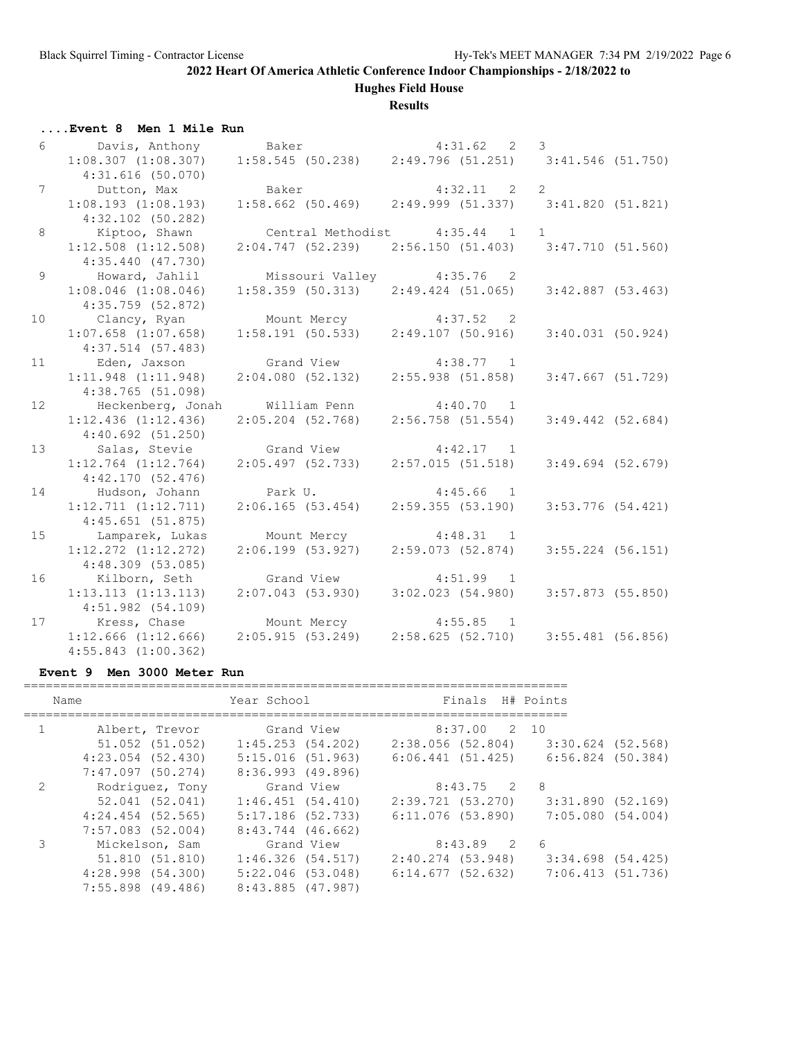# 2022 Heart Of America Athletic Conference Indoor Championships - 2/18/2022 to

## Hughes Field House

### Results

#### ....Event 8 Men 1 Mile Run

```
  6      Davis, Anthony        Baker                     4:31.62   2   3
    1:08.307 (1:08.307)   1:58.545 (50.238)   2:49.796 (51.251)   3:41.546 (51.750)
      4:31.616 (50.070)
  7      Dutton, Max           Baker                     4:32.11   2   2
    1:08.193 (1:08.193)   1:58.662 (50.469)   2:49.999 (51.337)   3:41.820 (51.821)
      4:32.102 (50.282)
  8      Kiptoo, Shawn         Central Methodist         4:35.44   1   1
    1:12.508 (1:12.508)   2:04.747 (52.239)   2:56.150 (51.403)   3:47.710 (51.560)
      4:35.440 (47.730)
  9      Howard, Jahlil        Missouri Valley           4:35.76   2
    1:08.046 (1:08.046)   1:58.359 (50.313)   2:49.424 (51.065)   3:42.887 (53.463)
      4:35.759 (52.872)
 10      Clancy, Ryan          Mount Mercy               4:37.52   2
    1:07.658 (1:07.658)   1:58.191 (50.533)   2:49.107 (50.916)   3:40.031 (50.924)
      4:37.514 (57.483)
 11      Eden, Jaxson          Grand View                4:38.77   1
    1:11.948 (1:11.948)   2:04.080 (52.132)   2:55.938 (51.858)   3:47.667 (51.729)
      4:38.765 (51.098)
 12      Heckenberg, Jonah     William Penn              4:40.70   1
    1:12.436 (1:12.436)   2:05.204 (52.768)   2:56.758 (51.554)   3:49.442 (52.684)
      4:40.692 (51.250)
 13      Salas, Stevie         Grand View                4:42.17   1
    1:12.764 (1:12.764)   2:05.497 (52.733)   2:57.015 (51.518)   3:49.694 (52.679)
      4:42.170 (52.476)
 14      Hudson, Johann        Park U.                   4:45.66   1
    1:12.711 (1:12.711)   2:06.165 (53.454)   2:59.355 (53.190)   3:53.776 (54.421)
      4:45.651 (51.875)
 15      Lamparek, Lukas       Mount Mercy               4:48.31   1
    1:12.272 (1:12.272)   2:06.199 (53.927)   2:59.073 (52.874)   3:55.224 (56.151)
      4:48.309 (53.085)
 16      Kilborn, Seth         Grand View                4:51.99   1
    1:13.113 (1:13.113)   2:07.043 (53.930)   3:02.023 (54.980)   3:57.873 (55.850)
      4:51.982 (54.109)
 17      Kress, Chase          Mount Mercy               4:55.85   1
    1:12.666 (1:12.666)   2:05.915 (53.249)   2:58.625 (52.710)   3:55.481 (56.856)
      4:55.843 (1:00.362)
```

#### Event 9 Men 3000 Meter Run

```
==========================================================================
    Name                    Year School                 Finals  H# Points
==========================================================================
  1      Albert, Trevor        Grand View                8:37.00   2  10
       51.052 (51.052)     1:45.253 (54.202)   2:38.056 (52.804)   3:30.624 (52.568)
      4:23.054 (52.430)    5:15.016 (51.963)   6:06.441 (51.425)   6:56.824 (50.384)
      7:47.097 (50.274)    8:36.993 (49.896)
  2      Rodriguez, Tony       Grand View                8:43.75   2   8
       52.041 (52.041)     1:46.451 (54.410)   2:39.721 (53.270)   3:31.890 (52.169)
      4:24.454 (52.565)    5:17.186 (52.733)   6:11.076 (53.890)   7:05.080 (54.004)
      7:57.083 (52.004)    8:43.744 (46.662)
  3      Mickelson, Sam        Grand View                8:43.89   2   6
       51.810 (51.810)     1:46.326 (54.517)   2:40.274 (53.948)   3:34.698 (54.425)
      4:28.998 (54.300)    5:22.046 (53.048)   6:14.677 (52.632)   7:06.413 (51.736)
      7:55.898 (49.486)    8:43.885 (47.987)
```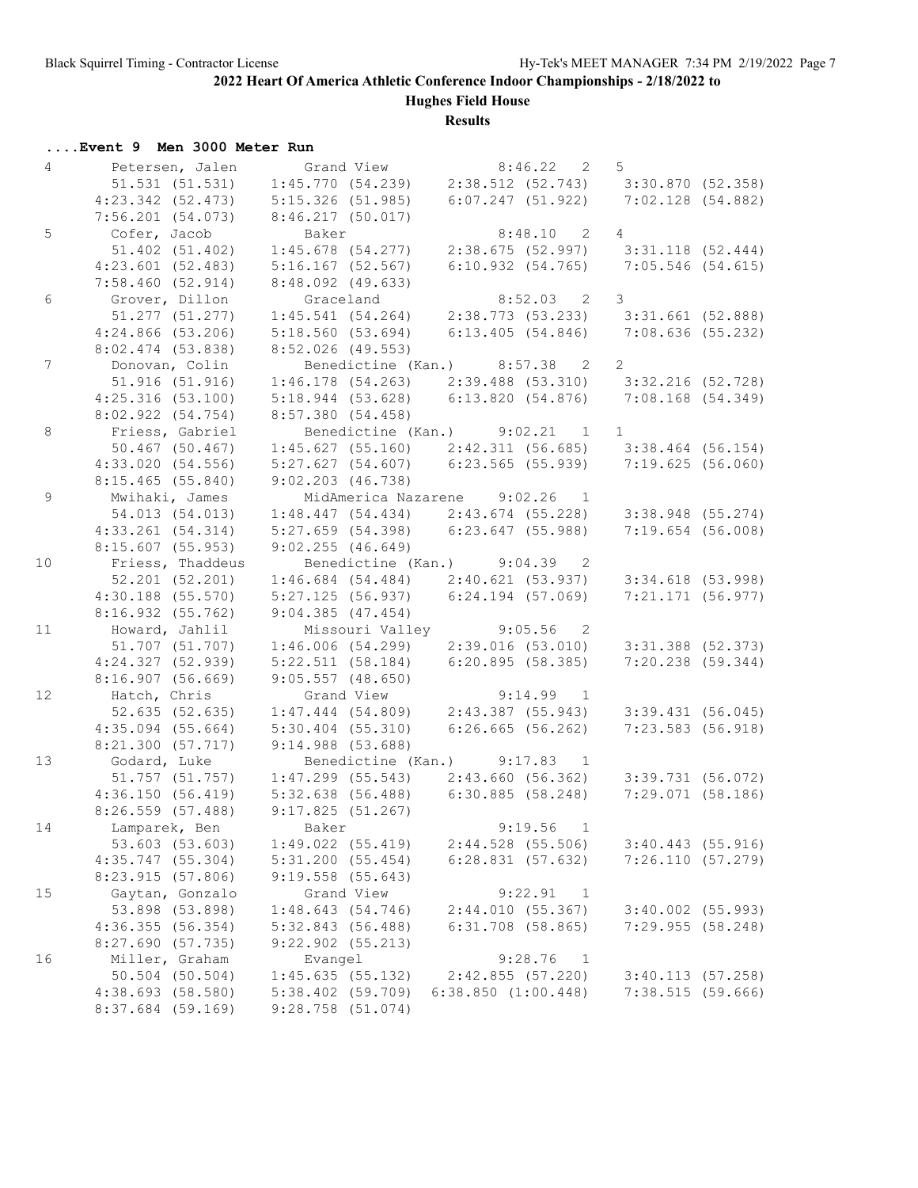## 2022 Heart Of America Athletic Conference Indoor Championships - 2/18/2022 to

### Hughes Field House

### Results

#### ....Event 9 Men 3000 Meter Run

```
  4      Petersen, Jalen       Grand View              8:46.22  2   5
       51.531 (51.531)    1:45.770 (54.239)    2:38.512 (52.743)    3:30.870 (52.358)
       4:23.342 (52.473)   5:15.326 (51.985)    6:07.247 (51.922)    7:02.128 (54.882)
       7:56.201 (54.073)   8:46.217 (50.017)
  5      Cofer, Jacob          Baker                   8:48.10  2   4
       51.402 (51.402)    1:45.678 (54.277)    2:38.675 (52.997)    3:31.118 (52.444)
       4:23.601 (52.483)   5:16.167 (52.567)    6:10.932 (54.765)    7:05.546 (54.615)
       7:58.460 (52.914)   8:48.092 (49.633)
  6      Grover, Dillon        Graceland               8:52.03  2   3
       51.277 (51.277)    1:45.541 (54.264)    2:38.773 (53.233)    3:31.661 (52.888)
       4:24.866 (53.206)   5:18.560 (53.694)    6:13.405 (54.846)    7:08.636 (55.232)
       8:02.474 (53.838)   8:52.026 (49.553)
  7      Donovan, Colin        Benedictine (Kan.)      8:57.38  2   2
       51.916 (51.916)    1:46.178 (54.263)    2:39.488 (53.310)    3:32.216 (52.728)
       4:25.316 (53.100)   5:18.944 (53.628)    6:13.820 (54.876)    7:08.168 (54.349)
       8:02.922 (54.754)   8:57.380 (54.458)
  8      Friess, Gabriel       Benedictine (Kan.)      9:02.21  1   1
       50.467 (50.467)    1:45.627 (55.160)    2:42.311 (56.685)    3:38.464 (56.154)
       4:33.020 (54.556)   5:27.627 (54.607)    6:23.565 (55.939)    7:19.625 (56.060)
       8:15.465 (55.840)   9:02.203 (46.738)
  9      Mwihaki, James        MidAmerica Nazarene     9:02.26  1
       54.013 (54.013)    1:48.447 (54.434)    2:43.674 (55.228)    3:38.948 (55.274)
       4:33.261 (54.314)   5:27.659 (54.398)    6:23.647 (55.988)    7:19.654 (56.008)
       8:15.607 (55.953)   9:02.255 (46.649)
 10      Friess, Thaddeus      Benedictine (Kan.)      9:04.39  2
       52.201 (52.201)    1:46.684 (54.484)    2:40.621 (53.937)    3:34.618 (53.998)
       4:30.188 (55.570)   5:27.125 (56.937)    6:24.194 (57.069)    7:21.171 (56.977)
       8:16.932 (55.762)   9:04.385 (47.454)
 11      Howard, Jahlil        Missouri Valley         9:05.56  2
       51.707 (51.707)    1:46.006 (54.299)    2:39.016 (53.010)    3:31.388 (52.373)
       4:24.327 (52.939)   5:22.511 (58.184)    6:20.895 (58.385)    7:20.238 (59.344)
       8:16.907 (56.669)   9:05.557 (48.650)
 12      Hatch, Chris          Grand View              9:14.99  1
       52.635 (52.635)    1:47.444 (54.809)    2:43.387 (55.943)    3:39.431 (56.045)
       4:35.094 (55.664)   5:30.404 (55.310)    6:26.665 (56.262)    7:23.583 (56.918)
       8:21.300 (57.717)   9:14.988 (53.688)
 13      Godard, Luke          Benedictine (Kan.)      9:17.83  1
       51.757 (51.757)    1:47.299 (55.543)    2:43.660 (56.362)    3:39.731 (56.072)
       4:36.150 (56.419)   5:32.638 (56.488)    6:30.885 (58.248)    7:29.071 (58.186)
       8:26.559 (57.488)   9:17.825 (51.267)
 14      Lamparek, Ben         Baker                   9:19.56  1
       53.603 (53.603)    1:49.022 (55.419)    2:44.528 (55.506)    3:40.443 (55.916)
       4:35.747 (55.304)   5:31.200 (55.454)    6:28.831 (57.632)    7:26.110 (57.279)
       8:23.915 (57.806)   9:19.558 (55.643)
 15      Gaytan, Gonzalo       Grand View              9:22.91  1
       53.898 (53.898)    1:48.643 (54.746)    2:44.010 (55.367)    3:40.002 (55.993)
       4:36.355 (56.354)   5:32.843 (56.488)    6:31.708 (58.865)    7:29.955 (58.248)
       8:27.690 (57.735)   9:22.902 (55.213)
 16      Miller, Graham        Evangel                 9:28.76  1
       50.504 (50.504)    1:45.635 (55.132)    2:42.855 (57.220)    3:40.113 (57.258)
       4:38.693 (58.580)   5:38.402 (59.709)    6:38.850 (1:00.448)  7:38.515 (59.666)
       8:37.684 (59.169)   9:28.758 (51.074)
```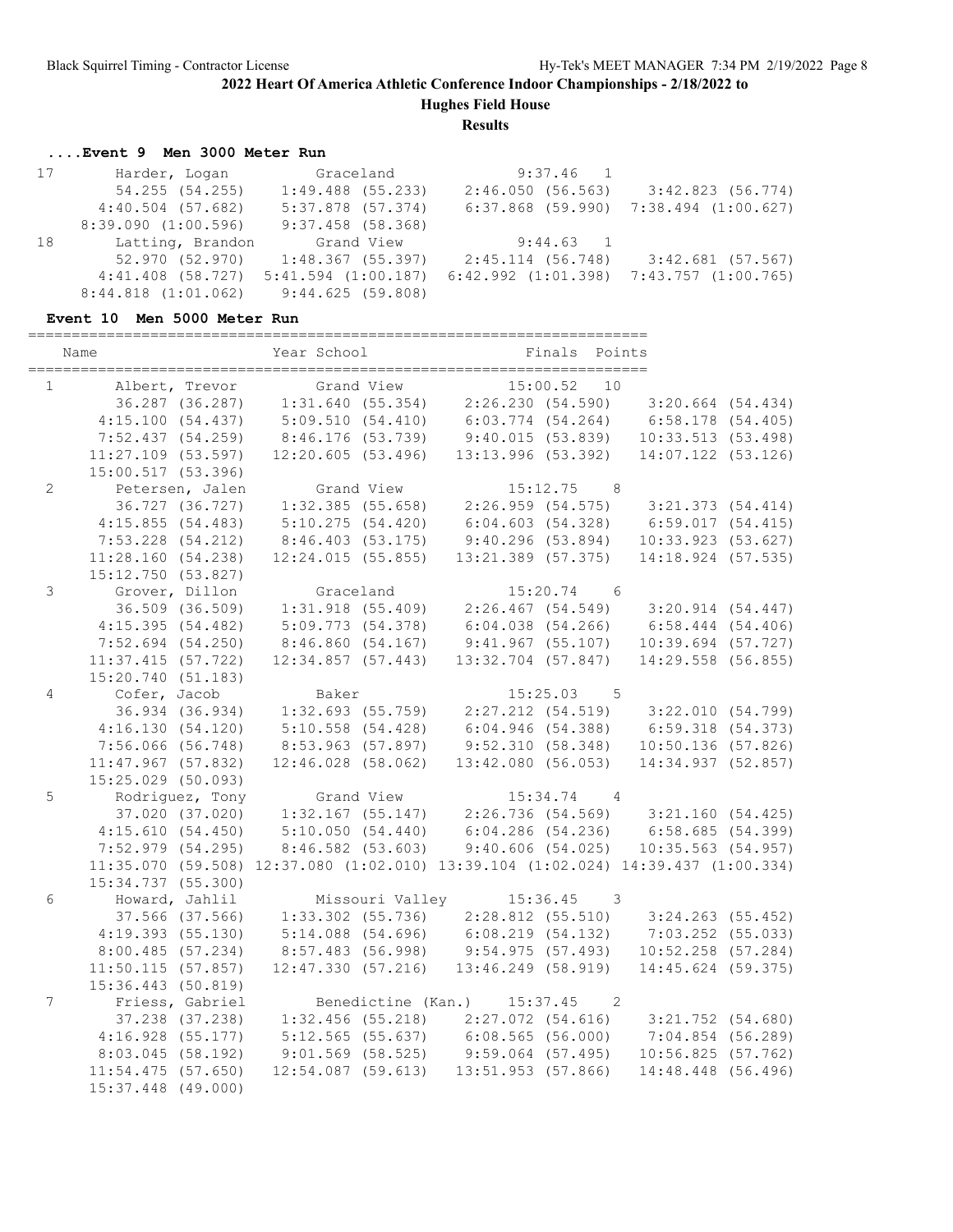## 2022 Heart Of America Athletic Conference Indoor Championships - 2/18/2022 to

### Hughes Field House

### Results

#### ....Event 9 Men 3000 Meter Run

```
 17       Harder, Logan          Graceland              9:37.46   1
        54.255 (54.255)     1:49.488 (55.233)     2:46.050 (56.563)     3:42.823 (56.774)
      4:40.504 (57.682)     5:37.878 (57.374)     6:37.868 (59.990)   7:38.494 (1:00.627)
    8:39.090 (1:00.596)     9:37.458 (58.368)
 18       Latting, Brandon       Grand View             9:44.63   1
        52.970 (52.970)     1:48.367 (55.397)     2:45.114 (56.748)     3:42.681 (57.567)
      4:41.408 (58.727)   5:41.594 (1:00.187)   6:42.992 (1:01.398)   7:43.757 (1:00.765)
    8:44.818 (1:01.062)     9:44.625 (59.808)
```

#### Event 10 Men 5000 Meter Run

```
=======================================================================
   Name                    Year School                 Finals  Points
=======================================================================
  1       Albert, Trevor         Grand View            15:00.52   10
        36.287 (36.287)     1:31.640 (55.354)     2:26.230 (54.590)     3:20.664 (54.434)
      4:15.100 (54.437)     5:09.510 (54.410)     6:03.774 (54.264)     6:58.178 (54.405)
      7:52.437 (54.259)     8:46.176 (53.739)     9:40.015 (53.839)    10:33.513 (53.498)
     11:27.109 (53.597)    12:20.605 (53.496)    13:13.996 (53.392)    14:07.122 (53.126)
     15:00.517 (53.396)
  2       Petersen, Jalen        Grand View            15:12.75    8
        36.727 (36.727)     1:32.385 (55.658)     2:26.959 (54.575)     3:21.373 (54.414)
      4:15.855 (54.483)     5:10.275 (54.420)     6:04.603 (54.328)     6:59.017 (54.415)
      7:53.228 (54.212)     8:46.403 (53.175)     9:40.296 (53.894)    10:33.923 (53.627)
     11:28.160 (54.238)    12:24.015 (55.855)    13:21.389 (57.375)    14:18.924 (57.535)
     15:12.750 (53.827)
  3       Grover, Dillon         Graceland             15:20.74    6
        36.509 (36.509)     1:31.918 (55.409)     2:26.467 (54.549)     3:20.914 (54.447)
      4:15.395 (54.482)     5:09.773 (54.378)     6:04.038 (54.266)     6:58.444 (54.406)
      7:52.694 (54.250)     8:46.860 (54.167)     9:41.967 (55.107)    10:39.694 (57.727)
     11:37.415 (57.722)    12:34.857 (57.443)    13:32.704 (57.847)    14:29.558 (56.855)
     15:20.740 (51.183)
  4       Cofer, Jacob           Baker                 15:25.03    5
        36.934 (36.934)     1:32.693 (55.759)     2:27.212 (54.519)     3:22.010 (54.799)
      4:16.130 (54.120)     5:10.558 (54.428)     6:04.946 (54.388)     6:59.318 (54.373)
      7:56.066 (56.748)     8:53.963 (57.897)     9:52.310 (58.348)    10:50.136 (57.826)
     11:47.967 (57.832)    12:46.028 (58.062)    13:42.080 (56.053)    14:34.937 (52.857)
     15:25.029 (50.093)
  5       Rodriguez, Tony        Grand View            15:34.74    4
        37.020 (37.020)     1:32.167 (55.147)     2:26.736 (54.569)     3:21.160 (54.425)
      4:15.610 (54.450)     5:10.050 (54.440)     6:04.286 (54.236)     6:58.685 (54.399)
      7:52.979 (54.295)     8:46.582 (53.603)     9:40.606 (54.025)    10:35.563 (54.957)
     11:35.070 (59.508) 12:37.080 (1:02.010) 13:39.104 (1:02.024) 14:39.437 (1:00.334)
     15:34.737 (55.300)
  6       Howard, Jahlil         Missouri Valley       15:36.45    3
        37.566 (37.566)     1:33.302 (55.736)     2:28.812 (55.510)     3:24.263 (55.452)
      4:19.393 (55.130)     5:14.088 (54.696)     6:08.219 (54.132)     7:03.252 (55.033)
      8:00.485 (57.234)     8:57.483 (56.998)     9:54.975 (57.493)    10:52.258 (57.284)
     11:50.115 (57.857)    12:47.330 (57.216)    13:46.249 (58.919)    14:45.624 (59.375)
     15:36.443 (50.819)
  7       Friess, Gabriel        Benedictine (Kan.)    15:37.45    2
        37.238 (37.238)     1:32.456 (55.218)     2:27.072 (54.616)     3:21.752 (54.680)
      4:16.928 (55.177)     5:12.565 (55.637)     6:08.565 (56.000)     7:04.854 (56.289)
      8:03.045 (58.192)     9:01.569 (58.525)     9:59.064 (57.495)    10:56.825 (57.762)
     11:54.475 (57.650)    12:54.087 (59.613)    13:51.953 (57.866)    14:48.448 (56.496)
     15:37.448 (49.000)
```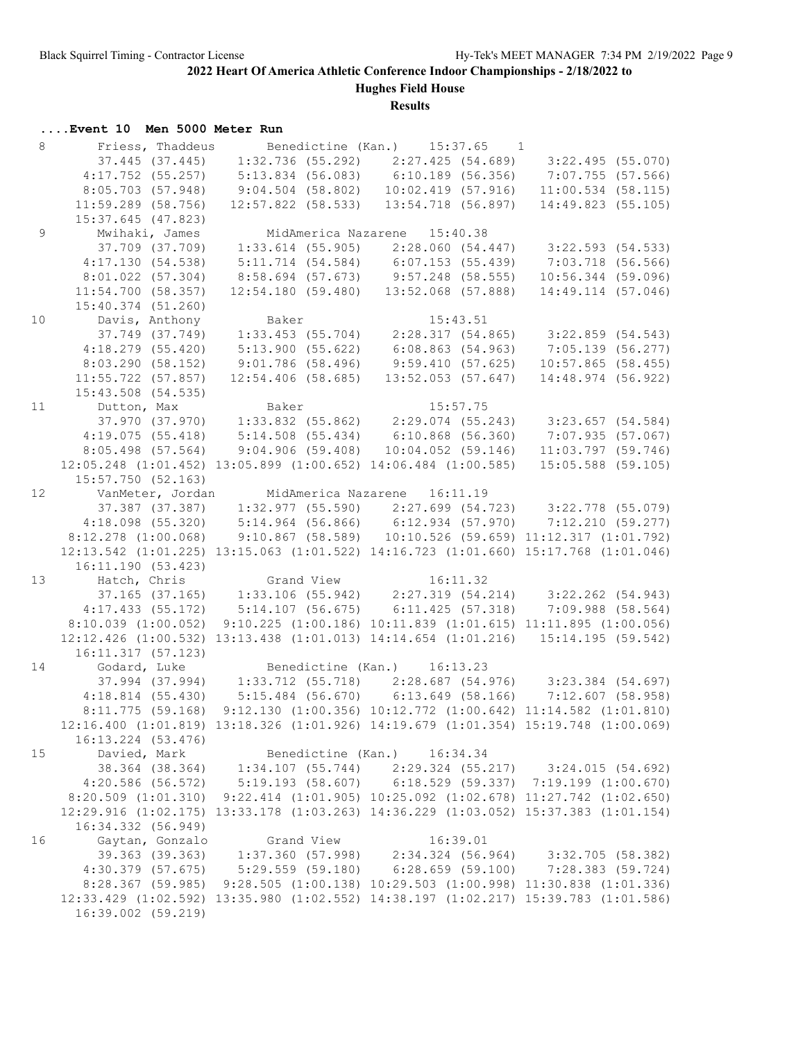# 2022 Heart Of America Athletic Conference Indoor Championships - 2/18/2022 to

## Hughes Field House

### Results

**....Event 10 Men 5000 Meter Run**

```
 8      Friess, Thaddeus      Benedictine (Kan.)    15:37.65   1   
          37.445 (37.445)   1:32.736 (55.292)   2:27.425 (54.689)   3:22.495 (55.070)
        4:17.752 (55.257)   5:13.834 (56.083)   6:10.189 (56.356)   7:07.755 (57.566)
        8:05.703 (57.948)   9:04.504 (58.802)  10:02.419 (57.916)  11:00.534 (58.115)
       11:59.289 (58.756)  12:57.822 (58.533)  13:54.718 (56.897)  14:49.823 (55.105)
       15:37.645 (47.823)
 9      Mwihaki, James        MidAmerica Nazarene   15:40.38  
          37.709 (37.709)   1:33.614 (55.905)   2:28.060 (54.447)   3:22.593 (54.533)
        4:17.130 (54.538)   5:11.714 (54.584)   6:07.153 (55.439)   7:03.718 (56.566)
        8:01.022 (57.304)   8:58.694 (57.673)   9:57.248 (58.555)  10:56.344 (59.096)
       11:54.700 (58.357)  12:54.180 (59.480)  13:52.068 (57.888)  14:49.114 (57.046)
       15:40.374 (51.260)
10      Davis, Anthony        Baker                 15:43.51  
          37.749 (37.749)   1:33.453 (55.704)   2:28.317 (54.865)   3:22.859 (54.543)
        4:18.279 (55.420)   5:13.900 (55.622)   6:08.863 (54.963)   7:05.139 (56.277)
        8:03.290 (58.152)   9:01.786 (58.496)   9:59.410 (57.625)  10:57.865 (58.455)
       11:55.722 (57.857)  12:54.406 (58.685)  13:52.053 (57.647)  14:48.974 (56.922)
       15:43.508 (54.535)
11      Dutton, Max           Baker                 15:57.75  
          37.970 (37.970)   1:33.832 (55.862)   2:29.074 (55.243)   3:23.657 (54.584)
        4:19.075 (55.418)   5:14.508 (55.434)   6:10.868 (56.360)   7:07.935 (57.067)
        8:05.498 (57.564)   9:04.906 (59.408)  10:04.052 (59.146)  11:03.797 (59.746)
     12:05.248 (1:01.452) 13:05.899 (1:00.652) 14:06.484 (1:00.585)  15:05.588 (59.105)
       15:57.750 (52.163)
12      VanMeter, Jordan      MidAmerica Nazarene   16:11.19  
          37.387 (37.387)   1:32.977 (55.590)   2:27.699 (54.723)   3:22.778 (55.079)
        4:18.098 (55.320)   5:14.964 (56.866)   6:12.934 (57.970)   7:12.210 (59.277)
      8:12.278 (1:00.068)   9:10.867 (58.589)  10:10.526 (59.659) 11:12.317 (1:01.792)
     12:13.542 (1:01.225) 13:15.063 (1:01.522) 14:16.723 (1:01.660) 15:17.768 (1:01.046)
       16:11.190 (53.423)
13      Hatch, Chris          Grand View            16:11.32  
          37.165 (37.165)   1:33.106 (55.942)   2:27.319 (54.214)   3:22.262 (54.943)
        4:17.433 (55.172)   5:14.107 (56.675)   6:11.425 (57.318)   7:09.988 (58.564)
      8:10.039 (1:00.052)  9:10.225 (1:00.186) 10:11.839 (1:01.615) 11:11.895 (1:00.056)
     12:12.426 (1:00.532) 13:13.438 (1:01.013) 14:14.654 (1:01.216)  15:14.195 (59.542)
       16:11.317 (57.123)
14      Godard, Luke          Benedictine (Kan.)    16:13.23  
          37.994 (37.994)   1:33.712 (55.718)   2:28.687 (54.976)   3:23.384 (54.697)
        4:18.814 (55.430)   5:15.484 (56.670)   6:13.649 (58.166)   7:12.607 (58.958)
        8:11.775 (59.168)  9:12.130 (1:00.356) 10:12.772 (1:00.642) 11:14.582 (1:01.810)
     12:16.400 (1:01.819) 13:18.326 (1:01.926) 14:19.679 (1:01.354) 15:19.748 (1:00.069)
       16:13.224 (53.476)
15      Davied, Mark          Benedictine (Kan.)    16:34.34  
          38.364 (38.364)   1:34.107 (55.744)   2:29.324 (55.217)   3:24.015 (54.692)
        4:20.586 (56.572)   5:19.193 (58.607)   6:18.529 (59.337)  7:19.199 (1:00.670)
      8:20.509 (1:01.310)  9:22.414 (1:01.905) 10:25.092 (1:02.678) 11:27.742 (1:02.650)
     12:29.916 (1:02.175) 13:33.178 (1:03.263) 14:36.229 (1:03.052) 15:37.383 (1:01.154)
       16:34.332 (56.949)
16      Gaytan, Gonzalo       Grand View            16:39.01  
          39.363 (39.363)   1:37.360 (57.998)   2:34.324 (56.964)   3:32.705 (58.382)
        4:30.379 (57.675)   5:29.559 (59.180)   6:28.659 (59.100)   7:28.383 (59.724)
        8:28.367 (59.985)  9:28.505 (1:00.138) 10:29.503 (1:00.998) 11:30.838 (1:01.336)
     12:33.429 (1:02.592) 13:35.980 (1:02.552) 14:38.197 (1:02.217) 15:39.783 (1:01.586)
       16:39.002 (59.219)
```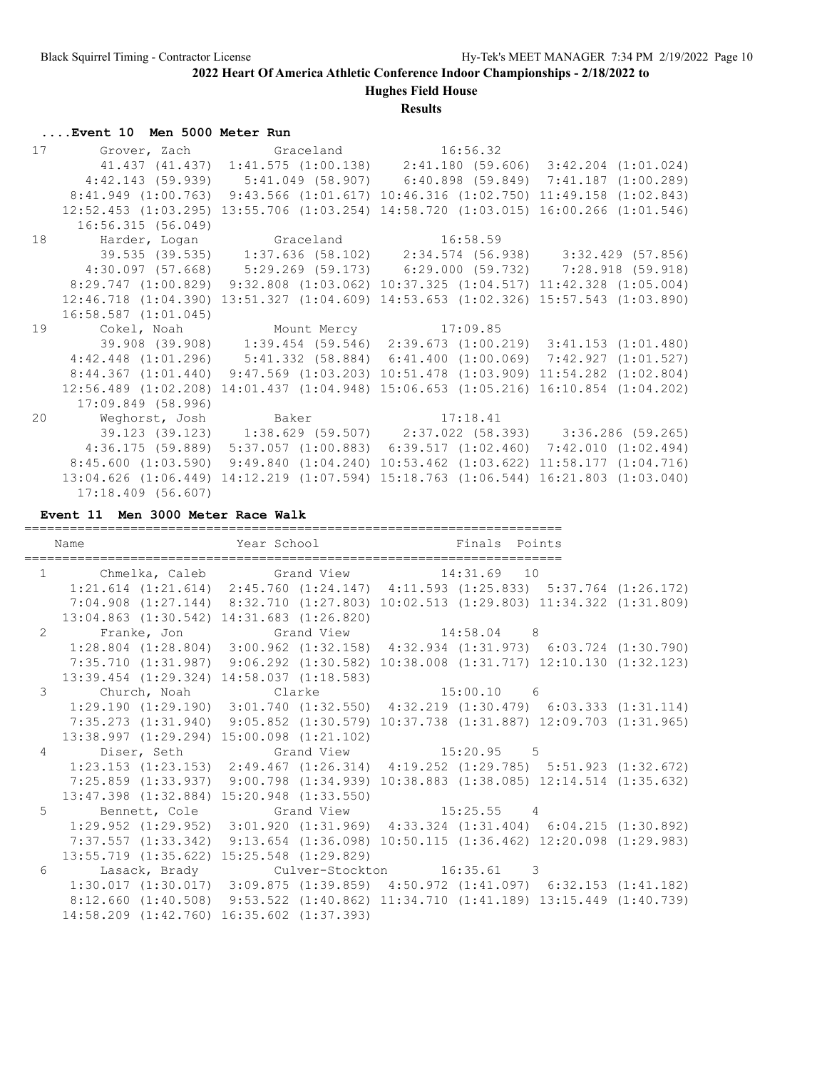## 2022 Heart Of America Athletic Conference Indoor Championships - 2/18/2022 to

### Hughes Field House

### Results

#### ....Event 10 Men 5000 Meter Run

```
 17      Grover, Zach           Graceland              16:56.32  
        41.437 (41.437)  1:41.575 (1:00.138)    2:41.180 (59.606)  3:42.204 (1:01.024)
      4:42.143 (59.939)    5:41.049 (58.907)    6:40.898 (59.849)  7:41.187 (1:00.289)
    8:41.949 (1:00.763)  9:43.566 (1:01.617) 10:46.316 (1:02.750) 11:49.158 (1:02.843)
   12:52.453 (1:03.295) 13:55.706 (1:03.254) 14:58.720 (1:03.015) 16:00.266 (1:01.546)
     16:56.315 (56.049)
 18      Harder, Logan          Graceland              16:58.59  
        39.535 (39.535)    1:37.636 (58.102)    2:34.574 (56.938)    3:32.429 (57.856)
      4:30.097 (57.668)    5:29.269 (59.173)    6:29.000 (59.732)    7:28.918 (59.918)
    8:29.747 (1:00.829)  9:32.808 (1:03.062) 10:37.325 (1:04.517) 11:42.328 (1:05.004)
   12:46.718 (1:04.390) 13:51.327 (1:04.609) 14:53.653 (1:02.326) 15:57.543 (1:03.890)
   16:58.587 (1:01.045)
 19      Cokel, Noah            Mount Mercy            17:09.85  
        39.908 (39.908)    1:39.454 (59.546)  2:39.673 (1:00.219)  3:41.153 (1:01.480)
    4:42.448 (1:01.296)    5:41.332 (58.884)  6:41.400 (1:00.069)  7:42.927 (1:01.527)
    8:44.367 (1:01.440)  9:47.569 (1:03.203) 10:51.478 (1:03.909) 11:54.282 (1:02.804)
   12:56.489 (1:02.208) 14:01.437 (1:04.948) 15:06.653 (1:05.216) 16:10.854 (1:04.202)
     17:09.849 (58.996)
 20      Weghorst, Josh         Baker                  17:18.41  
        39.123 (39.123)    1:38.629 (59.507)    2:37.022 (58.393)    3:36.286 (59.265)
      4:36.175 (59.889)  5:37.057 (1:00.883)  6:39.517 (1:02.460)  7:42.010 (1:02.494)
    8:45.600 (1:03.590)  9:49.840 (1:04.240) 10:53.462 (1:03.622) 11:58.177 (1:04.716)
   13:04.626 (1:06.449) 14:12.219 (1:07.594) 15:18.763 (1:06.544) 16:21.803 (1:03.040)
     17:18.409 (56.607)
```

#### Event 11 Men 3000 Meter Race Walk

```
=======================================================================
    Name                    Year School                 Finals  Points 
=======================================================================
  1      Chmelka, Caleb         Grand View             14:31.69   10  
   1:21.614 (1:21.614)  2:45.760 (1:24.147)  4:11.593 (1:25.833)  5:37.764 (1:26.172)
   7:04.908 (1:27.144)  8:32.710 (1:27.803) 10:02.513 (1:29.803) 11:34.322 (1:31.809)
   13:04.863 (1:30.542) 14:31.683 (1:26.820)
  2      Franke, Jon            Grand View             14:58.04    8  
   1:28.804 (1:28.804)  3:00.962 (1:32.158)  4:32.934 (1:31.973)  6:03.724 (1:30.790)
   7:35.710 (1:31.987)  9:06.292 (1:30.582) 10:38.008 (1:31.717) 12:10.130 (1:32.123)
   13:39.454 (1:29.324) 14:58.037 (1:18.583)
  3      Church, Noah           Clarke                 15:00.10    6  
   1:29.190 (1:29.190)  3:01.740 (1:32.550)  4:32.219 (1:30.479)  6:03.333 (1:31.114)
   7:35.273 (1:31.940)  9:05.852 (1:30.579) 10:37.738 (1:31.887) 12:09.703 (1:31.965)
   13:38.997 (1:29.294) 15:00.098 (1:21.102)
  4      Diser, Seth            Grand View             15:20.95    5  
   1:23.153 (1:23.153)  2:49.467 (1:26.314)  4:19.252 (1:29.785)  5:51.923 (1:32.672)
   7:25.859 (1:33.937)  9:00.798 (1:34.939) 10:38.883 (1:38.085) 12:14.514 (1:35.632)
   13:47.398 (1:32.884) 15:20.948 (1:33.550)
  5      Bennett, Cole          Grand View             15:25.55    4  
   1:29.952 (1:29.952)  3:01.920 (1:31.969)  4:33.324 (1:31.404)  6:04.215 (1:30.892)
   7:37.557 (1:33.342)  9:13.654 (1:36.098) 10:50.115 (1:36.462) 12:20.098 (1:29.983)
   13:55.719 (1:35.622) 15:25.548 (1:29.829)
  6      Lasack, Brady          Culver-Stockton        16:35.61    3  
   1:30.017 (1:30.017)  3:09.875 (1:39.859)  4:50.972 (1:41.097)  6:32.153 (1:41.182)
   8:12.660 (1:40.508)  9:53.522 (1:40.862) 11:34.710 (1:41.189) 13:15.449 (1:40.739)
   14:58.209 (1:42.760) 16:35.602 (1:37.393)
```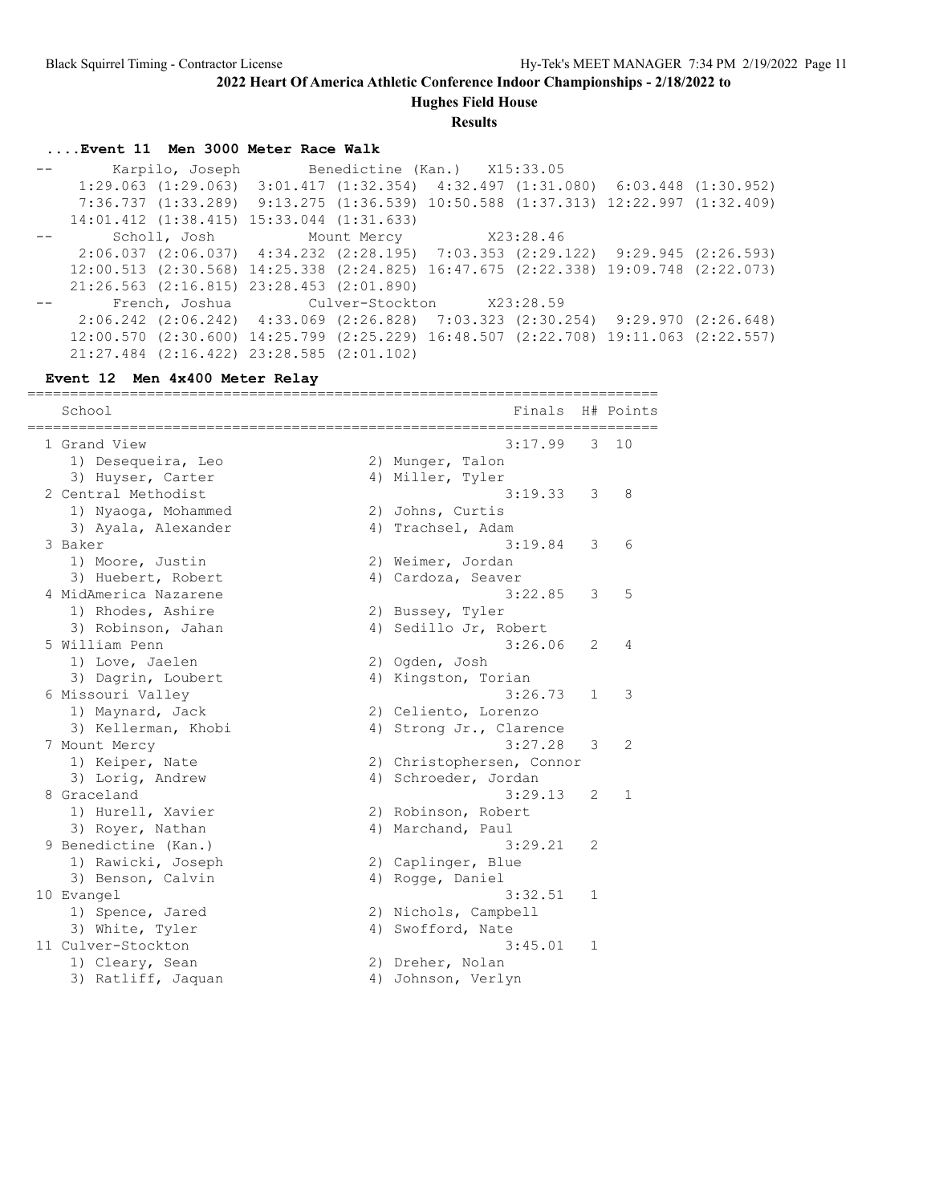## 2022 Heart Of America Athletic Conference Indoor Championships - 2/18/2022 to

### Hughes Field House

### Results

#### ....Event 11 Men 3000 Meter Race Walk

```
--        Karpilo, Joseph        Benedictine (Kan.)   X15:33.05
     1:29.063 (1:29.063)  3:01.417 (1:32.354)  4:32.497 (1:31.080)  6:03.448 (1:30.952)
     7:36.737 (1:33.289)  9:13.275 (1:36.539) 10:50.588 (1:37.313) 12:22.997 (1:32.409)
    14:01.412 (1:38.415) 15:33.044 (1:31.633)
--        Scholl, Josh           Mount Mercy          X23:28.46
     2:06.037 (2:06.037)  4:34.232 (2:28.195)  7:03.353 (2:29.122)  9:29.945 (2:26.593)
    12:00.513 (2:30.568) 14:25.338 (2:24.825) 16:47.675 (2:22.338) 19:09.748 (2:22.073)
    21:26.563 (2:16.815) 23:28.453 (2:01.890)
--        French, Joshua         Culver-Stockton      X23:28.59
     2:06.242 (2:06.242)  4:33.069 (2:26.828)  7:03.323 (2:30.254)  9:29.970 (2:26.648)
    12:00.570 (2:30.600) 14:25.799 (2:25.229) 16:48.507 (2:22.708) 19:11.063 (2:22.557)
    21:27.484 (2:16.422) 23:28.585 (2:01.102)
```

#### Event 12 Men 4x400 Meter Relay

| | School | | Finals | H# | Points |
|---|---|---|---|---|---|
| 1 | Grand View | | 3:17.99 | 3 | 10 |
| | 1) Desequeira, Leo | 2) Munger, Talon | | | |
| | 3) Huyser, Carter | 4) Miller, Tyler | | | |
| 2 | Central Methodist | | 3:19.33 | 3 | 8 |
| | 1) Nyaoga, Mohammed | 2) Johns, Curtis | | | |
| | 3) Ayala, Alexander | 4) Trachsel, Adam | | | |
| 3 | Baker | | 3:19.84 | 3 | 6 |
| | 1) Moore, Justin | 2) Weimer, Jordan | | | |
| | 3) Huebert, Robert | 4) Cardoza, Seaver | | | |
| 4 | MidAmerica Nazarene | | 3:22.85 | 3 | 5 |
| | 1) Rhodes, Ashire | 2) Bussey, Tyler | | | |
| | 3) Robinson, Jahan | 4) Sedillo Jr, Robert | | | |
| 5 | William Penn | | 3:26.06 | 2 | 4 |
| | 1) Love, Jaelen | 2) Ogden, Josh | | | |
| | 3) Dagrin, Loubert | 4) Kingston, Torian | | | |
| 6 | Missouri Valley | | 3:26.73 | 1 | 3 |
| | 1) Maynard, Jack | 2) Celiento, Lorenzo | | | |
| | 3) Kellerman, Khobi | 4) Strong Jr., Clarence | | | |
| 7 | Mount Mercy | | 3:27.28 | 3 | 2 |
| | 1) Keiper, Nate | 2) Christophersen, Connor | | | |
| | 3) Lorig, Andrew | 4) Schroeder, Jordan | | | |
| 8 | Graceland | | 3:29.13 | 2 | 1 |
| | 1) Hurell, Xavier | 2) Robinson, Robert | | | |
| | 3) Royer, Nathan | 4) Marchand, Paul | | | |
| 9 | Benedictine (Kan.) | | 3:29.21 | 2 | |
| | 1) Rawicki, Joseph | 2) Caplinger, Blue | | | |
| | 3) Benson, Calvin | 4) Rogge, Daniel | | | |
| 10 | Evangel | | 3:32.51 | 1 | |
| | 1) Spence, Jared | 2) Nichols, Campbell | | | |
| | 3) White, Tyler | 4) Swofford, Nate | | | |
| 11 | Culver-Stockton | | 3:45.01 | 1 | |
| | 1) Cleary, Sean | 2) Dreher, Nolan | | | |
| | 3) Ratliff, Jaquan | 4) Johnson, Verlyn | | | |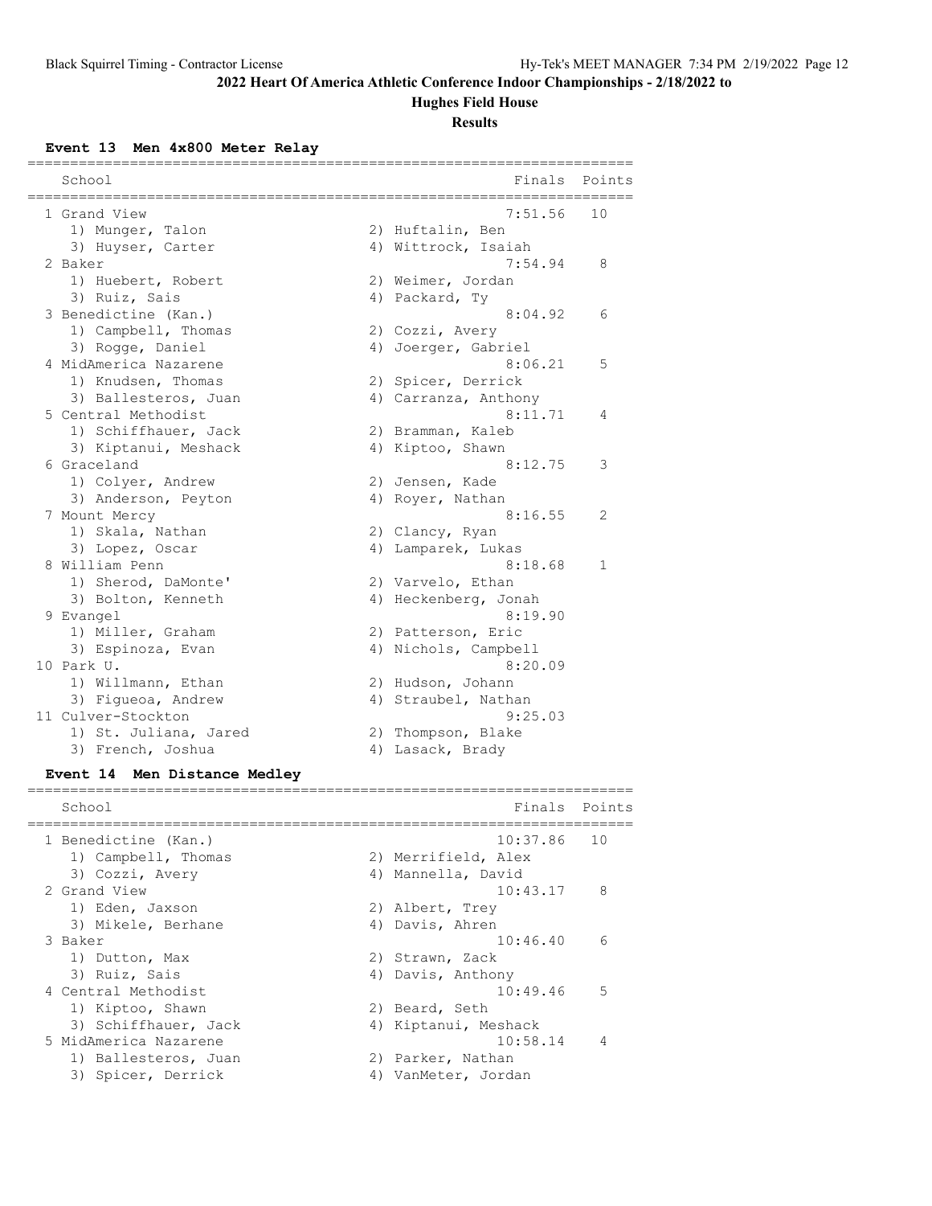## 2022 Heart Of America Athletic Conference Indoor Championships - 2/18/2022 to

### Hughes Field House

### Results

#### Event 13 Men 4x800 Meter Relay

| | School | Finals | Points |
|---|---|---|---|
| 1 | Grand View | 7:51.56 | 10 |
| | 1) Munger, Talon; 2) Huftalin, Ben; 3) Huyser, Carter; 4) Wittrock, Isaiah | | |
| 2 | Baker | 7:54.94 | 8 |
| | 1) Huebert, Robert; 2) Weimer, Jordan; 3) Ruiz, Sais; 4) Packard, Ty | | |
| 3 | Benedictine (Kan.) | 8:04.92 | 6 |
| | 1) Campbell, Thomas; 2) Cozzi, Avery; 3) Rogge, Daniel; 4) Joerger, Gabriel | | |
| 4 | MidAmerica Nazarene | 8:06.21 | 5 |
| | 1) Knudsen, Thomas; 2) Spicer, Derrick; 3) Ballesteros, Juan; 4) Carranza, Anthony | | |
| 5 | Central Methodist | 8:11.71 | 4 |
| | 1) Schiffhauer, Jack; 2) Bramman, Kaleb; 3) Kiptanui, Meshack; 4) Kiptoo, Shawn | | |
| 6 | Graceland | 8:12.75 | 3 |
| | 1) Colyer, Andrew; 2) Jensen, Kade; 3) Anderson, Peyton; 4) Royer, Nathan | | |
| 7 | Mount Mercy | 8:16.55 | 2 |
| | 1) Skala, Nathan; 2) Clancy, Ryan; 3) Lopez, Oscar; 4) Lamparek, Lukas | | |
| 8 | William Penn | 8:18.68 | 1 |
| | 1) Sherod, DaMonte'; 2) Varvelo, Ethan; 3) Bolton, Kenneth; 4) Heckenberg, Jonah | | |
| 9 | Evangel | 8:19.90 | |
| | 1) Miller, Graham; 2) Patterson, Eric; 3) Espinoza, Evan; 4) Nichols, Campbell | | |
| 10 | Park U. | 8:20.09 | |
| | 1) Willmann, Ethan; 2) Hudson, Johann; 3) Figueoa, Andrew; 4) Straubel, Nathan | | |
| 11 | Culver-Stockton | 9:25.03 | |
| | 1) St. Juliana, Jared; 2) Thompson, Blake; 3) French, Joshua; 4) Lasack, Brady | | |

#### Event 14 Men Distance Medley

| | School | Finals | Points |
|---|---|---|---|
| 1 | Benedictine (Kan.) | 10:37.86 | 10 |
| | 1) Campbell, Thomas; 2) Merrifield, Alex; 3) Cozzi, Avery; 4) Mannella, David | | |
| 2 | Grand View | 10:43.17 | 8 |
| | 1) Eden, Jaxson; 2) Albert, Trey; 3) Mikele, Berhane; 4) Davis, Ahren | | |
| 3 | Baker | 10:46.40 | 6 |
| | 1) Dutton, Max; 2) Strawn, Zack; 3) Ruiz, Sais; 4) Davis, Anthony | | |
| 4 | Central Methodist | 10:49.46 | 5 |
| | 1) Kiptoo, Shawn; 2) Beard, Seth; 3) Schiffhauer, Jack; 4) Kiptanui, Meshack | | |
| 5 | MidAmerica Nazarene | 10:58.14 | 4 |
| | 1) Ballesteros, Juan; 2) Parker, Nathan; 3) Spicer, Derrick; 4) VanMeter, Jordan | | |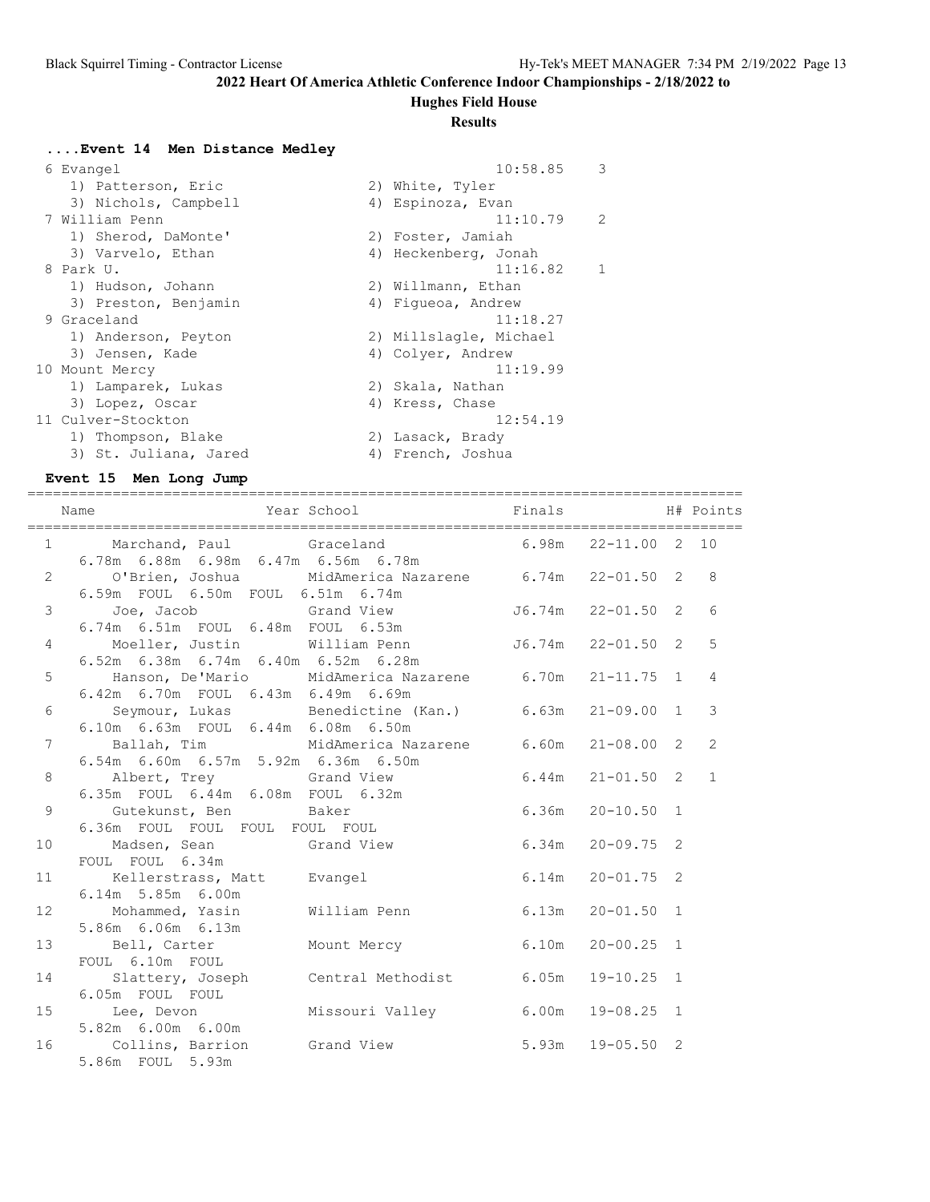## 2022 Heart Of America Athletic Conference Indoor Championships - 2/18/2022 to

### Hughes Field House

### Results

#### ....Event 14 Men Distance Medley

| Place | Team | Finals | Points |
|---|---|---|---|
| 6 | Evangel | 10:58.85 | 3 |
| | 1) Patterson, Eric; 2) White, Tyler; 3) Nichols, Campbell; 4) Espinoza, Evan | | |
| 7 | William Penn | 11:10.79 | 2 |
| | 1) Sherod, DaMonte'; 2) Foster, Jamiah; 3) Varvelo, Ethan; 4) Heckenberg, Jonah | | |
| 8 | Park U. | 11:16.82 | 1 |
| | 1) Hudson, Johann; 2) Willmann, Ethan; 3) Preston, Benjamin; 4) Figueoa, Andrew | | |
| 9 | Graceland | 11:18.27 | |
| | 1) Anderson, Peyton; 2) Millslagle, Michael; 3) Jensen, Kade; 4) Colyer, Andrew | | |
| 10 | Mount Mercy | 11:19.99 | |
| | 1) Lamparek, Lukas; 2) Skala, Nathan; 3) Lopez, Oscar; 4) Kress, Chase | | |
| 11 | Culver-Stockton | 12:54.19 | |
| | 1) Thompson, Blake; 2) Lasack, Brady; 3) St. Juliana, Jared; 4) French, Joshua | | |

#### Event 15 Men Long Jump

| Place | Name | Year | School | Finals | | H# | Points |
|---|---|---|---|---|---|---|---|
| 1 | Marchand, Paul | | Graceland | 6.98m | 22-11.00 | 2 | 10 |
| | 6.78m 6.88m 6.98m 6.47m 6.56m 6.78m | | | | | | |
| 2 | O'Brien, Joshua | | MidAmerica Nazarene | 6.74m | 22-01.50 | 2 | 8 |
| | 6.59m FOUL 6.50m FOUL 6.51m 6.74m | | | | | | |
| 3 | Joe, Jacob | | Grand View | J6.74m | 22-01.50 | 2 | 6 |
| | 6.74m 6.51m FOUL 6.48m FOUL 6.53m | | | | | | |
| 4 | Moeller, Justin | | William Penn | J6.74m | 22-01.50 | 2 | 5 |
| | 6.52m 6.38m 6.74m 6.40m 6.52m 6.28m | | | | | | |
| 5 | Hanson, De'Mario | | MidAmerica Nazarene | 6.70m | 21-11.75 | 1 | 4 |
| | 6.42m 6.70m FOUL 6.43m 6.49m 6.69m | | | | | | |
| 6 | Seymour, Lukas | | Benedictine (Kan.) | 6.63m | 21-09.00 | 1 | 3 |
| | 6.10m 6.63m FOUL 6.44m 6.08m 6.50m | | | | | | |
| 7 | Ballah, Tim | | MidAmerica Nazarene | 6.60m | 21-08.00 | 2 | 2 |
| | 6.54m 6.60m 6.57m 5.92m 6.36m 6.50m | | | | | | |
| 8 | Albert, Trey | | Grand View | 6.44m | 21-01.50 | 2 | 1 |
| | 6.35m FOUL 6.44m 6.08m FOUL 6.32m | | | | | | |
| 9 | Gutekunst, Ben | | Baker | 6.36m | 20-10.50 | 1 | |
| | 6.36m FOUL FOUL FOUL FOUL FOUL | | | | | | |
| 10 | Madsen, Sean | | Grand View | 6.34m | 20-09.75 | 2 | |
| | FOUL FOUL 6.34m | | | | | | |
| 11 | Kellerstrass, Matt | | Evangel | 6.14m | 20-01.75 | 2 | |
| | 6.14m 5.85m 6.00m | | | | | | |
| 12 | Mohammed, Yasin | | William Penn | 6.13m | 20-01.50 | 1 | |
| | 5.86m 6.06m 6.13m | | | | | | |
| 13 | Bell, Carter | | Mount Mercy | 6.10m | 20-00.25 | 1 | |
| | FOUL 6.10m FOUL | | | | | | |
| 14 | Slattery, Joseph | | Central Methodist | 6.05m | 19-10.25 | 1 | |
| | 6.05m FOUL FOUL | | | | | | |
| 15 | Lee, Devon | | Missouri Valley | 6.00m | 19-08.25 | 1 | |
| | 5.82m 6.00m 6.00m | | | | | | |
| 16 | Collins, Barrion | | Grand View | 5.93m | 19-05.50 | 2 | |
| | 5.86m FOUL 5.93m | | | | | | |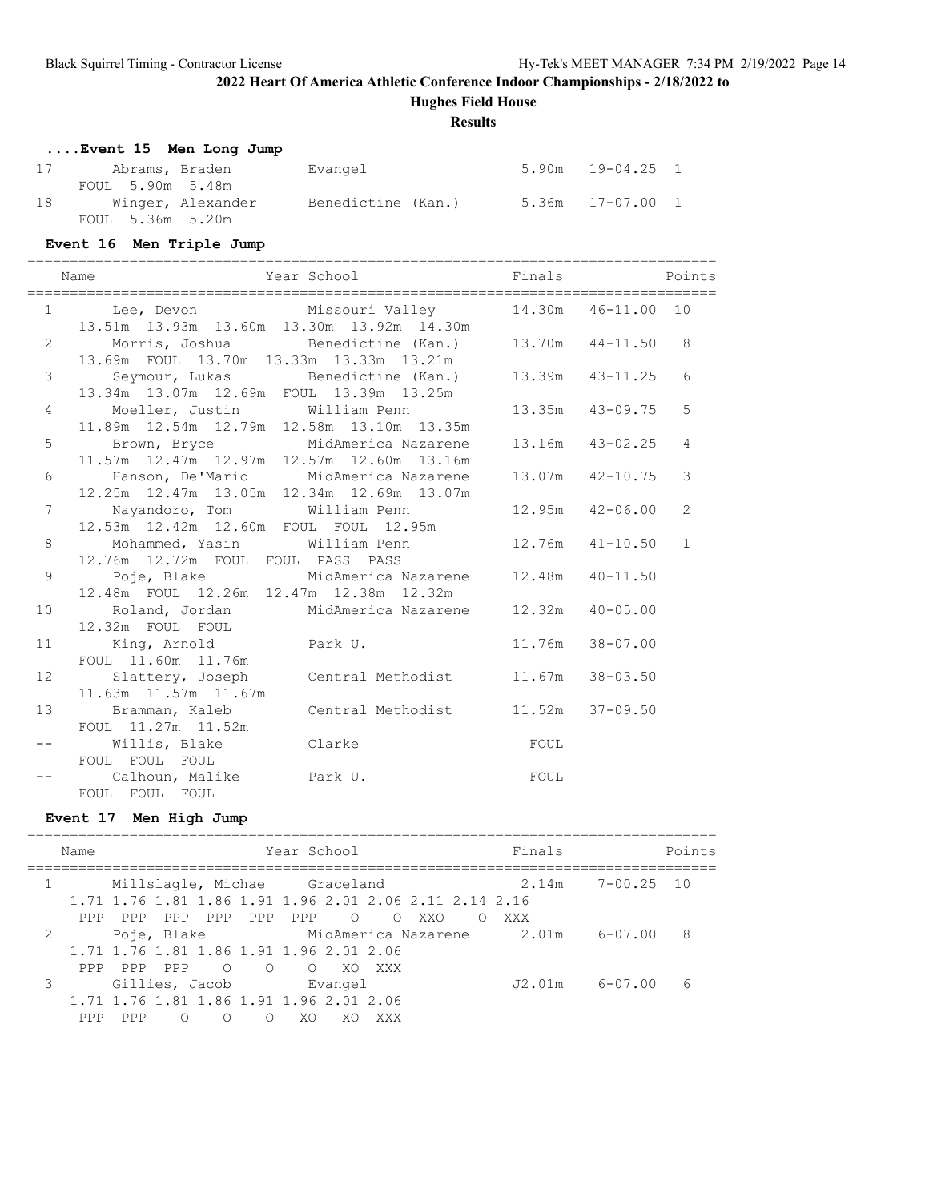## 2022 Heart Of America Athletic Conference Indoor Championships - 2/18/2022 to

### Hughes Field House

### Results

#### ....Event 15 Men Long Jump

| Place | Name | School | Finals | | Points |
|---|---|---|---|---|---|
| 17 | Abrams, Braden | Evangel | 5.90m | 19-04.25 | 1 |
| | FOUL 5.90m 5.48m | | | | |
| 18 | Winger, Alexander | Benedictine (Kan.) | 5.36m | 17-07.00 | 1 |
| | FOUL 5.36m 5.20m | | | | |

#### Event 16 Men Triple Jump

| Place | Name | Year School | Finals | | Points |
|---|---|---|---|---|---|
| 1 | Lee, Devon | Missouri Valley | 14.30m | 46-11.00 | 10 |
| | 13.51m 13.93m 13.60m 13.30m 13.92m 14.30m | | | | |
| 2 | Morris, Joshua | Benedictine (Kan.) | 13.70m | 44-11.50 | 8 |
| | 13.69m FOUL 13.70m 13.33m 13.33m 13.21m | | | | |
| 3 | Seymour, Lukas | Benedictine (Kan.) | 13.39m | 43-11.25 | 6 |
| | 13.34m 13.07m 12.69m FOUL 13.39m 13.25m | | | | |
| 4 | Moeller, Justin | William Penn | 13.35m | 43-09.75 | 5 |
| | 11.89m 12.54m 12.79m 12.58m 13.10m 13.35m | | | | |
| 5 | Brown, Bryce | MidAmerica Nazarene | 13.16m | 43-02.25 | 4 |
| | 11.57m 12.47m 12.97m 12.57m 12.60m 13.16m | | | | |
| 6 | Hanson, De'Mario | MidAmerica Nazarene | 13.07m | 42-10.75 | 3 |
| | 12.25m 12.47m 13.05m 12.34m 12.69m 13.07m | | | | |
| 7 | Nayandoro, Tom | William Penn | 12.95m | 42-06.00 | 2 |
| | 12.53m 12.42m 12.60m FOUL FOUL 12.95m | | | | |
| 8 | Mohammed, Yasin | William Penn | 12.76m | 41-10.50 | 1 |
| | 12.76m 12.72m FOUL FOUL PASS PASS | | | | |
| 9 | Poje, Blake | MidAmerica Nazarene | 12.48m | 40-11.50 | |
| | 12.48m FOUL 12.26m 12.47m 12.38m 12.32m | | | | |
| 10 | Roland, Jordan | MidAmerica Nazarene | 12.32m | 40-05.00 | |
| | 12.32m FOUL FOUL | | | | |
| 11 | King, Arnold | Park U. | 11.76m | 38-07.00 | |
| | FOUL 11.60m 11.76m | | | | |
| 12 | Slattery, Joseph | Central Methodist | 11.67m | 38-03.50 | |
| | 11.63m 11.57m 11.67m | | | | |
| 13 | Bramman, Kaleb | Central Methodist | 11.52m | 37-09.50 | |
| | FOUL 11.27m 11.52m | | | | |
| -- | Willis, Blake | Clarke | FOUL | | |
| | FOUL FOUL FOUL | | | | |
| -- | Calhoun, Malike | Park U. | FOUL | | |
| | FOUL FOUL FOUL | | | | |

#### Event 17 Men High Jump

| Place | Name | Year School | Finals | | Points |
|---|---|---|---|---|---|
| 1 | Millslagle, Michae | Graceland | 2.14m | 7-00.25 | 10 |
| | 1.71 1.76 1.81 1.86 1.91 1.96 2.01 2.06 2.11 2.14 2.16 | | | | |
| | PPP PPP PPP PPP PPP PPP O O XXO O XXX | | | | |
| 2 | Poje, Blake | MidAmerica Nazarene | 2.01m | 6-07.00 | 8 |
| | 1.71 1.76 1.81 1.86 1.91 1.96 2.01 2.06 | | | | |
| | PPP PPP PPP O O O XO XXX | | | | |
| 3 | Gillies, Jacob | Evangel | J2.01m | 6-07.00 | 6 |
| | 1.71 1.76 1.81 1.86 1.91 1.96 2.01 2.06 | | | | |
| | PPP PPP O O O XO XO XXX | | | | |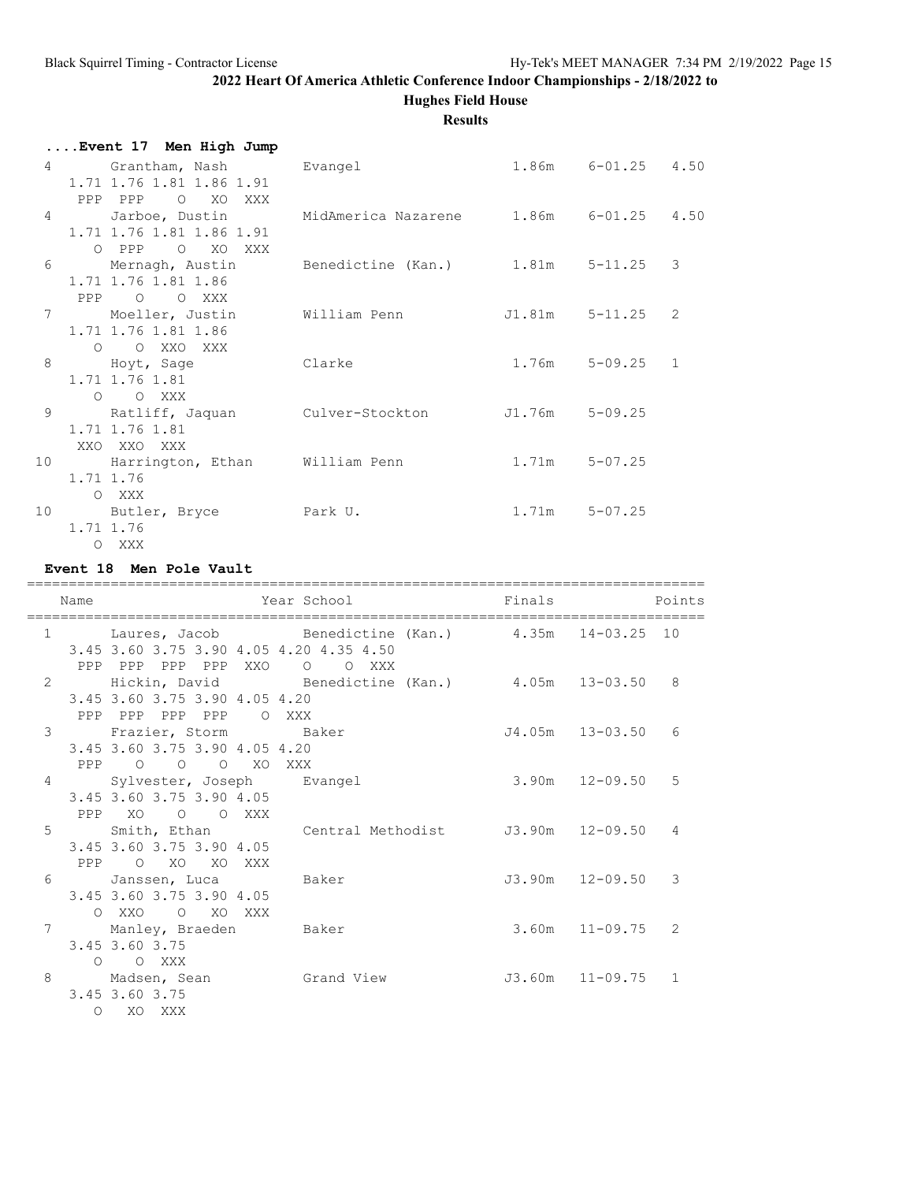## 2022 Heart Of America Athletic Conference Indoor Championships - 2/18/2022 to

### Hughes Field House

### Results

#### ....Event 17 Men High Jump

```
  4      Grantham, Nash         Evangel                    1.86m    6-01.25  4.50
     1.71 1.76 1.81 1.86 1.91
      PPP  PPP   O  XO  XXX
  4      Jarboe, Dustin         MidAmerica Nazarene        1.86m    6-01.25  4.50
     1.71 1.76 1.81 1.86 1.91
        O  PPP   O  XO  XXX
  6      Mernagh, Austin        Benedictine (Kan.)         1.81m    5-11.25   3
     1.71 1.76 1.81 1.86
      PPP    O    O  XXX
  7      Moeller, Justin        William Penn              J1.81m    5-11.25   2
     1.71 1.76 1.81 1.86
        O    O  XXO  XXX
  8      Hoyt, Sage             Clarke                     1.76m    5-09.25   1
     1.71 1.76 1.81
        O    O  XXX
  9      Ratliff, Jaquan        Culver-Stockton           J1.76m    5-09.25
     1.71 1.76 1.81
      XXO  XXO  XXX
 10      Harrington, Ethan      William Penn               1.71m    5-07.25
     1.71 1.76
        O  XXX
 10      Butler, Bryce          Park U.                    1.71m    5-07.25
     1.71 1.76
        O  XXX
```

#### Event 18 Men Pole Vault

```
=================================================================================
    Name                    Year School                  Finals            Points
=================================================================================
  1      Laures, Jacob          Benedictine (Kan.)         4.35m   14-03.25  10
     3.45 3.60 3.75 3.90 4.05 4.20 4.35 4.50
      PPP  PPP  PPP  PPP  XXO    O    O  XXX
  2      Hickin, David          Benedictine (Kan.)         4.05m   13-03.50   8
     3.45 3.60 3.75 3.90 4.05 4.20
      PPP  PPP  PPP  PPP    O  XXX
  3      Frazier, Storm         Baker                     J4.05m   13-03.50   6
     3.45 3.60 3.75 3.90 4.05 4.20
      PPP    O    O    O   XO  XXX
  4      Sylvester, Joseph      Evangel                    3.90m   12-09.50   5
     3.45 3.60 3.75 3.90 4.05
      PPP   XO    O    O  XXX
  5      Smith, Ethan           Central Methodist         J3.90m   12-09.50   4
     3.45 3.60 3.75 3.90 4.05
      PPP    O   XO   XO  XXX
  6      Janssen, Luca          Baker                     J3.90m   12-09.50   3
     3.45 3.60 3.75 3.90 4.05
        O  XXO    O   XO  XXX
  7      Manley, Braeden        Baker                      3.60m   11-09.75   2
     3.45 3.60 3.75
        O    O  XXX
  8      Madsen, Sean           Grand View                J3.60m   11-09.75   1
     3.45 3.60 3.75
        O   XO  XXX
```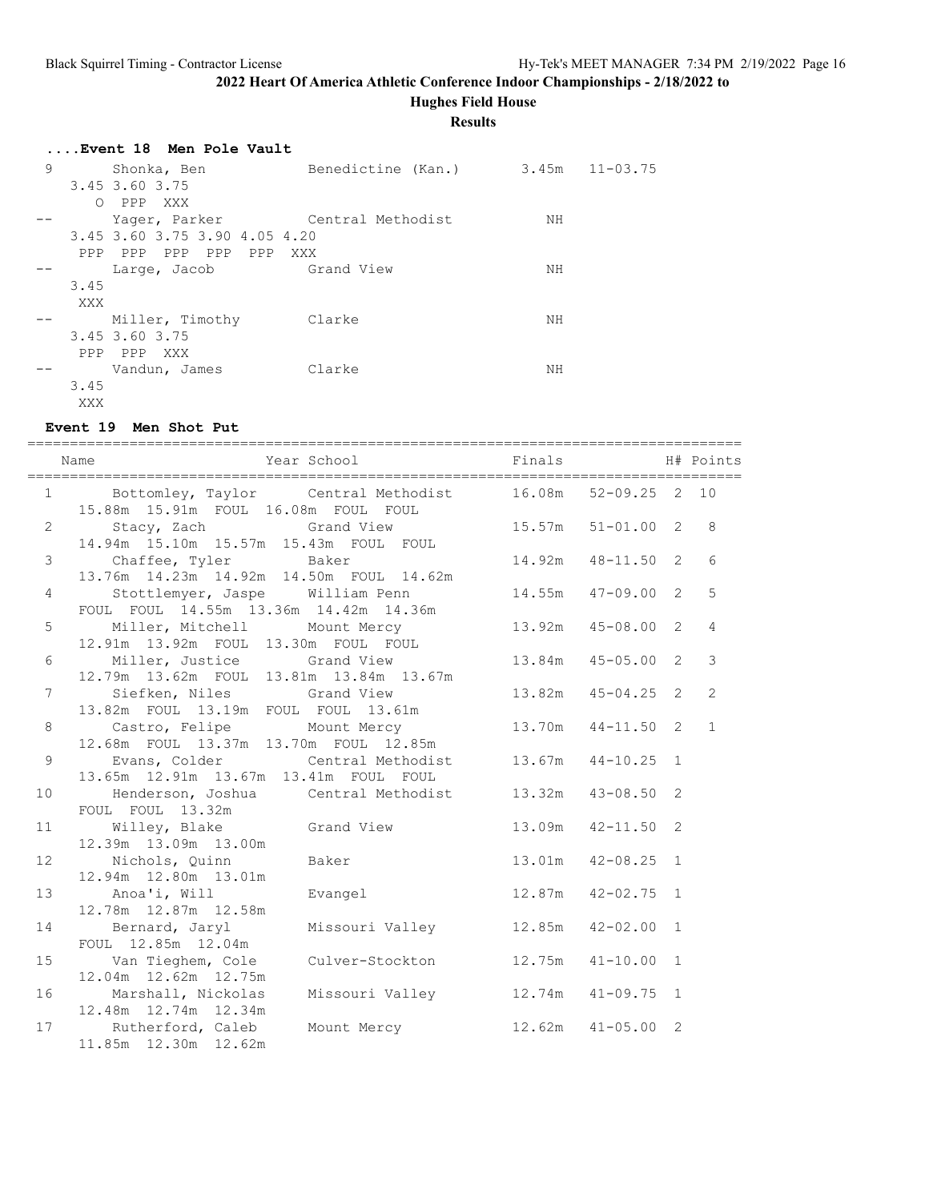## 2022 Heart Of America Athletic Conference Indoor Championships - 2/18/2022 to

### Hughes Field House

### Results

#### ....Event 18 Men Pole Vault

```
 9      Shonka, Ben            Benedictine (Kan.)       3.45m   11-03.75
    3.45 3.60 3.75
       O  PPP  XXX
--      Yager, Parker          Central Methodist           NH
    3.45 3.60 3.75 3.90 4.05 4.20
     PPP  PPP  PPP  PPP  PPP  XXX
--      Large, Jacob           Grand View                  NH
    3.45
     XXX
--      Miller, Timothy        Clarke                      NH
    3.45 3.60 3.75
     PPP  PPP  XXX
--      Vandun, James          Clarke                      NH
    3.45
     XXX
```

#### Event 19 Men Shot Put

| | Name | Year School | Finals | | H# | Points |
|---|---|---|---|---|---|---|
| 1 | Bottomley, Taylor | Central Methodist | 16.08m | 52-09.25 | 2 | 10 |
| | 15.88m 15.91m FOUL 16.08m FOUL FOUL | | | | | |
| 2 | Stacy, Zach | Grand View | 15.57m | 51-01.00 | 2 | 8 |
| | 14.94m 15.10m 15.57m 15.43m FOUL FOUL | | | | | |
| 3 | Chaffee, Tyler | Baker | 14.92m | 48-11.50 | 2 | 6 |
| | 13.76m 14.23m 14.92m 14.50m FOUL 14.62m | | | | | |
| 4 | Stottlemyer, Jaspe | William Penn | 14.55m | 47-09.00 | 2 | 5 |
| | FOUL FOUL 14.55m 13.36m 14.42m 14.36m | | | | | |
| 5 | Miller, Mitchell | Mount Mercy | 13.92m | 45-08.00 | 2 | 4 |
| | 12.91m 13.92m FOUL 13.30m FOUL FOUL | | | | | |
| 6 | Miller, Justice | Grand View | 13.84m | 45-05.00 | 2 | 3 |
| | 12.79m 13.62m FOUL 13.81m 13.84m 13.67m | | | | | |
| 7 | Siefken, Niles | Grand View | 13.82m | 45-04.25 | 2 | 2 |
| | 13.82m FOUL 13.19m FOUL FOUL 13.61m | | | | | |
| 8 | Castro, Felipe | Mount Mercy | 13.70m | 44-11.50 | 2 | 1 |
| | 12.68m FOUL 13.37m 13.70m FOUL 12.85m | | | | | |
| 9 | Evans, Colder | Central Methodist | 13.67m | 44-10.25 | 1 | |
| | 13.65m 12.91m 13.67m 13.41m FOUL FOUL | | | | | |
| 10 | Henderson, Joshua | Central Methodist | 13.32m | 43-08.50 | 2 | |
| | FOUL FOUL 13.32m | | | | | |
| 11 | Willey, Blake | Grand View | 13.09m | 42-11.50 | 2 | |
| | 12.39m 13.09m 13.00m | | | | | |
| 12 | Nichols, Quinn | Baker | 13.01m | 42-08.25 | 1 | |
| | 12.94m 12.80m 13.01m | | | | | |
| 13 | Anoa'i, Will | Evangel | 12.87m | 42-02.75 | 1 | |
| | 12.78m 12.87m 12.58m | | | | | |
| 14 | Bernard, Jaryl | Missouri Valley | 12.85m | 42-02.00 | 1 | |
| | FOUL 12.85m 12.04m | | | | | |
| 15 | Van Tieghem, Cole | Culver-Stockton | 12.75m | 41-10.00 | 1 | |
| | 12.04m 12.62m 12.75m | | | | | |
| 16 | Marshall, Nickolas | Missouri Valley | 12.74m | 41-09.75 | 1 | |
| | 12.48m 12.74m 12.34m | | | | | |
| 17 | Rutherford, Caleb | Mount Mercy | 12.62m | 41-05.00 | 2 | |
| | 11.85m 12.30m 12.62m | | | | | |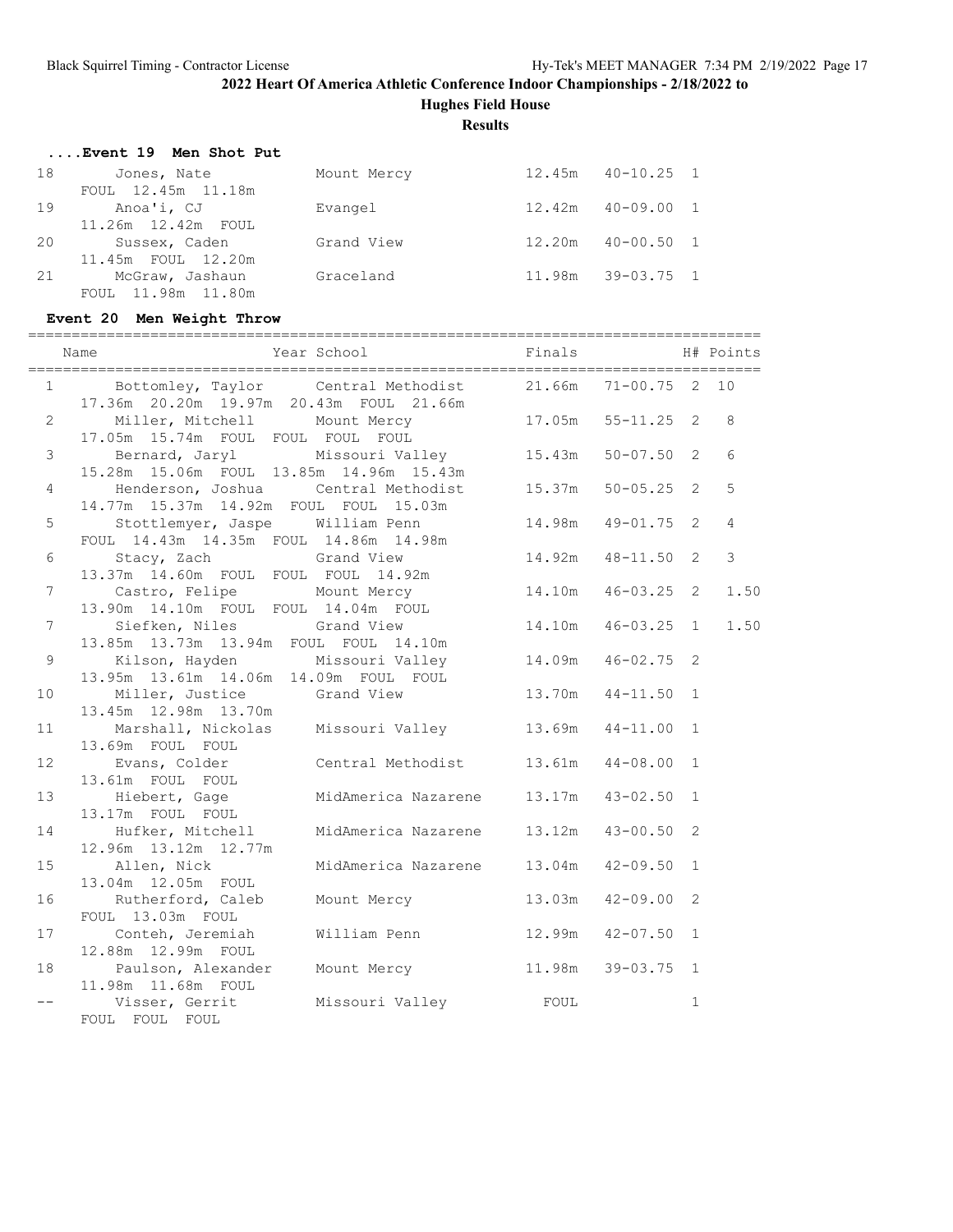## 2022 Heart Of America Athletic Conference Indoor Championships - 2/18/2022 to

**Hughes Field House**

**Results**

### ....Event 19 Men Shot Put

| Place | Name | School | Finals | | H# |
|---|---|---|---|---|---|
| 18 | Jones, Nate | Mount Mercy | 12.45m | 40-10.25 | 1 |
| | FOUL 12.45m 11.18m | | | | |
| 19 | Anoa'i, CJ | Evangel | 12.42m | 40-09.00 | 1 |
| | 11.26m 12.42m FOUL | | | | |
| 20 | Sussex, Caden | Grand View | 12.20m | 40-00.50 | 1 |
| | 11.45m FOUL 12.20m | | | | |
| 21 | McGraw, Jashaun | Graceland | 11.98m | 39-03.75 | 1 |
| | FOUL 11.98m 11.80m | | | | |

### Event 20 Men Weight Throw

| Place | Name | Year School | Finals | | H# | Points |
|---|---|---|---|---|---|---|
| 1 | Bottomley, Taylor | Central Methodist | 21.66m | 71-00.75 | 2 | 10 |
| | 17.36m 20.20m 19.97m 20.43m FOUL 21.66m | | | | | |
| 2 | Miller, Mitchell | Mount Mercy | 17.05m | 55-11.25 | 2 | 8 |
| | 17.05m 15.74m FOUL FOUL FOUL FOUL | | | | | |
| 3 | Bernard, Jaryl | Missouri Valley | 15.43m | 50-07.50 | 2 | 6 |
| | 15.28m 15.06m FOUL 13.85m 14.96m 15.43m | | | | | |
| 4 | Henderson, Joshua | Central Methodist | 15.37m | 50-05.25 | 2 | 5 |
| | 14.77m 15.37m 14.92m FOUL FOUL 15.03m | | | | | |
| 5 | Stottlemyer, Jaspe | William Penn | 14.98m | 49-01.75 | 2 | 4 |
| | FOUL 14.43m 14.35m FOUL 14.86m 14.98m | | | | | |
| 6 | Stacy, Zach | Grand View | 14.92m | 48-11.50 | 2 | 3 |
| | 13.37m 14.60m FOUL FOUL FOUL 14.92m | | | | | |
| 7 | Castro, Felipe | Mount Mercy | 14.10m | 46-03.25 | 2 | 1.50 |
| | 13.90m 14.10m FOUL FOUL 14.04m FOUL | | | | | |
| 7 | Siefken, Niles | Grand View | 14.10m | 46-03.25 | 1 | 1.50 |
| | 13.85m 13.73m 13.94m FOUL FOUL 14.10m | | | | | |
| 9 | Kilson, Hayden | Missouri Valley | 14.09m | 46-02.75 | 2 | |
| | 13.95m 13.61m 14.06m 14.09m FOUL FOUL | | | | | |
| 10 | Miller, Justice | Grand View | 13.70m | 44-11.50 | 1 | |
| | 13.45m 12.98m 13.70m | | | | | |
| 11 | Marshall, Nickolas | Missouri Valley | 13.69m | 44-11.00 | 1 | |
| | 13.69m FOUL FOUL | | | | | |
| 12 | Evans, Colder | Central Methodist | 13.61m | 44-08.00 | 1 | |
| | 13.61m FOUL FOUL | | | | | |
| 13 | Hiebert, Gage | MidAmerica Nazarene | 13.17m | 43-02.50 | 1 | |
| | 13.17m FOUL FOUL | | | | | |
| 14 | Hufker, Mitchell | MidAmerica Nazarene | 13.12m | 43-00.50 | 2 | |
| | 12.96m 13.12m 12.77m | | | | | |
| 15 | Allen, Nick | MidAmerica Nazarene | 13.04m | 42-09.50 | 1 | |
| | 13.04m 12.05m FOUL | | | | | |
| 16 | Rutherford, Caleb | Mount Mercy | 13.03m | 42-09.00 | 2 | |
| | FOUL 13.03m FOUL | | | | | |
| 17 | Conteh, Jeremiah | William Penn | 12.99m | 42-07.50 | 1 | |
| | 12.88m 12.99m FOUL | | | | | |
| 18 | Paulson, Alexander | Mount Mercy | 11.98m | 39-03.75 | 1 | |
| | 11.98m 11.68m FOUL | | | | | |
| -- | Visser, Gerrit | Missouri Valley | FOUL | | 1 | |
| | FOUL FOUL FOUL | | | | | |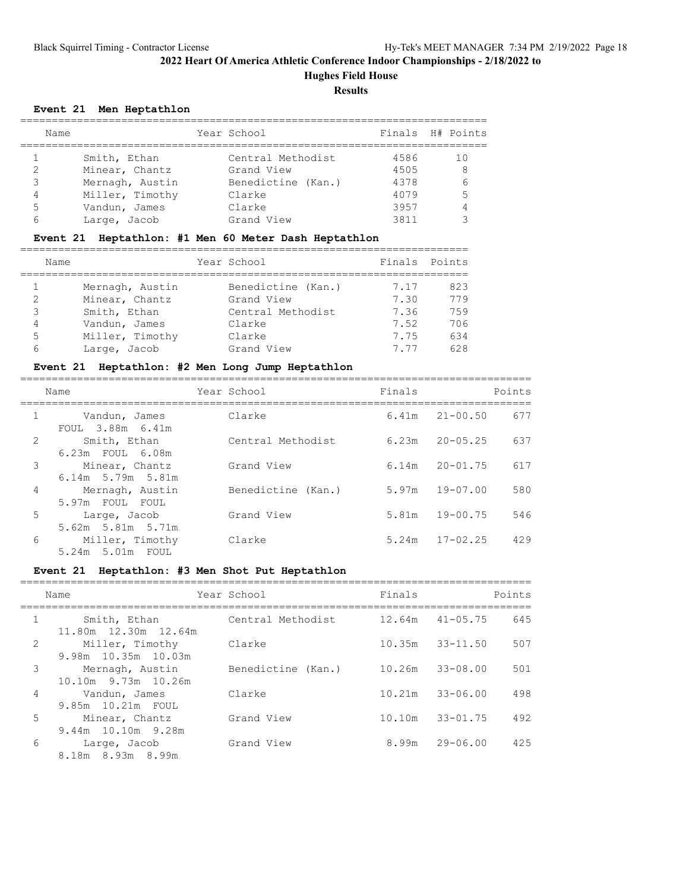## 2022 Heart Of America Athletic Conference Indoor Championships - 2/18/2022 to

### Hughes Field House

### Results

#### Event 21 Men Heptathlon

| | Name | Year | School | Finals | H# | Points |
|---|---|---|---|---|---|---|
| 1 | Smith, Ethan | | Central Methodist | 4586 | | 10 |
| 2 | Minear, Chantz | | Grand View | 4505 | | 8 |
| 3 | Mernagh, Austin | | Benedictine (Kan.) | 4378 | | 6 |
| 4 | Miller, Timothy | | Clarke | 4079 | | 5 |
| 5 | Vandun, James | | Clarke | 3957 | | 4 |
| 6 | Large, Jacob | | Grand View | 3811 | | 3 |

#### Event 21 Heptathlon: #1 Men 60 Meter Dash Heptathlon

| | Name | Year | School | Finals | Points |
|---|---|---|---|---|---|
| 1 | Mernagh, Austin | | Benedictine (Kan.) | 7.17 | 823 |
| 2 | Minear, Chantz | | Grand View | 7.30 | 779 |
| 3 | Smith, Ethan | | Central Methodist | 7.36 | 759 |
| 4 | Vandun, James | | Clarke | 7.52 | 706 |
| 5 | Miller, Timothy | | Clarke | 7.75 | 634 |
| 6 | Large, Jacob | | Grand View | 7.77 | 628 |

#### Event 21 Heptathlon: #2 Men Long Jump Heptathlon

| | Name | Year | School | Finals | | Points |
|---|---|---|---|---|---|---|
| 1 | Vandun, James | | Clarke | 6.41m | 21-00.50 | 677 |
| | FOUL 3.88m 6.41m | | | | | |
| 2 | Smith, Ethan | | Central Methodist | 6.23m | 20-05.25 | 637 |
| | 6.23m FOUL 6.08m | | | | | |
| 3 | Minear, Chantz | | Grand View | 6.14m | 20-01.75 | 617 |
| | 6.14m 5.79m 5.81m | | | | | |
| 4 | Mernagh, Austin | | Benedictine (Kan.) | 5.97m | 19-07.00 | 580 |
| | 5.97m FOUL FOUL | | | | | |
| 5 | Large, Jacob | | Grand View | 5.81m | 19-00.75 | 546 |
| | 5.62m 5.81m 5.71m | | | | | |
| 6 | Miller, Timothy | | Clarke | 5.24m | 17-02.25 | 429 |
| | 5.24m 5.01m FOUL | | | | | |

#### Event 21 Heptathlon: #3 Men Shot Put Heptathlon

| | Name | Year | School | Finals | | Points |
|---|---|---|---|---|---|---|
| 1 | Smith, Ethan | | Central Methodist | 12.64m | 41-05.75 | 645 |
| | 11.80m 12.30m 12.64m | | | | | |
| 2 | Miller, Timothy | | Clarke | 10.35m | 33-11.50 | 507 |
| | 9.98m 10.35m 10.03m | | | | | |
| 3 | Mernagh, Austin | | Benedictine (Kan.) | 10.26m | 33-08.00 | 501 |
| | 10.10m 9.73m 10.26m | | | | | |
| 4 | Vandun, James | | Clarke | 10.21m | 33-06.00 | 498 |
| | 9.85m 10.21m FOUL | | | | | |
| 5 | Minear, Chantz | | Grand View | 10.10m | 33-01.75 | 492 |
| | 9.44m 10.10m 9.28m | | | | | |
| 6 | Large, Jacob | | Grand View | 8.99m | 29-06.00 | 425 |
| | 8.18m 8.93m 8.99m | | | | | |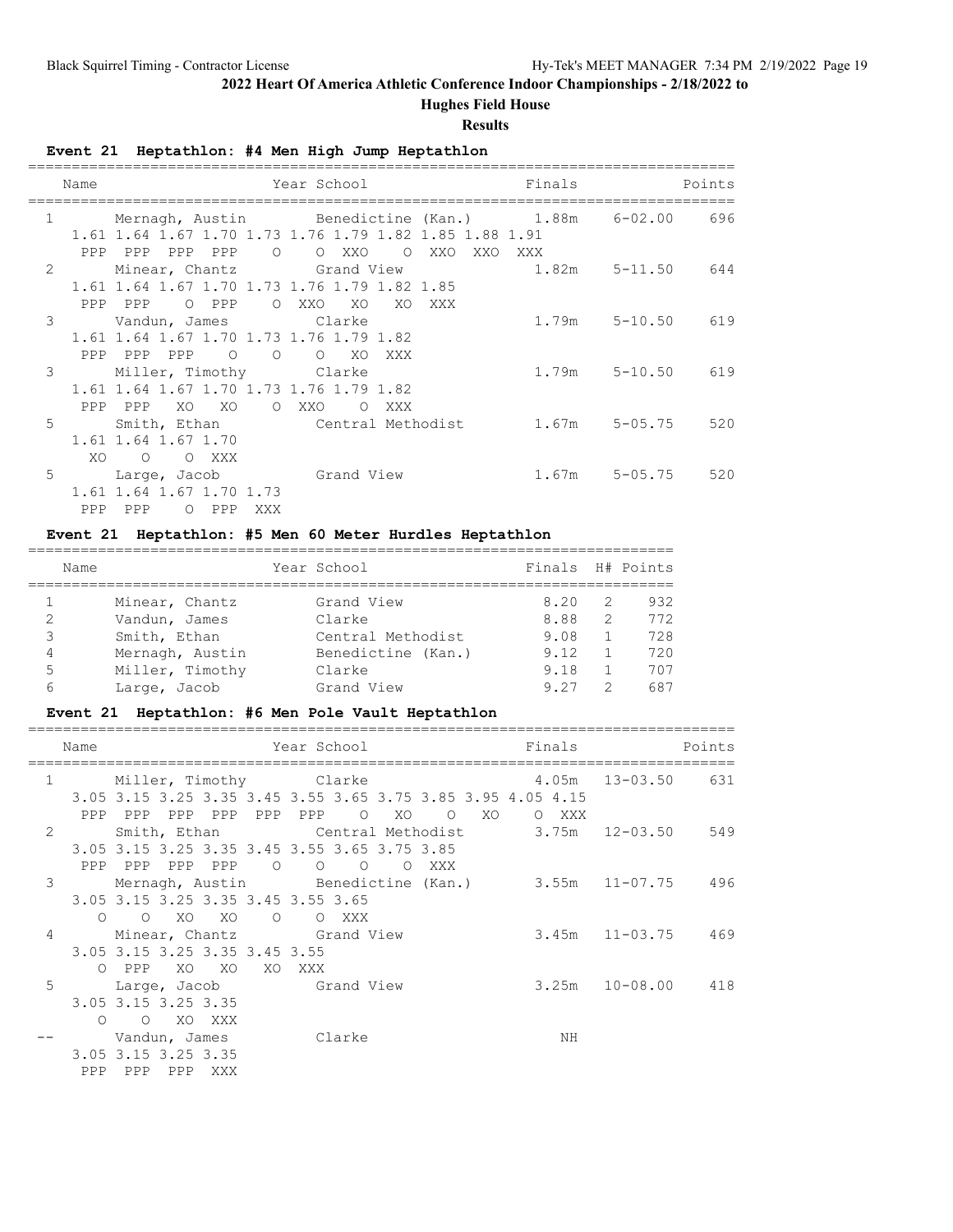**2022 Heart Of America Athletic Conference Indoor Championships - 2/18/2022 to**

**Hughes Field House**

**Results**

### Event 21 Heptathlon: #4 Men High Jump Heptathlon

| Place | Name | Year | School | Finals | | Points |
|---|---|---|---|---|---|---|
| 1 | Mernagh, Austin | | Benedictine (Kan.) | 1.88m | 6-02.00 | 696 |
| | 1.61 1.64 1.67 1.70 1.73 1.76 1.79 1.82 1.85 1.88 1.91 | | | | | |
| | PPP PPP PPP PPP O O XXO O XXO XXO XXX | | | | | |
| 2 | Minear, Chantz | | Grand View | 1.82m | 5-11.50 | 644 |
| | 1.61 1.64 1.67 1.70 1.73 1.76 1.79 1.82 1.85 | | | | | |
| | PPP PPP O PPP O XXO XO XO XXX | | | | | |
| 3 | Vandun, James | | Clarke | 1.79m | 5-10.50 | 619 |
| | 1.61 1.64 1.67 1.70 1.73 1.76 1.79 1.82 | | | | | |
| | PPP PPP PPP O O O XO XXX | | | | | |
| 3 | Miller, Timothy | | Clarke | 1.79m | 5-10.50 | 619 |
| | 1.61 1.64 1.67 1.70 1.73 1.76 1.79 1.82 | | | | | |
| | PPP PPP XO XO O XXO O XXX | | | | | |
| 5 | Smith, Ethan | | Central Methodist | 1.67m | 5-05.75 | 520 |
| | 1.61 1.64 1.67 1.70 | | | | | |
| | XO O O XXX | | | | | |
| 5 | Large, Jacob | | Grand View | 1.67m | 5-05.75 | 520 |
| | 1.61 1.64 1.67 1.70 1.73 | | | | | |
| | PPP PPP O PPP XXX | | | | | |

### Event 21 Heptathlon: #5 Men 60 Meter Hurdles Heptathlon

| Place | Name | Year | School | Finals | H# | Points |
|---|---|---|---|---|---|---|
| 1 | Minear, Chantz | | Grand View | 8.20 | 2 | 932 |
| 2 | Vandun, James | | Clarke | 8.88 | 2 | 772 |
| 3 | Smith, Ethan | | Central Methodist | 9.08 | 1 | 728 |
| 4 | Mernagh, Austin | | Benedictine (Kan.) | 9.12 | 1 | 720 |
| 5 | Miller, Timothy | | Clarke | 9.18 | 1 | 707 |
| 6 | Large, Jacob | | Grand View | 9.27 | 2 | 687 |

### Event 21 Heptathlon: #6 Men Pole Vault Heptathlon

| Place | Name | Year | School | Finals | | Points |
|---|---|---|---|---|---|---|
| 1 | Miller, Timothy | | Clarke | 4.05m | 13-03.50 | 631 |
| | 3.05 3.15 3.25 3.35 3.45 3.55 3.65 3.75 3.85 3.95 4.05 4.15 | | | | | |
| | PPP PPP PPP PPP PPP PPP O XO O XO O XXX | | | | | |
| 2 | Smith, Ethan | | Central Methodist | 3.75m | 12-03.50 | 549 |
| | 3.05 3.15 3.25 3.35 3.45 3.55 3.65 3.75 3.85 | | | | | |
| | PPP PPP PPP PPP O O O O XXX | | | | | |
| 3 | Mernagh, Austin | | Benedictine (Kan.) | 3.55m | 11-07.75 | 496 |
| | 3.05 3.15 3.25 3.35 3.45 3.55 3.65 | | | | | |
| | O O XO XO O O XXX | | | | | |
| 4 | Minear, Chantz | | Grand View | 3.45m | 11-03.75 | 469 |
| | 3.05 3.15 3.25 3.35 3.45 3.55 | | | | | |
| | O PPP XO XO XO XXX | | | | | |
| 5 | Large, Jacob | | Grand View | 3.25m | 10-08.00 | 418 |
| | 3.05 3.15 3.25 3.35 | | | | | |
| | O O XO XXX | | | | | |
| -- | Vandun, James | | Clarke | NH | | |
| | 3.05 3.15 3.25 3.35 | | | | | |
| | PPP PPP PPP XXX | | | | | |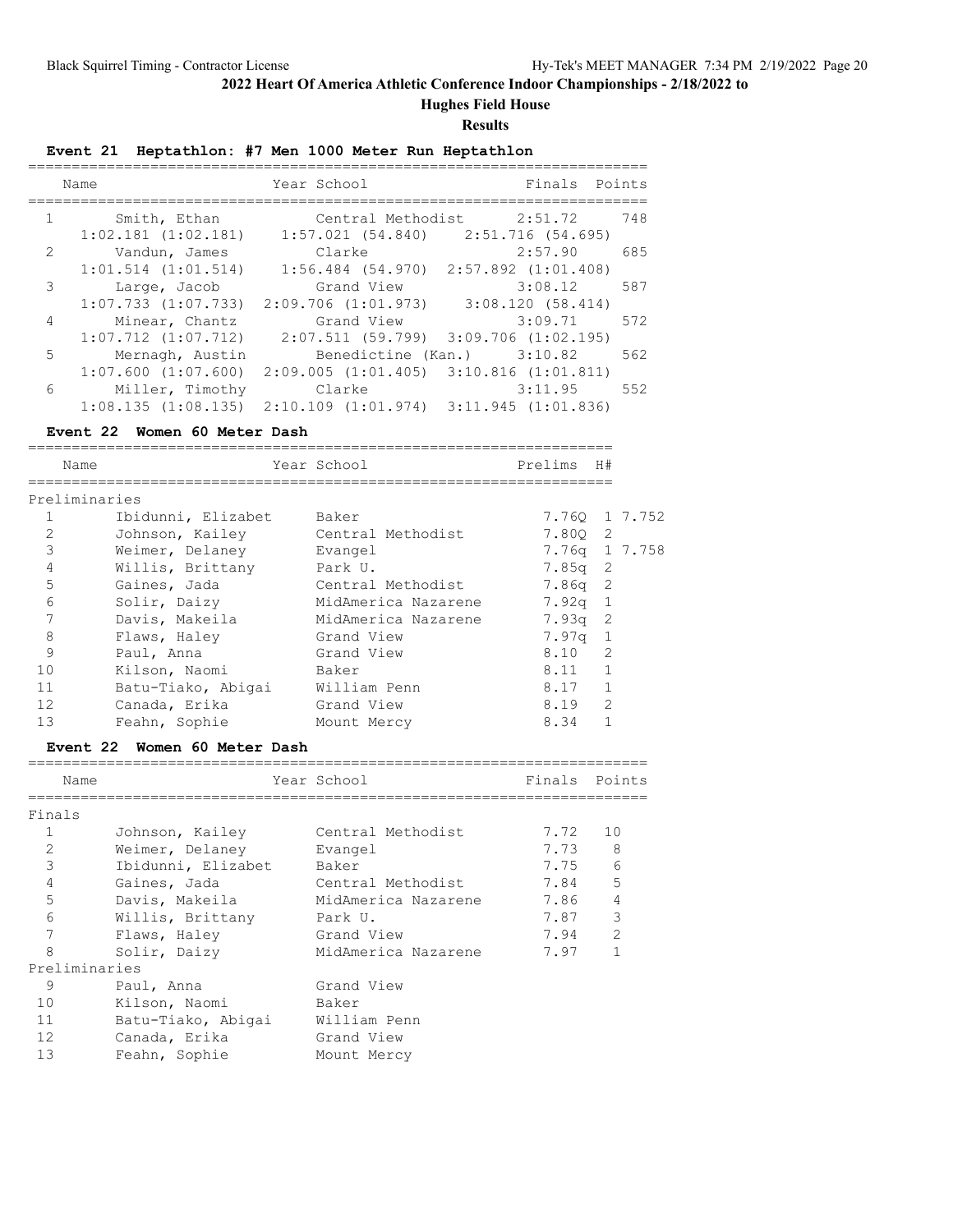## 2022 Heart Of America Athletic Conference Indoor Championships - 2/18/2022 to

### Hughes Field House

### Results

**Event 21 Heptathlon: #7 Men 1000 Meter Run Heptathlon**

| | Name | Year | School | Finals | Points |
|---|---|---|---|---|---|
| 1 | Smith, Ethan | | Central Methodist | 2:51.72 | 748 |
| | 1:02.181 (1:02.181) | | 1:57.021 (54.840) | 2:51.716 (54.695) | |
| 2 | Vandun, James | | Clarke | 2:57.90 | 685 |
| | 1:01.514 (1:01.514) | | 1:56.484 (54.970) | 2:57.892 (1:01.408) | |
| 3 | Large, Jacob | | Grand View | 3:08.12 | 587 |
| | 1:07.733 (1:07.733) | | 2:09.706 (1:01.973) | 3:08.120 (58.414) | |
| 4 | Minear, Chantz | | Grand View | 3:09.71 | 572 |
| | 1:07.712 (1:07.712) | | 2:07.511 (59.799) | 3:09.706 (1:02.195) | |
| 5 | Mernagh, Austin | | Benedictine (Kan.) | 3:10.82 | 562 |
| | 1:07.600 (1:07.600) | | 2:09.005 (1:01.405) | 3:10.816 (1:01.811) | |
| 6 | Miller, Timothy | | Clarke | 3:11.95 | 552 |
| | 1:08.135 (1:08.135) | | 2:10.109 (1:01.974) | 3:11.945 (1:01.836) | |

**Event 22 Women 60 Meter Dash**

| | Name | Year | School | Prelims | H# | |
|---|---|---|---|---|---|---|
| **Preliminaries** | | | | | | |
| 1 | Ibidunni, Elizabet | | Baker | 7.76Q | 1 | 7.752 |
| 2 | Johnson, Kailey | | Central Methodist | 7.80Q | 2 | |
| 3 | Weimer, Delaney | | Evangel | 7.76q | 1 | 7.758 |
| 4 | Willis, Brittany | | Park U. | 7.85q | 2 | |
| 5 | Gaines, Jada | | Central Methodist | 7.86q | 2 | |
| 6 | Solir, Daizy | | MidAmerica Nazarene | 7.92q | 1 | |
| 7 | Davis, Makeila | | MidAmerica Nazarene | 7.93q | 2 | |
| 8 | Flaws, Haley | | Grand View | 7.97q | 1 | |
| 9 | Paul, Anna | | Grand View | 8.10 | 2 | |
| 10 | Kilson, Naomi | | Baker | 8.11 | 1 | |
| 11 | Batu-Tiako, Abigai | | William Penn | 8.17 | 1 | |
| 12 | Canada, Erika | | Grand View | 8.19 | 2 | |
| 13 | Feahn, Sophie | | Mount Mercy | 8.34 | 1 | |

**Event 22 Women 60 Meter Dash**

| | Name | Year | School | Finals | Points |
|---|---|---|---|---|---|
| **Finals** | | | | | |
| 1 | Johnson, Kailey | | Central Methodist | 7.72 | 10 |
| 2 | Weimer, Delaney | | Evangel | 7.73 | 8 |
| 3 | Ibidunni, Elizabet | | Baker | 7.75 | 6 |
| 4 | Gaines, Jada | | Central Methodist | 7.84 | 5 |
| 5 | Davis, Makeila | | MidAmerica Nazarene | 7.86 | 4 |
| 6 | Willis, Brittany | | Park U. | 7.87 | 3 |
| 7 | Flaws, Haley | | Grand View | 7.94 | 2 |
| 8 | Solir, Daizy | | MidAmerica Nazarene | 7.97 | 1 |
| **Preliminaries** | | | | | |
| 9 | Paul, Anna | | Grand View | | |
| 10 | Kilson, Naomi | | Baker | | |
| 11 | Batu-Tiako, Abigai | | William Penn | | |
| 12 | Canada, Erika | | Grand View | | |
| 13 | Feahn, Sophie | | Mount Mercy | | |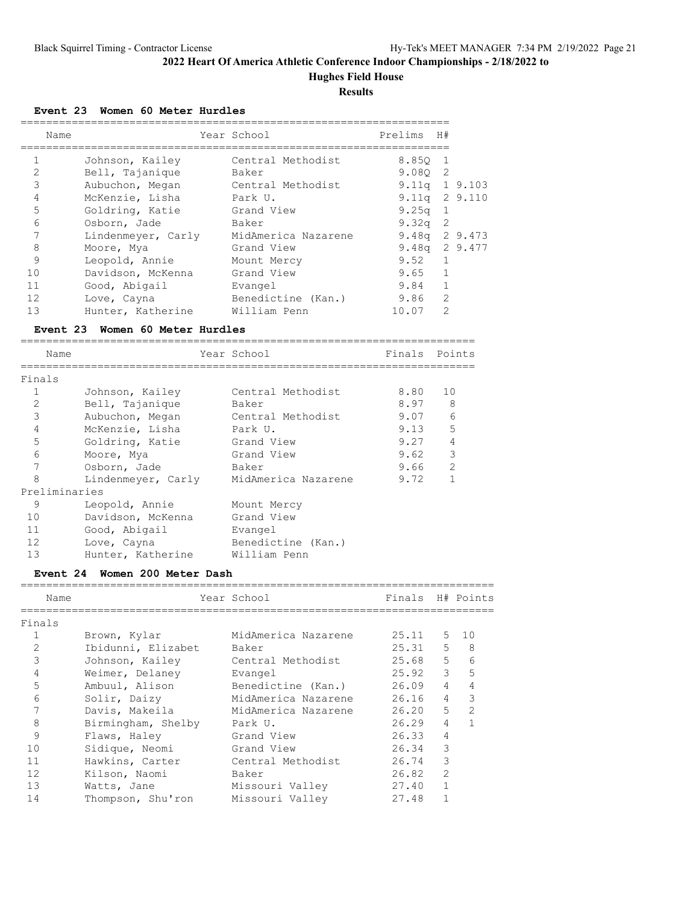## 2022 Heart Of America Athletic Conference Indoor Championships - 2/18/2022 to

### Hughes Field House

### Results

**Event 23 Women 60 Meter Hurdles**

| | Name | Year School | Prelims | H# | |
|---|---|---|---|---|---|
| 1 | Johnson, Kailey | Central Methodist | 8.85Q | 1 | |
| 2 | Bell, Tajanique | Baker | 9.08Q | 2 | |
| 3 | Aubuchon, Megan | Central Methodist | 9.11q | 1 | 9.103 |
| 4 | McKenzie, Lisha | Park U. | 9.11q | 2 | 9.110 |
| 5 | Goldring, Katie | Grand View | 9.25q | 1 | |
| 6 | Osborn, Jade | Baker | 9.32q | 2 | |
| 7 | Lindenmeyer, Carly | MidAmerica Nazarene | 9.48q | 2 | 9.473 |
| 8 | Moore, Mya | Grand View | 9.48q | 2 | 9.477 |
| 9 | Leopold, Annie | Mount Mercy | 9.52 | 1 | |
| 10 | Davidson, McKenna | Grand View | 9.65 | 1 | |
| 11 | Good, Abigail | Evangel | 9.84 | 1 | |
| 12 | Love, Cayna | Benedictine (Kan.) | 9.86 | 2 | |
| 13 | Hunter, Katherine | William Penn | 10.07 | 2 | |

**Event 23 Women 60 Meter Hurdles**

| | Name | Year School | Finals | Points |
|---|---|---|---|---|
| **Finals** | | | | |
| 1 | Johnson, Kailey | Central Methodist | 8.80 | 10 |
| 2 | Bell, Tajanique | Baker | 8.97 | 8 |
| 3 | Aubuchon, Megan | Central Methodist | 9.07 | 6 |
| 4 | McKenzie, Lisha | Park U. | 9.13 | 5 |
| 5 | Goldring, Katie | Grand View | 9.27 | 4 |
| 6 | Moore, Mya | Grand View | 9.62 | 3 |
| 7 | Osborn, Jade | Baker | 9.66 | 2 |
| 8 | Lindenmeyer, Carly | MidAmerica Nazarene | 9.72 | 1 |
| **Preliminaries** | | | | |
| 9 | Leopold, Annie | Mount Mercy | | |
| 10 | Davidson, McKenna | Grand View | | |
| 11 | Good, Abigail | Evangel | | |
| 12 | Love, Cayna | Benedictine (Kan.) | | |
| 13 | Hunter, Katherine | William Penn | | |

**Event 24 Women 200 Meter Dash**

| | Name | Year School | Finals | H# | Points |
|---|---|---|---|---|---|
| **Finals** | | | | | |
| 1 | Brown, Kylar | MidAmerica Nazarene | 25.11 | 5 | 10 |
| 2 | Ibidunni, Elizabet | Baker | 25.31 | 5 | 8 |
| 3 | Johnson, Kailey | Central Methodist | 25.68 | 5 | 6 |
| 4 | Weimer, Delaney | Evangel | 25.92 | 3 | 5 |
| 5 | Ambuul, Alison | Benedictine (Kan.) | 26.09 | 4 | 4 |
| 6 | Solir, Daizy | MidAmerica Nazarene | 26.16 | 4 | 3 |
| 7 | Davis, Makeila | MidAmerica Nazarene | 26.20 | 5 | 2 |
| 8 | Birmingham, Shelby | Park U. | 26.29 | 4 | 1 |
| 9 | Flaws, Haley | Grand View | 26.33 | 4 | |
| 10 | Sidique, Neomi | Grand View | 26.34 | 3 | |
| 11 | Hawkins, Carter | Central Methodist | 26.74 | 3 | |
| 12 | Kilson, Naomi | Baker | 26.82 | 2 | |
| 13 | Watts, Jane | Missouri Valley | 27.40 | 1 | |
| 14 | Thompson, Shu'ron | Missouri Valley | 27.48 | 1 | |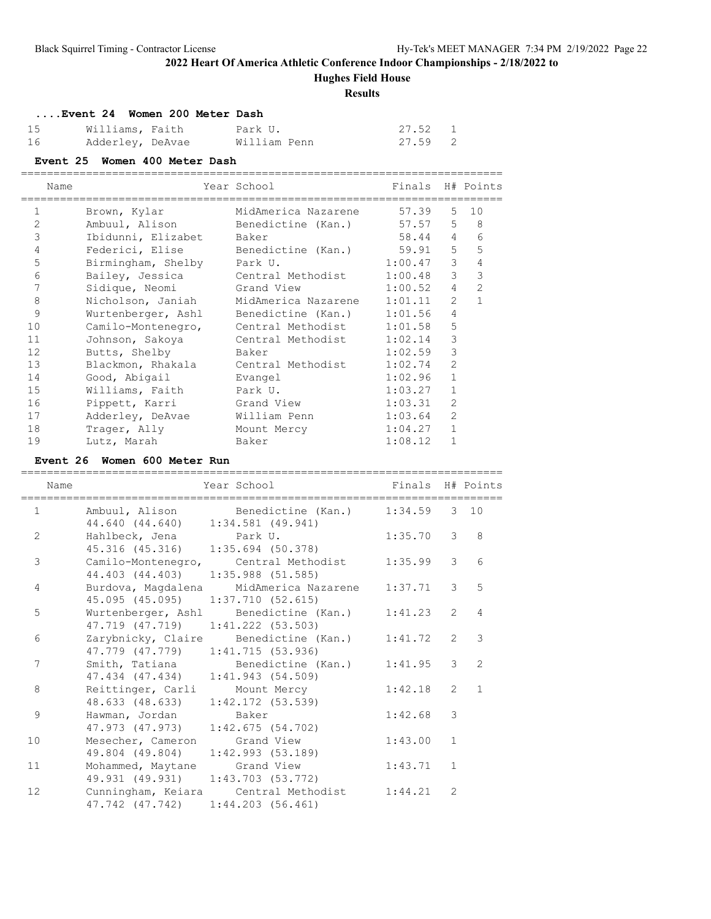## 2022 Heart Of America Athletic Conference Indoor Championships - 2/18/2022 to

### Hughes Field House

### Results

#### ....Event 24 Women 200 Meter Dash

| | Name | School | Finals | H# |
|---|---|---|---|---|
| 15 | Williams, Faith | Park U. | 27.52 | 1 |
| 16 | Adderley, DeAvae | William Penn | 27.59 | 2 |

#### Event 25 Women 400 Meter Dash

| | Name | Year School | Finals | H# | Points |
|---|---|---|---|---|---|
| 1 | Brown, Kylar | MidAmerica Nazarene | 57.39 | 5 | 10 |
| 2 | Ambuul, Alison | Benedictine (Kan.) | 57.57 | 5 | 8 |
| 3 | Ibidunni, Elizabet | Baker | 58.44 | 4 | 6 |
| 4 | Federici, Elise | Benedictine (Kan.) | 59.91 | 5 | 5 |
| 5 | Birmingham, Shelby | Park U. | 1:00.47 | 3 | 4 |
| 6 | Bailey, Jessica | Central Methodist | 1:00.48 | 3 | 3 |
| 7 | Sidique, Neomi | Grand View | 1:00.52 | 4 | 2 |
| 8 | Nicholson, Janiah | MidAmerica Nazarene | 1:01.11 | 2 | 1 |
| 9 | Wurtenberger, Ashl | Benedictine (Kan.) | 1:01.56 | 4 | |
| 10 | Camilo-Montenegro, | Central Methodist | 1:01.58 | 5 | |
| 11 | Johnson, Sakoya | Central Methodist | 1:02.14 | 3 | |
| 12 | Butts, Shelby | Baker | 1:02.59 | 3 | |
| 13 | Blackmon, Rhakala | Central Methodist | 1:02.74 | 2 | |
| 14 | Good, Abigail | Evangel | 1:02.96 | 1 | |
| 15 | Williams, Faith | Park U. | 1:03.27 | 1 | |
| 16 | Pippett, Karri | Grand View | 1:03.31 | 2 | |
| 17 | Adderley, DeAvae | William Penn | 1:03.64 | 2 | |
| 18 | Trager, Ally | Mount Mercy | 1:04.27 | 1 | |
| 19 | Lutz, Marah | Baker | 1:08.12 | 1 | |

#### Event 26 Women 600 Meter Run

| | Name | Year School | Finals | H# | Points |
|---|---|---|---|---|---|
| 1 | Ambuul, Alison | Benedictine (Kan.) | 1:34.59 | 3 | 10 |
| | 44.640 (44.640) | 1:34.581 (49.941) | | | |
| 2 | Hahlbeck, Jena | Park U. | 1:35.70 | 3 | 8 |
| | 45.316 (45.316) | 1:35.694 (50.378) | | | |
| 3 | Camilo-Montenegro, | Central Methodist | 1:35.99 | 3 | 6 |
| | 44.403 (44.403) | 1:35.988 (51.585) | | | |
| 4 | Burdova, Magdalena | MidAmerica Nazarene | 1:37.71 | 3 | 5 |
| | 45.095 (45.095) | 1:37.710 (52.615) | | | |
| 5 | Wurtenberger, Ashl | Benedictine (Kan.) | 1:41.23 | 2 | 4 |
| | 47.719 (47.719) | 1:41.222 (53.503) | | | |
| 6 | Zarybnicky, Claire | Benedictine (Kan.) | 1:41.72 | 2 | 3 |
| | 47.779 (47.779) | 1:41.715 (53.936) | | | |
| 7 | Smith, Tatiana | Benedictine (Kan.) | 1:41.95 | 3 | 2 |
| | 47.434 (47.434) | 1:41.943 (54.509) | | | |
| 8 | Reittinger, Carli | Mount Mercy | 1:42.18 | 2 | 1 |
| | 48.633 (48.633) | 1:42.172 (53.539) | | | |
| 9 | Hawman, Jordan | Baker | 1:42.68 | 3 | |
| | 47.973 (47.973) | 1:42.675 (54.702) | | | |
| 10 | Mesecher, Cameron | Grand View | 1:43.00 | 1 | |
| | 49.804 (49.804) | 1:42.993 (53.189) | | | |
| 11 | Mohammed, Maytane | Grand View | 1:43.71 | 1 | |
| | 49.931 (49.931) | 1:43.703 (53.772) | | | |
| 12 | Cunningham, Keiara | Central Methodist | 1:44.21 | 2 | |
| | 47.742 (47.742) | 1:44.203 (56.461) | | | |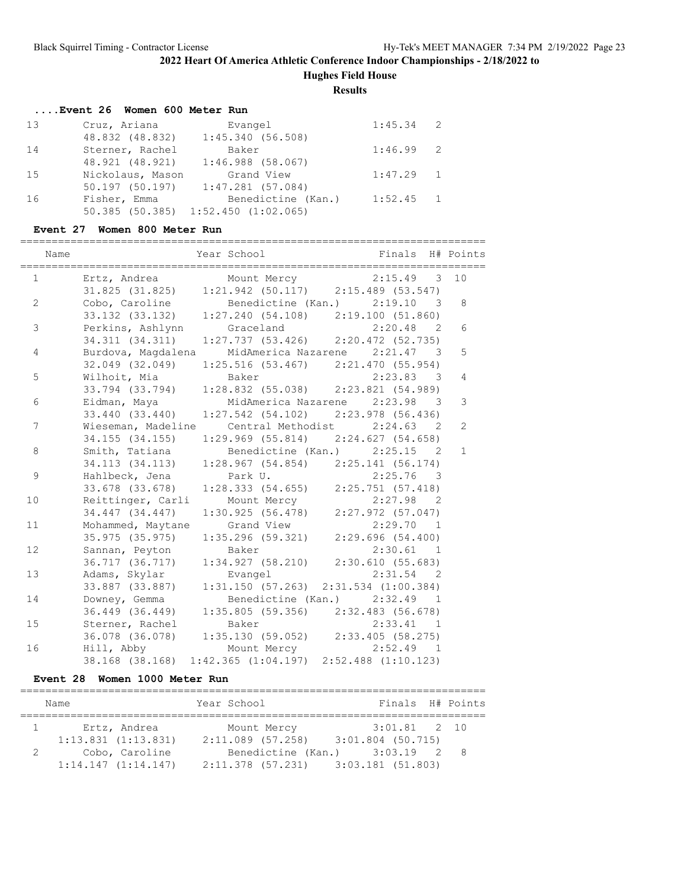## 2022 Heart Of America Athletic Conference Indoor Championships - 2/18/2022 to

### Hughes Field House

### Results

#### ....Event 26 Women 600 Meter Run

| Place | Name | Year | School | Finals | H# | Points |
|---|---|---|---|---|---|---|
| 13 | Cruz, Ariana | | Evangel | 1:45.34 | 2 | |
| | 48.832 (48.832) 1:45.340 (56.508) | | | | | |
| 14 | Sterner, Rachel | | Baker | 1:46.99 | 2 | |
| | 48.921 (48.921) 1:46.988 (58.067) | | | | | |
| 15 | Nickolaus, Mason | | Grand View | 1:47.29 | 1 | |
| | 50.197 (50.197) 1:47.281 (57.084) | | | | | |
| 16 | Fisher, Emma | | Benedictine (Kan.) | 1:52.45 | 1 | |
| | 50.385 (50.385) 1:52.450 (1:02.065) | | | | | |

#### Event 27 Women 800 Meter Run

| Place | Name | Year | School | Finals | H# | Points |
|---|---|---|---|---|---|---|
| 1 | Ertz, Andrea | | Mount Mercy | 2:15.49 | 3 | 10 |
| | 31.825 (31.825) 1:21.942 (50.117) 2:15.489 (53.547) | | | | | |
| 2 | Cobo, Caroline | | Benedictine (Kan.) | 2:19.10 | 3 | 8 |
| | 33.132 (33.132) 1:27.240 (54.108) 2:19.100 (51.860) | | | | | |
| 3 | Perkins, Ashlynn | | Graceland | 2:20.48 | 2 | 6 |
| | 34.311 (34.311) 1:27.737 (53.426) 2:20.472 (52.735) | | | | | |
| 4 | Burdova, Magdalena | | MidAmerica Nazarene | 2:21.47 | 3 | 5 |
| | 32.049 (32.049) 1:25.516 (53.467) 2:21.470 (55.954) | | | | | |
| 5 | Wilhoit, Mia | | Baker | 2:23.83 | 3 | 4 |
| | 33.794 (33.794) 1:28.832 (55.038) 2:23.821 (54.989) | | | | | |
| 6 | Eidman, Maya | | MidAmerica Nazarene | 2:23.98 | 3 | 3 |
| | 33.440 (33.440) 1:27.542 (54.102) 2:23.978 (56.436) | | | | | |
| 7 | Wieseman, Madeline | | Central Methodist | 2:24.63 | 2 | 2 |
| | 34.155 (34.155) 1:29.969 (55.814) 2:24.627 (54.658) | | | | | |
| 8 | Smith, Tatiana | | Benedictine (Kan.) | 2:25.15 | 2 | 1 |
| | 34.113 (34.113) 1:28.967 (54.854) 2:25.141 (56.174) | | | | | |
| 9 | Hahlbeck, Jena | | Park U. | 2:25.76 | 3 | |
| | 33.678 (33.678) 1:28.333 (54.655) 2:25.751 (57.418) | | | | | |
| 10 | Reittinger, Carli | | Mount Mercy | 2:27.98 | 2 | |
| | 34.447 (34.447) 1:30.925 (56.478) 2:27.972 (57.047) | | | | | |
| 11 | Mohammed, Maytane | | Grand View | 2:29.70 | 1 | |
| | 35.975 (35.975) 1:35.296 (59.321) 2:29.696 (54.400) | | | | | |
| 12 | Sannan, Peyton | | Baker | 2:30.61 | 1 | |
| | 36.717 (36.717) 1:34.927 (58.210) 2:30.610 (55.683) | | | | | |
| 13 | Adams, Skylar | | Evangel | 2:31.54 | 2 | |
| | 33.887 (33.887) 1:31.150 (57.263) 2:31.534 (1:00.384) | | | | | |
| 14 | Downey, Gemma | | Benedictine (Kan.) | 2:32.49 | 1 | |
| | 36.449 (36.449) 1:35.805 (59.356) 2:32.483 (56.678) | | | | | |
| 15 | Sterner, Rachel | | Baker | 2:33.41 | 1 | |
| | 36.078 (36.078) 1:35.130 (59.052) 2:33.405 (58.275) | | | | | |
| 16 | Hill, Abby | | Mount Mercy | 2:52.49 | 1 | |
| | 38.168 (38.168) 1:42.365 (1:04.197) 2:52.488 (1:10.123) | | | | | |

#### Event 28 Women 1000 Meter Run

| Place | Name | Year | School | Finals | H# | Points |
|---|---|---|---|---|---|---|
| 1 | Ertz, Andrea | | Mount Mercy | 3:01.81 | 2 | 10 |
| | 1:13.831 (1:13.831) 2:11.089 (57.258) 3:01.804 (50.715) | | | | | |
| 2 | Cobo, Caroline | | Benedictine (Kan.) | 3:03.19 | 2 | 8 |
| | 1:14.147 (1:14.147) 2:11.378 (57.231) 3:03.181 (51.803) | | | | | |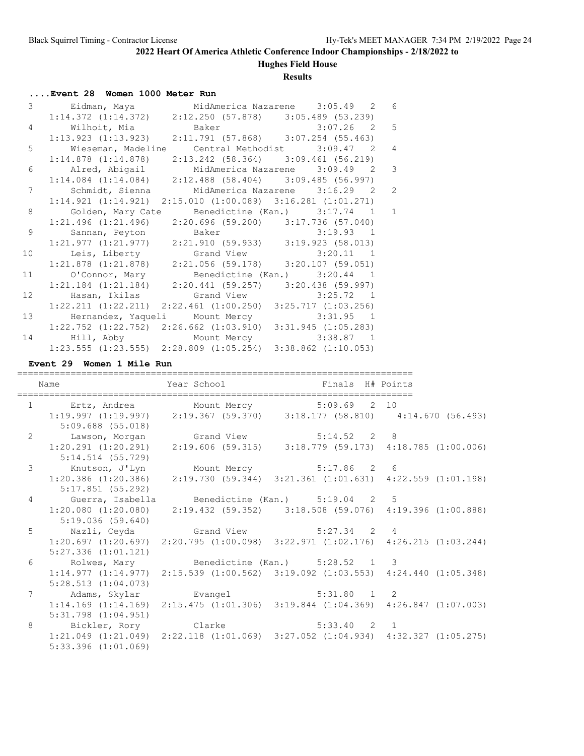## 2022 Heart Of America Athletic Conference Indoor Championships - 2/18/2022 to

### Hughes Field House

### Results

#### ....Event 28 Women 1000 Meter Run

| Place | Name | School | Finals | H# | Points |
|---|---|---|---|---|---|
| 3 | Eidman, Maya | MidAmerica Nazarene | 3:05.49 | 2 | 6 |
| | 1:14.372 (1:14.372) | 2:12.250 (57.878) | 3:05.489 (53.239) | | |
| 4 | Wilhoit, Mia | Baker | 3:07.26 | 2 | 5 |
| | 1:13.923 (1:13.923) | 2:11.791 (57.868) | 3:07.254 (55.463) | | |
| 5 | Wieseman, Madeline | Central Methodist | 3:09.47 | 2 | 4 |
| | 1:14.878 (1:14.878) | 2:13.242 (58.364) | 3:09.461 (56.219) | | |
| 6 | Alred, Abigail | MidAmerica Nazarene | 3:09.49 | 2 | 3 |
| | 1:14.084 (1:14.084) | 2:12.488 (58.404) | 3:09.485 (56.997) | | |
| 7 | Schmidt, Sienna | MidAmerica Nazarene | 3:16.29 | 2 | 2 |
| | 1:14.921 (1:14.921) | 2:15.010 (1:00.089) | 3:16.281 (1:01.271) | | |
| 8 | Golden, Mary Cate | Benedictine (Kan.) | 3:17.74 | 1 | 1 |
| | 1:21.496 (1:21.496) | 2:20.696 (59.200) | 3:17.736 (57.040) | | |
| 9 | Sannan, Peyton | Baker | 3:19.93 | 1 | |
| | 1:21.977 (1:21.977) | 2:21.910 (59.933) | 3:19.923 (58.013) | | |
| 10 | Leis, Liberty | Grand View | 3:20.11 | 1 | |
| | 1:21.878 (1:21.878) | 2:21.056 (59.178) | 3:20.107 (59.051) | | |
| 11 | O'Connor, Mary | Benedictine (Kan.) | 3:20.44 | 1 | |
| | 1:21.184 (1:21.184) | 2:20.441 (59.257) | 3:20.438 (59.997) | | |
| 12 | Hasan, Ikilas | Grand View | 3:25.72 | 1 | |
| | 1:22.211 (1:22.211) | 2:22.461 (1:00.250) | 3:25.717 (1:03.256) | | |
| 13 | Hernandez, Yaqueli | Mount Mercy | 3:31.95 | 1 | |
| | 1:22.752 (1:22.752) | 2:26.662 (1:03.910) | 3:31.945 (1:05.283) | | |
| 14 | Hill, Abby | Mount Mercy | 3:38.87 | 1 | |
| | 1:23.555 (1:23.555) | 2:28.809 (1:05.254) | 3:38.862 (1:10.053) | | |

#### Event 29 Women 1 Mile Run

| Place | Name | Year School | | Finals | H# | Points |
|---|---|---|---|---|---|---|
| 1 | Ertz, Andrea | Mount Mercy | | 5:09.69 | 2 | 10 |
| | 1:19.997 (1:19.997) | 2:19.367 (59.370) | 3:18.177 (58.810) | 4:14.670 (56.493) | | |
| | 5:09.688 (55.018) | | | | | |
| 2 | Lawson, Morgan | Grand View | | 5:14.52 | 2 | 8 |
| | 1:20.291 (1:20.291) | 2:19.606 (59.315) | 3:18.779 (59.173) | 4:18.785 (1:00.006) | | |
| | 5:14.514 (55.729) | | | | | |
| 3 | Knutson, J'Lyn | Mount Mercy | | 5:17.86 | 2 | 6 |
| | 1:20.386 (1:20.386) | 2:19.730 (59.344) | 3:21.361 (1:01.631) | 4:22.559 (1:01.198) | | |
| | 5:17.851 (55.292) | | | | | |
| 4 | Guerra, Isabella | Benedictine (Kan.) | | 5:19.04 | 2 | 5 |
| | 1:20.080 (1:20.080) | 2:19.432 (59.352) | 3:18.508 (59.076) | 4:19.396 (1:00.888) | | |
| | 5:19.036 (59.640) | | | | | |
| 5 | Nazli, Ceyda | Grand View | | 5:27.34 | 2 | 4 |
| | 1:20.697 (1:20.697) | 2:20.795 (1:00.098) | 3:22.971 (1:02.176) | 4:26.215 (1:03.244) | | |
| | 5:27.336 (1:01.121) | | | | | |
| 6 | Rolwes, Mary | Benedictine (Kan.) | | 5:28.52 | 1 | 3 |
| | 1:14.977 (1:14.977) | 2:15.539 (1:00.562) | 3:19.092 (1:03.553) | 4:24.440 (1:05.348) | | |
| | 5:28.513 (1:04.073) | | | | | |
| 7 | Adams, Skylar | Evangel | | 5:31.80 | 1 | 2 |
| | 1:14.169 (1:14.169) | 2:15.475 (1:01.306) | 3:19.844 (1:04.369) | 4:26.847 (1:07.003) | | |
| | 5:31.798 (1:04.951) | | | | | |
| 8 | Bickler, Rory | Clarke | | 5:33.40 | 2 | 1 |
| | 1:21.049 (1:21.049) | 2:22.118 (1:01.069) | 3:27.052 (1:04.934) | 4:32.327 (1:05.275) | | |
| | 5:33.396 (1:01.069) | | | | | |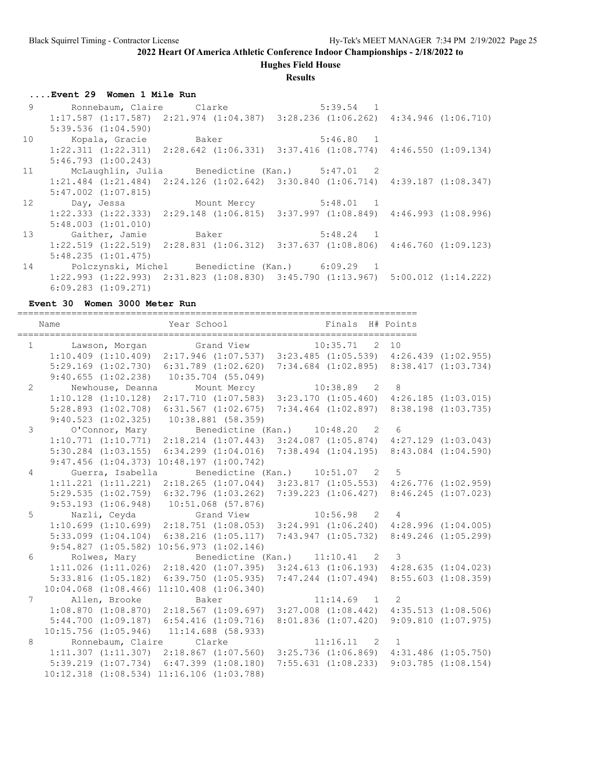# 2022 Heart Of America Athletic Conference Indoor Championships - 2/18/2022 to

## Hughes Field House

### Results

#### ....Event 29 Women 1 Mile Run

```
  9       Ronnebaum, Claire      Clarke                      5:39.54   1  
     1:17.587 (1:17.587)  2:21.974 (1:04.387)  3:28.236 (1:06.262)  4:34.946 (1:06.710)
     5:39.536 (1:04.590)
 10       Kopala, Gracie         Baker                       5:46.80   1  
     1:22.311 (1:22.311)  2:28.642 (1:06.331)  3:37.416 (1:08.774)  4:46.550 (1:09.134)
     5:46.793 (1:00.243)
 11       McLaughlin, Julia      Benedictine (Kan.)          5:47.01   2  
     1:21.484 (1:21.484)  2:24.126 (1:02.642)  3:30.840 (1:06.714)  4:39.187 (1:08.347)
     5:47.002 (1:07.815)
 12       Day, Jessa             Mount Mercy                 5:48.01   1  
     1:22.333 (1:22.333)  2:29.148 (1:06.815)  3:37.997 (1:08.849)  4:46.993 (1:08.996)
     5:48.003 (1:01.010)
 13       Gaither, Jamie         Baker                       5:48.24   1  
     1:22.519 (1:22.519)  2:28.831 (1:06.312)  3:37.637 (1:08.806)  4:46.760 (1:09.123)
     5:48.235 (1:01.475)
 14       Polczynski, Michel     Benedictine (Kan.)          6:09.29   1  
     1:22.993 (1:22.993)  2:31.823 (1:08.830)  3:45.790 (1:13.967)  5:00.012 (1:14.222)
     6:09.283 (1:09.271)
```

#### Event 30 Women 3000 Meter Run

```
=========================================================================
    Name                    Year School                  Finals  H# Points
=========================================================================
  1       Lawson, Morgan         Grand View                 10:35.71   2  10  
     1:10.409 (1:10.409)  2:17.946 (1:07.537)  3:23.485 (1:05.539)  4:26.439 (1:02.955)
     5:29.169 (1:02.730)  6:31.789 (1:02.620)  7:34.684 (1:02.895)  8:38.417 (1:03.734)
     9:40.655 (1:02.238)  10:35.704 (55.049)
  2       Newhouse, Deanna       Mount Mercy                10:38.89   2   8  
     1:10.128 (1:10.128)  2:17.710 (1:07.583)  3:23.170 (1:05.460)  4:26.185 (1:03.015)
     5:28.893 (1:02.708)  6:31.567 (1:02.675)  7:34.464 (1:02.897)  8:38.198 (1:03.735)
     9:40.523 (1:02.325)  10:38.881 (58.359)
  3       O'Connor, Mary         Benedictine (Kan.)         10:48.20   2   6  
     1:10.771 (1:10.771)  2:18.214 (1:07.443)  3:24.087 (1:05.874)  4:27.129 (1:03.043)
     5:30.284 (1:03.155)  6:34.299 (1:04.016)  7:38.494 (1:04.195)  8:43.084 (1:04.590)
     9:47.456 (1:04.373) 10:48.197 (1:00.742)
  4       Guerra, Isabella       Benedictine (Kan.)         10:51.07   2   5  
     1:11.221 (1:11.221)  2:18.265 (1:07.044)  3:23.817 (1:05.553)  4:26.776 (1:02.959)
     5:29.535 (1:02.759)  6:32.796 (1:03.262)  7:39.223 (1:06.427)  8:46.245 (1:07.023)
     9:53.193 (1:06.948)  10:51.068 (57.876)
  5       Nazli, Ceyda           Grand View                 10:56.98   2   4  
     1:10.699 (1:10.699)  2:18.751 (1:08.053)  3:24.991 (1:06.240)  4:28.996 (1:04.005)
     5:33.099 (1:04.104)  6:38.216 (1:05.117)  7:43.947 (1:05.732)  8:49.246 (1:05.299)
     9:54.827 (1:05.582) 10:56.973 (1:02.146)
  6       Rolwes, Mary           Benedictine (Kan.)         11:10.41   2   3  
     1:11.026 (1:11.026)  2:18.420 (1:07.395)  3:24.613 (1:06.193)  4:28.635 (1:04.023)
     5:33.816 (1:05.182)  6:39.750 (1:05.935)  7:47.244 (1:07.494)  8:55.603 (1:08.359)
    10:04.068 (1:08.466) 11:10.408 (1:06.340)
  7       Allen, Brooke          Baker                      11:14.69   1   2  
     1:08.870 (1:08.870)  2:18.567 (1:09.697)  3:27.008 (1:08.442)  4:35.513 (1:08.506)
     5:44.700 (1:09.187)  6:54.416 (1:09.716)  8:01.836 (1:07.420)  9:09.810 (1:07.975)
    10:15.756 (1:05.946)  11:14.688 (58.933)
  8       Ronnebaum, Claire      Clarke                     11:16.11   2   1  
     1:11.307 (1:11.307)  2:18.867 (1:07.560)  3:25.736 (1:06.869)  4:31.486 (1:05.750)
     5:39.219 (1:07.734)  6:47.399 (1:08.180)  7:55.631 (1:08.233)  9:03.785 (1:08.154)
    10:12.318 (1:08.534) 11:16.106 (1:03.788)
```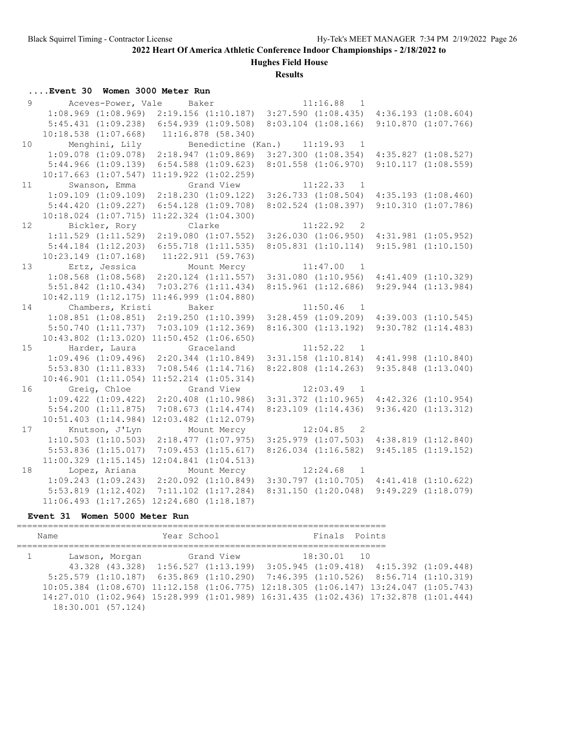## 2022 Heart Of America Athletic Conference Indoor Championships - 2/18/2022 to

**Hughes Field House**

**Results**

### ....Event 30 Women 3000 Meter Run

```
 9      Aceves-Power, Vale    Baker                     11:16.88   1
     1:08.969 (1:08.969)  2:19.156 (1:10.187)  3:27.590 (1:08.435)  4:36.193 (1:08.604)
     5:45.431 (1:09.238)  6:54.939 (1:09.508)  8:03.104 (1:08.166)  9:10.870 (1:07.766)
    10:18.538 (1:07.668)   11:16.878 (58.340)
10      Menghini, Lily        Benedictine (Kan.)        11:19.93   1
     1:09.078 (1:09.078)  2:18.947 (1:09.869)  3:27.300 (1:08.354)  4:35.827 (1:08.527)
     5:44.966 (1:09.139)  6:54.588 (1:09.623)  8:01.558 (1:06.970)  9:10.117 (1:08.559)
    10:17.663 (1:07.547) 11:19.922 (1:02.259)
11      Swanson, Emma         Grand View                11:22.33   1
     1:09.109 (1:09.109)  2:18.230 (1:09.122)  3:26.733 (1:08.504)  4:35.193 (1:08.460)
     5:44.420 (1:09.227)  6:54.128 (1:09.708)  8:02.524 (1:08.397)  9:10.310 (1:07.786)
    10:18.024 (1:07.715) 11:22.324 (1:04.300)
12      Bickler, Rory         Clarke                    11:22.92   2
     1:11.529 (1:11.529)  2:19.080 (1:07.552)  3:26.030 (1:06.950)  4:31.981 (1:05.952)
     5:44.184 (1:12.203)  6:55.718 (1:11.535)  8:05.831 (1:10.114)  9:15.981 (1:10.150)
    10:23.149 (1:07.168)   11:22.911 (59.763)
13      Ertz, Jessica         Mount Mercy               11:47.00   1
     1:08.568 (1:08.568)  2:20.124 (1:11.557)  3:31.080 (1:10.956)  4:41.409 (1:10.329)
     5:51.842 (1:10.434)  7:03.276 (1:11.434)  8:15.961 (1:12.686)  9:29.944 (1:13.984)
    10:42.119 (1:12.175) 11:46.999 (1:04.880)
14      Chambers, Kristi      Baker                     11:50.46   1
     1:08.851 (1:08.851)  2:19.250 (1:10.399)  3:28.459 (1:09.209)  4:39.003 (1:10.545)
     5:50.740 (1:11.737)  7:03.109 (1:12.369)  8:16.300 (1:13.192)  9:30.782 (1:14.483)
    10:43.802 (1:13.020) 11:50.452 (1:06.650)
15      Harder, Laura         Graceland                 11:52.22   1
     1:09.496 (1:09.496)  2:20.344 (1:10.849)  3:31.158 (1:10.814)  4:41.998 (1:10.840)
     5:53.830 (1:11.833)  7:08.546 (1:14.716)  8:22.808 (1:14.263)  9:35.848 (1:13.040)
    10:46.901 (1:11.054) 11:52.214 (1:05.314)
16      Greig, Chloe          Grand View                12:03.49   1
     1:09.422 (1:09.422)  2:20.408 (1:10.986)  3:31.372 (1:10.965)  4:42.326 (1:10.954)
     5:54.200 (1:11.875)  7:08.673 (1:14.474)  8:23.109 (1:14.436)  9:36.420 (1:13.312)
    10:51.403 (1:14.984) 12:03.482 (1:12.079)
17      Knutson, J'Lyn        Mount Mercy               12:04.85   2
     1:10.503 (1:10.503)  2:18.477 (1:07.975)  3:25.979 (1:07.503)  4:38.819 (1:12.840)
     5:53.836 (1:15.017)  7:09.453 (1:15.617)  8:26.034 (1:16.582)  9:45.185 (1:19.152)
    11:00.329 (1:15.145) 12:04.841 (1:04.513)
18      Lopez, Ariana         Mount Mercy               12:24.68   1
     1:09.243 (1:09.243)  2:20.092 (1:10.849)  3:30.797 (1:10.705)  4:41.418 (1:10.622)
     5:53.819 (1:12.402)  7:11.102 (1:17.284)  8:31.150 (1:20.048)  9:49.229 (1:18.079)
    11:06.493 (1:17.265) 12:24.680 (1:18.187)
```

### Event 31 Women 5000 Meter Run

```
=======================================================================
    Name                    Year School                  Finals  Points
=======================================================================
  1      Lawson, Morgan        Grand View                18:30.01   10
       43.328 (43.328)  1:56.527 (1:13.199)  3:05.945 (1:09.418)  4:15.392 (1:09.448)
     5:25.579 (1:10.187)  6:35.869 (1:10.290)  7:46.395 (1:10.526)  8:56.714 (1:10.319)
    10:05.384 (1:08.670) 11:12.158 (1:06.775) 12:18.305 (1:06.147) 13:24.047 (1:05.743)
    14:27.010 (1:02.964) 15:28.999 (1:01.989) 16:31.435 (1:02.436) 17:32.878 (1:01.444)
     18:30.001 (57.124)
```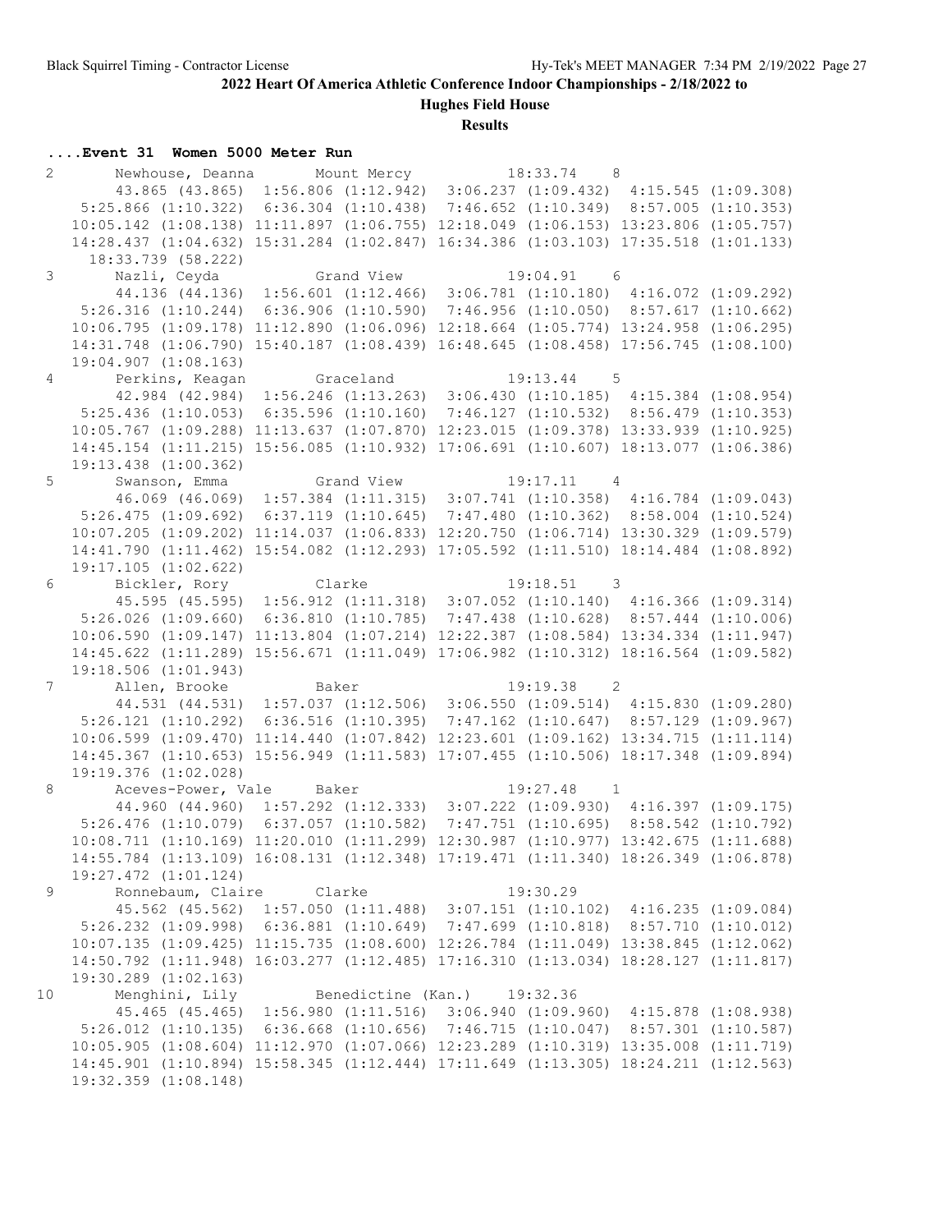## 2022 Heart Of America Athletic Conference Indoor Championships - 2/18/2022 to

### Hughes Field House

### Results

**....Event 31 Women 5000 Meter Run**

```
  2     Newhouse, Deanna      Mount Mercy           18:33.74    8  
        43.865 (43.865)  1:56.806 (1:12.942)  3:06.237 (1:09.432)  4:15.545 (1:09.308)
     5:25.866 (1:10.322)  6:36.304 (1:10.438)  7:46.652 (1:10.349)  8:57.005 (1:10.353)
    10:05.142 (1:08.138) 11:11.897 (1:06.755) 12:18.049 (1:06.153) 13:23.806 (1:05.757)
    14:28.437 (1:04.632) 15:31.284 (1:02.847) 16:34.386 (1:03.103) 17:35.518 (1:01.133)
     18:33.739 (58.222)
  3     Nazli, Ceyda          Grand View            19:04.91    6  
        44.136 (44.136)  1:56.601 (1:12.466)  3:06.781 (1:10.180)  4:16.072 (1:09.292)
     5:26.316 (1:10.244)  6:36.906 (1:10.590)  7:46.956 (1:10.050)  8:57.617 (1:10.662)
    10:06.795 (1:09.178) 11:12.890 (1:06.096) 12:18.664 (1:05.774) 13:24.958 (1:06.295)
    14:31.748 (1:06.790) 15:40.187 (1:08.439) 16:48.645 (1:08.458) 17:56.745 (1:08.100)
    19:04.907 (1:08.163)
  4     Perkins, Keagan       Graceland             19:13.44    5  
        42.984 (42.984)  1:56.246 (1:13.263)  3:06.430 (1:10.185)  4:15.384 (1:08.954)
     5:25.436 (1:10.053)  6:35.596 (1:10.160)  7:46.127 (1:10.532)  8:56.479 (1:10.353)
    10:05.767 (1:09.288) 11:13.637 (1:07.870) 12:23.015 (1:09.378) 13:33.939 (1:10.925)
    14:45.154 (1:11.215) 15:56.085 (1:10.932) 17:06.691 (1:10.607) 18:13.077 (1:06.386)
    19:13.438 (1:00.362)
  5     Swanson, Emma         Grand View            19:17.11    4  
        46.069 (46.069)  1:57.384 (1:11.315)  3:07.741 (1:10.358)  4:16.784 (1:09.043)
     5:26.475 (1:09.692)  6:37.119 (1:10.645)  7:47.480 (1:10.362)  8:58.004 (1:10.524)
    10:07.205 (1:09.202) 11:14.037 (1:06.833) 12:20.750 (1:06.714) 13:30.329 (1:09.579)
    14:41.790 (1:11.462) 15:54.082 (1:12.293) 17:05.592 (1:11.510) 18:14.484 (1:08.892)
    19:17.105 (1:02.622)
  6     Bickler, Rory         Clarke                19:18.51    3  
        45.595 (45.595)  1:56.912 (1:11.318)  3:07.052 (1:10.140)  4:16.366 (1:09.314)
     5:26.026 (1:09.660)  6:36.810 (1:10.785)  7:47.438 (1:10.628)  8:57.444 (1:10.006)
    10:06.590 (1:09.147) 11:13.804 (1:07.214) 12:22.387 (1:08.584) 13:34.334 (1:11.947)
    14:45.622 (1:11.289) 15:56.671 (1:11.049) 17:06.982 (1:10.312) 18:16.564 (1:09.582)
    19:18.506 (1:01.943)
  7     Allen, Brooke         Baker                 19:19.38    2  
        44.531 (44.531)  1:57.037 (1:12.506)  3:06.550 (1:09.514)  4:15.830 (1:09.280)
     5:26.121 (1:10.292)  6:36.516 (1:10.395)  7:47.162 (1:10.647)  8:57.129 (1:09.967)
    10:06.599 (1:09.470) 11:14.440 (1:07.842) 12:23.601 (1:09.162) 13:34.715 (1:11.114)
    14:45.367 (1:10.653) 15:56.949 (1:11.583) 17:07.455 (1:10.506) 18:17.348 (1:09.894)
    19:19.376 (1:02.028)
  8     Aceves-Power, Vale    Baker                 19:27.48    1  
        44.960 (44.960)  1:57.292 (1:12.333)  3:07.222 (1:09.930)  4:16.397 (1:09.175)
     5:26.476 (1:10.079)  6:37.057 (1:10.582)  7:47.751 (1:10.695)  8:58.542 (1:10.792)
    10:08.711 (1:10.169) 11:20.010 (1:11.299) 12:30.987 (1:10.977) 13:42.675 (1:11.688)
    14:55.784 (1:13.109) 16:08.131 (1:12.348) 17:19.471 (1:11.340) 18:26.349 (1:06.878)
    19:27.472 (1:01.124)
  9     Ronnebaum, Claire     Clarke                19:30.29  
        45.562 (45.562)  1:57.050 (1:11.488)  3:07.151 (1:10.102)  4:16.235 (1:09.084)
     5:26.232 (1:09.998)  6:36.881 (1:10.649)  7:47.699 (1:10.818)  8:57.710 (1:10.012)
    10:07.135 (1:09.425) 11:15.735 (1:08.600) 12:26.784 (1:11.049) 13:38.845 (1:12.062)
    14:50.792 (1:11.948) 16:03.277 (1:12.485) 17:16.310 (1:13.034) 18:28.127 (1:11.817)
    19:30.289 (1:02.163)
 10     Menghini, Lily        Benedictine (Kan.)    19:32.36  
        45.465 (45.465)  1:56.980 (1:11.516)  3:06.940 (1:09.960)  4:15.878 (1:08.938)
     5:26.012 (1:10.135)  6:36.668 (1:10.656)  7:46.715 (1:10.047)  8:57.301 (1:10.587)
    10:05.905 (1:08.604) 11:12.970 (1:07.066) 12:23.289 (1:10.319) 13:35.008 (1:11.719)
    14:45.901 (1:10.894) 15:58.345 (1:12.444) 17:11.649 (1:13.305) 18:24.211 (1:12.563)
    19:32.359 (1:08.148)
```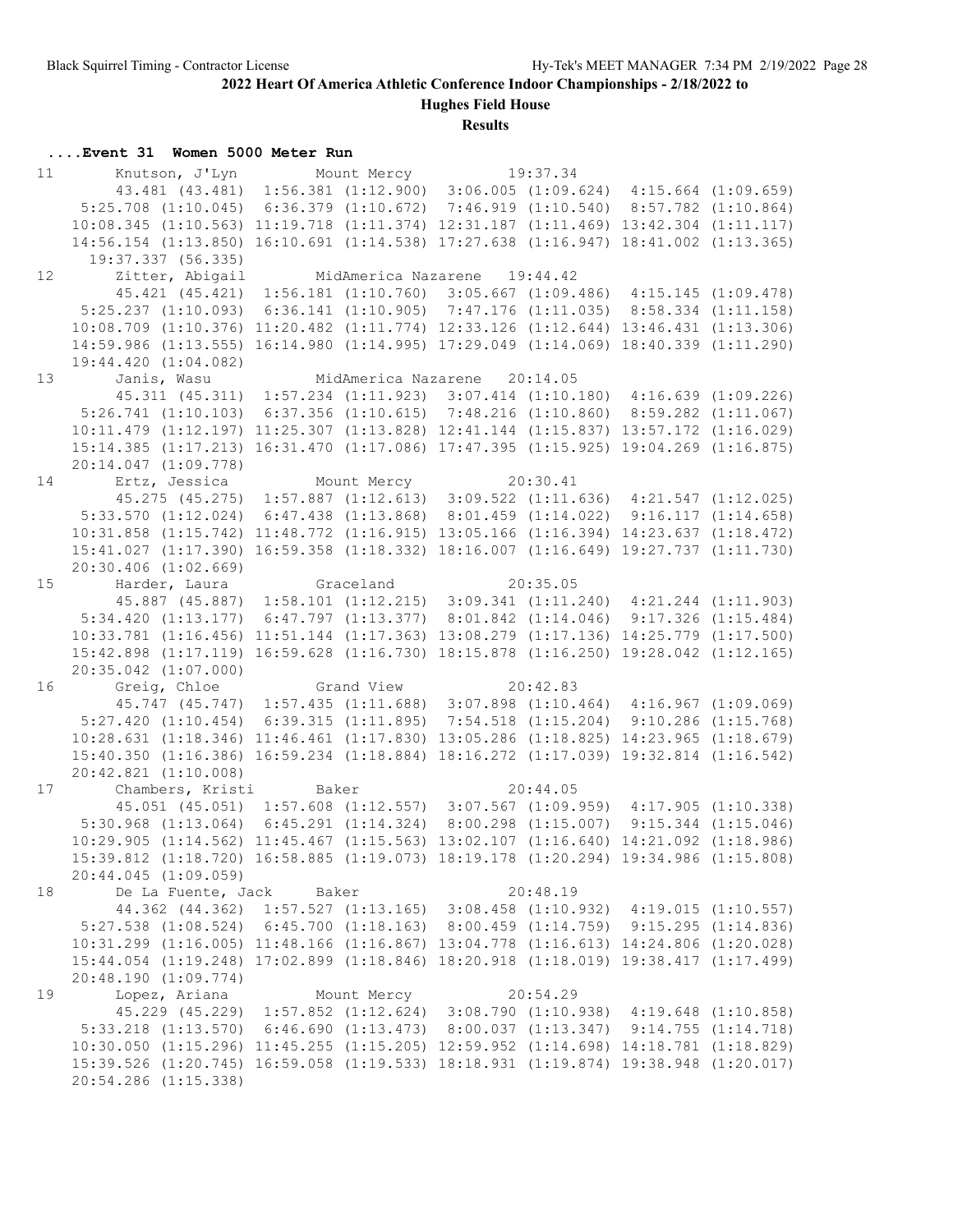## 2022 Heart Of America Athletic Conference Indoor Championships - 2/18/2022 to

### Hughes Field House

### Results

**....Event 31 Women 5000 Meter Run**

```
11       Knutson, J'Lyn          Mount Mercy              19:37.34
         43.481 (43.481)  1:56.381 (1:12.900)  3:06.005 (1:09.624)  4:15.664 (1:09.659)
      5:25.708 (1:10.045)  6:36.379 (1:10.672)  7:46.919 (1:10.540)  8:57.782 (1:10.864)
     10:08.345 (1:10.563) 11:19.718 (1:11.374) 12:31.187 (1:11.469) 13:42.304 (1:11.117)
     14:56.154 (1:13.850) 16:10.691 (1:14.538) 17:27.638 (1:16.947) 18:41.002 (1:13.365)
      19:37.337 (56.335)
12       Zitter, Abigail         MidAmerica Nazarene   19:44.42
         45.421 (45.421)  1:56.181 (1:10.760)  3:05.667 (1:09.486)  4:15.145 (1:09.478)
      5:25.237 (1:10.093)  6:36.141 (1:10.905)  7:47.176 (1:11.035)  8:58.334 (1:11.158)
     10:08.709 (1:10.376) 11:20.482 (1:11.774) 12:33.126 (1:12.644) 13:46.431 (1:13.306)
     14:59.986 (1:13.555) 16:14.980 (1:14.995) 17:29.049 (1:14.069) 18:40.339 (1:11.290)
     19:44.420 (1:04.082)
13       Janis, Wasu             MidAmerica Nazarene   20:14.05
         45.311 (45.311)  1:57.234 (1:11.923)  3:07.414 (1:10.180)  4:16.639 (1:09.226)
      5:26.741 (1:10.103)  6:37.356 (1:10.615)  7:48.216 (1:10.860)  8:59.282 (1:11.067)
     10:11.479 (1:12.197) 11:25.307 (1:13.828) 12:41.144 (1:15.837) 13:57.172 (1:16.029)
     15:14.385 (1:17.213) 16:31.470 (1:17.086) 17:47.395 (1:15.925) 19:04.269 (1:16.875)
     20:14.047 (1:09.778)
14       Ertz, Jessica           Mount Mercy              20:30.41
         45.275 (45.275)  1:57.887 (1:12.613)  3:09.522 (1:11.636)  4:21.547 (1:12.025)
      5:33.570 (1:12.024)  6:47.438 (1:13.868)  8:01.459 (1:14.022)  9:16.117 (1:14.658)
     10:31.858 (1:15.742) 11:48.772 (1:16.915) 13:05.166 (1:16.394) 14:23.637 (1:18.472)
     15:41.027 (1:17.390) 16:59.358 (1:18.332) 18:16.007 (1:16.649) 19:27.737 (1:11.730)
     20:30.406 (1:02.669)
15       Harder, Laura           Graceland                20:35.05
         45.887 (45.887)  1:58.101 (1:12.215)  3:09.341 (1:11.240)  4:21.244 (1:11.903)
      5:34.420 (1:13.177)  6:47.797 (1:13.377)  8:01.842 (1:14.046)  9:17.326 (1:15.484)
     10:33.781 (1:16.456) 11:51.144 (1:17.363) 13:08.279 (1:17.136) 14:25.779 (1:17.500)
     15:42.898 (1:17.119) 16:59.628 (1:16.730) 18:15.878 (1:16.250) 19:28.042 (1:12.165)
     20:35.042 (1:07.000)
16       Greig, Chloe            Grand View               20:42.83
         45.747 (45.747)  1:57.435 (1:11.688)  3:07.898 (1:10.464)  4:16.967 (1:09.069)
      5:27.420 (1:10.454)  6:39.315 (1:11.895)  7:54.518 (1:15.204)  9:10.286 (1:15.768)
     10:28.631 (1:18.346) 11:46.461 (1:17.830) 13:05.286 (1:18.825) 14:23.965 (1:18.679)
     15:40.350 (1:16.386) 16:59.234 (1:18.884) 18:16.272 (1:17.039) 19:32.814 (1:16.542)
     20:42.821 (1:10.008)
17       Chambers, Kristi        Baker                    20:44.05
         45.051 (45.051)  1:57.608 (1:12.557)  3:07.567 (1:09.959)  4:17.905 (1:10.338)
      5:30.968 (1:13.064)  6:45.291 (1:14.324)  8:00.298 (1:15.007)  9:15.344 (1:15.046)
     10:29.905 (1:14.562) 11:45.467 (1:15.563) 13:02.107 (1:16.640) 14:21.092 (1:18.986)
     15:39.812 (1:18.720) 16:58.885 (1:19.073) 18:19.178 (1:20.294) 19:34.986 (1:15.808)
     20:44.045 (1:09.059)
18       De La Fuente, Jack      Baker                    20:48.19
         44.362 (44.362)  1:57.527 (1:13.165)  3:08.458 (1:10.932)  4:19.015 (1:10.557)
      5:27.538 (1:08.524)  6:45.700 (1:18.163)  8:00.459 (1:14.759)  9:15.295 (1:14.836)
     10:31.299 (1:16.005) 11:48.166 (1:16.867) 13:04.778 (1:16.613) 14:24.806 (1:20.028)
     15:44.054 (1:19.248) 17:02.899 (1:18.846) 18:20.918 (1:18.019) 19:38.417 (1:17.499)
     20:48.190 (1:09.774)
19       Lopez, Ariana           Mount Mercy              20:54.29
         45.229 (45.229)  1:57.852 (1:12.624)  3:08.790 (1:10.938)  4:19.648 (1:10.858)
      5:33.218 (1:13.570)  6:46.690 (1:13.473)  8:00.037 (1:13.347)  9:14.755 (1:14.718)
     10:30.050 (1:15.296) 11:45.255 (1:15.205) 12:59.952 (1:14.698) 14:18.781 (1:18.829)
     15:39.526 (1:20.745) 16:59.058 (1:19.533) 18:18.931 (1:19.874) 19:38.948 (1:20.017)
     20:54.286 (1:15.338)
```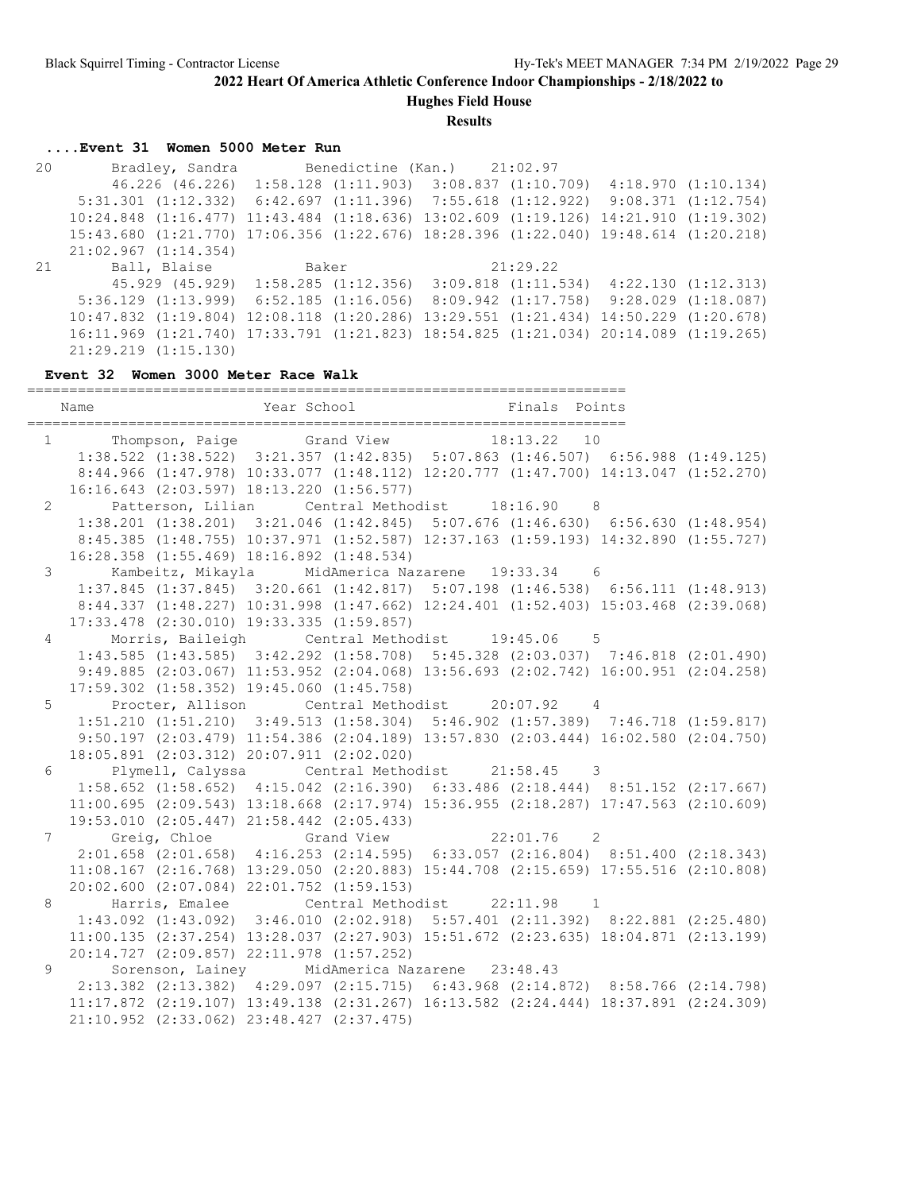## 2022 Heart Of America Athletic Conference Indoor Championships - 2/18/2022 to

### Hughes Field House

### Results

#### ....Event 31 Women 5000 Meter Run

```
 20       Bradley, Sandra        Benedictine (Kan.)     21:02.97
         46.226 (46.226)  1:58.128 (1:11.903)  3:08.837 (1:10.709)  4:18.970 (1:10.134)
      5:31.301 (1:12.332)  6:42.697 (1:11.396)  7:55.618 (1:12.922)  9:08.371 (1:12.754)
     10:24.848 (1:16.477) 11:43.484 (1:18.636) 13:02.609 (1:19.126) 14:21.910 (1:19.302)
     15:43.680 (1:21.770) 17:06.356 (1:22.676) 18:28.396 (1:22.040) 19:48.614 (1:20.218)
     21:02.967 (1:14.354)
 21       Ball, Blaise           Baker                  21:29.22
         45.929 (45.929)  1:58.285 (1:12.356)  3:09.818 (1:11.534)  4:22.130 (1:12.313)
      5:36.129 (1:13.999)  6:52.185 (1:16.056)  8:09.942 (1:17.758)  9:28.029 (1:18.087)
     10:47.832 (1:19.804) 12:08.118 (1:20.286) 13:29.551 (1:21.434) 14:50.229 (1:20.678)
     16:11.969 (1:21.740) 17:33.791 (1:21.823) 18:54.825 (1:21.034) 20:14.089 (1:19.265)
     21:29.219 (1:15.130)
```

#### Event 32 Women 3000 Meter Race Walk

```
=======================================================================
    Name                    Year School                 Finals  Points
=======================================================================
  1       Thompson, Paige        Grand View             18:13.22   10
     1:38.522 (1:38.522)  3:21.357 (1:42.835)  5:07.863 (1:46.507)  6:56.988 (1:49.125)
     8:44.966 (1:47.978) 10:33.077 (1:48.112) 12:20.777 (1:47.700) 14:13.047 (1:52.270)
     16:16.643 (2:03.597) 18:13.220 (1:56.577)
  2       Patterson, Lilian      Central Methodist      18:16.90    8
     1:38.201 (1:38.201)  3:21.046 (1:42.845)  5:07.676 (1:46.630)  6:56.630 (1:48.954)
     8:45.385 (1:48.755) 10:37.971 (1:52.587) 12:37.163 (1:59.193) 14:32.890 (1:55.727)
     16:28.358 (1:55.469) 18:16.892 (1:48.534)
  3       Kambeitz, Mikayla      MidAmerica Nazarene    19:33.34    6
     1:37.845 (1:37.845)  3:20.661 (1:42.817)  5:07.198 (1:46.538)  6:56.111 (1:48.913)
     8:44.337 (1:48.227) 10:31.998 (1:47.662) 12:24.401 (1:52.403) 15:03.468 (2:39.068)
     17:33.478 (2:30.010) 19:33.335 (1:59.857)
  4       Morris, Baileigh       Central Methodist      19:45.06    5
     1:43.585 (1:43.585)  3:42.292 (1:58.708)  5:45.328 (2:03.037)  7:46.818 (2:01.490)
     9:49.885 (2:03.067) 11:53.952 (2:04.068) 13:56.693 (2:02.742) 16:00.951 (2:04.258)
     17:59.302 (1:58.352) 19:45.060 (1:45.758)
  5       Procter, Allison       Central Methodist      20:07.92    4
     1:51.210 (1:51.210)  3:49.513 (1:58.304)  5:46.902 (1:57.389)  7:46.718 (1:59.817)
     9:50.197 (2:03.479) 11:54.386 (2:04.189) 13:57.830 (2:03.444) 16:02.580 (2:04.750)
     18:05.891 (2:03.312) 20:07.911 (2:02.020)
  6       Plymell, Calyssa       Central Methodist      21:58.45    3
     1:58.652 (1:58.652)  4:15.042 (2:16.390)  6:33.486 (2:18.444)  8:51.152 (2:17.667)
     11:00.695 (2:09.543) 13:18.668 (2:17.974) 15:36.955 (2:18.287) 17:47.563 (2:10.609)
     19:53.010 (2:05.447) 21:58.442 (2:05.433)
  7       Greig, Chloe           Grand View             22:01.76    2
     2:01.658 (2:01.658)  4:16.253 (2:14.595)  6:33.057 (2:16.804)  8:51.400 (2:18.343)
     11:08.167 (2:16.768) 13:29.050 (2:20.883) 15:44.708 (2:15.659) 17:55.516 (2:10.808)
     20:02.600 (2:07.084) 22:01.752 (1:59.153)
  8       Harris, Emalee         Central Methodist      22:11.98    1
     1:43.092 (1:43.092)  3:46.010 (2:02.918)  5:57.401 (2:11.392)  8:22.881 (2:25.480)
     11:00.135 (2:37.254) 13:28.037 (2:27.903) 15:51.672 (2:23.635) 18:04.871 (2:13.199)
     20:14.727 (2:09.857) 22:11.978 (1:57.252)
  9       Sorenson, Lainey       MidAmerica Nazarene    23:48.43
     2:13.382 (2:13.382)  4:29.097 (2:15.715)  6:43.968 (2:14.872)  8:58.766 (2:14.798)
     11:17.872 (2:19.107) 13:49.138 (2:31.267) 16:13.582 (2:24.444) 18:37.891 (2:24.309)
     21:10.952 (2:33.062) 23:48.427 (2:37.475)
```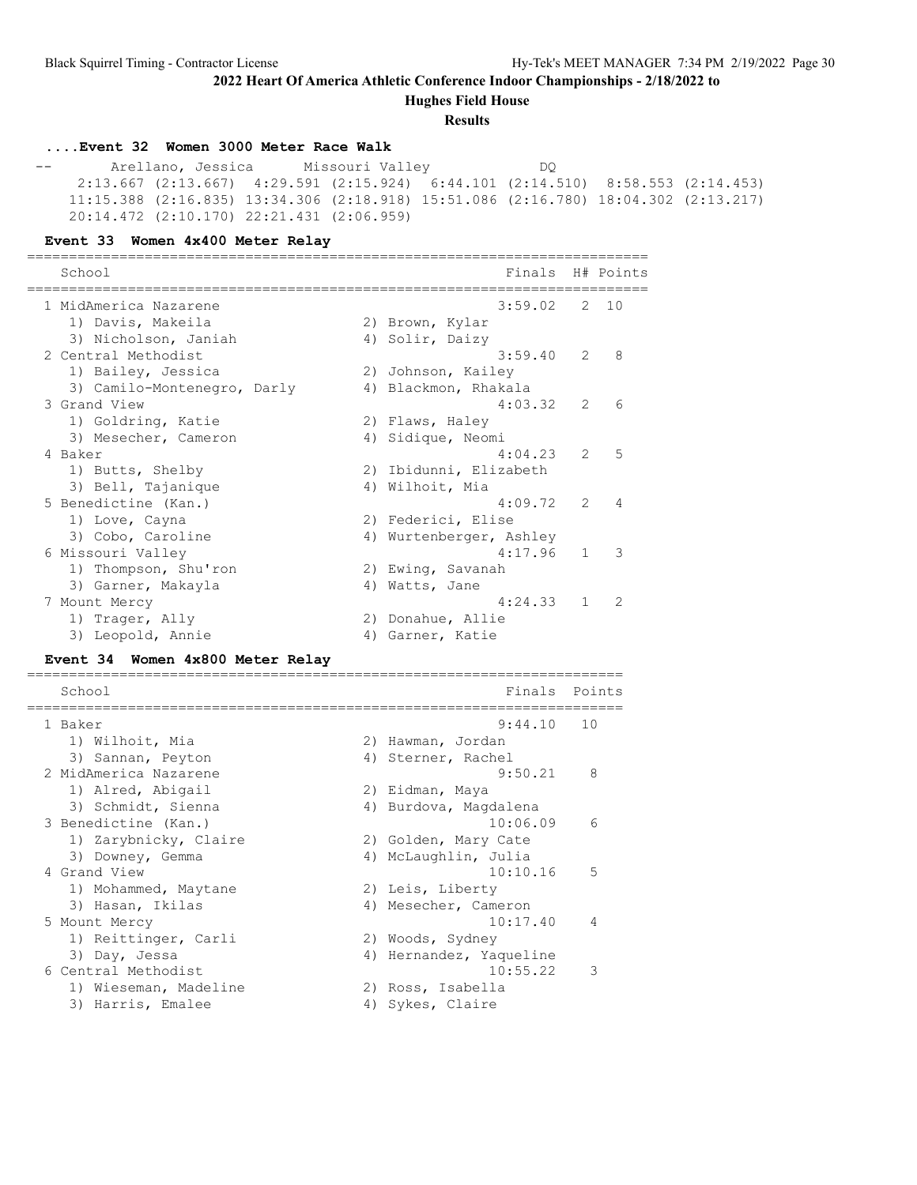## 2022 Heart Of America Athletic Conference Indoor Championships - 2/18/2022 to

### Hughes Field House

### Results

#### ....Event 32 Women 3000 Meter Race Walk

```
 --        Arellano, Jessica      Missouri Valley            DQ
      2:13.667 (2:13.667)  4:29.591 (2:15.924)  6:44.101 (2:14.510)  8:58.553 (2:14.453)
     11:15.388 (2:16.835) 13:34.306 (2:18.918) 15:51.086 (2:16.780) 18:04.302 (2:13.217)
     20:14.472 (2:10.170) 22:21.431 (2:06.959)
```

#### Event 33 Women 4x400 Meter Relay

| School | | Finals | H# | Points |
|---|---|---|---|---|
| 1 MidAmerica Nazarene | | 3:59.02 | 2 | 10 |
| 1) Davis, Makeila | 2) Brown, Kylar | | | |
| 3) Nicholson, Janiah | 4) Solir, Daizy | | | |
| 2 Central Methodist | | 3:59.40 | 2 | 8 |
| 1) Bailey, Jessica | 2) Johnson, Kailey | | | |
| 3) Camilo-Montenegro, Darly | 4) Blackmon, Rhakala | | | |
| 3 Grand View | | 4:03.32 | 2 | 6 |
| 1) Goldring, Katie | 2) Flaws, Haley | | | |
| 3) Mesecher, Cameron | 4) Sidique, Neomi | | | |
| 4 Baker | | 4:04.23 | 2 | 5 |
| 1) Butts, Shelby | 2) Ibidunni, Elizabeth | | | |
| 3) Bell, Tajanique | 4) Wilhoit, Mia | | | |
| 5 Benedictine (Kan.) | | 4:09.72 | 2 | 4 |
| 1) Love, Cayna | 2) Federici, Elise | | | |
| 3) Cobo, Caroline | 4) Wurtenberger, Ashley | | | |
| 6 Missouri Valley | | 4:17.96 | 1 | 3 |
| 1) Thompson, Shu'ron | 2) Ewing, Savanah | | | |
| 3) Garner, Makayla | 4) Watts, Jane | | | |
| 7 Mount Mercy | | 4:24.33 | 1 | 2 |
| 1) Trager, Ally | 2) Donahue, Allie | | | |
| 3) Leopold, Annie | 4) Garner, Katie | | | |

#### Event 34 Women 4x800 Meter Relay

| School | | Finals | Points |
|---|---|---|---|
| 1 Baker | | 9:44.10 | 10 |
| 1) Wilhoit, Mia | 2) Hawman, Jordan | | |
| 3) Sannan, Peyton | 4) Sterner, Rachel | | |
| 2 MidAmerica Nazarene | | 9:50.21 | 8 |
| 1) Alred, Abigail | 2) Eidman, Maya | | |
| 3) Schmidt, Sienna | 4) Burdova, Magdalena | | |
| 3 Benedictine (Kan.) | | 10:06.09 | 6 |
| 1) Zarybnicky, Claire | 2) Golden, Mary Cate | | |
| 3) Downey, Gemma | 4) McLaughlin, Julia | | |
| 4 Grand View | | 10:10.16 | 5 |
| 1) Mohammed, Maytane | 2) Leis, Liberty | | |
| 3) Hasan, Ikilas | 4) Mesecher, Cameron | | |
| 5 Mount Mercy | | 10:17.40 | 4 |
| 1) Reittinger, Carli | 2) Woods, Sydney | | |
| 3) Day, Jessa | 4) Hernandez, Yaqueline | | |
| 6 Central Methodist | | 10:55.22 | 3 |
| 1) Wieseman, Madeline | 2) Ross, Isabella | | |
| 3) Harris, Emalee | 4) Sykes, Claire | | |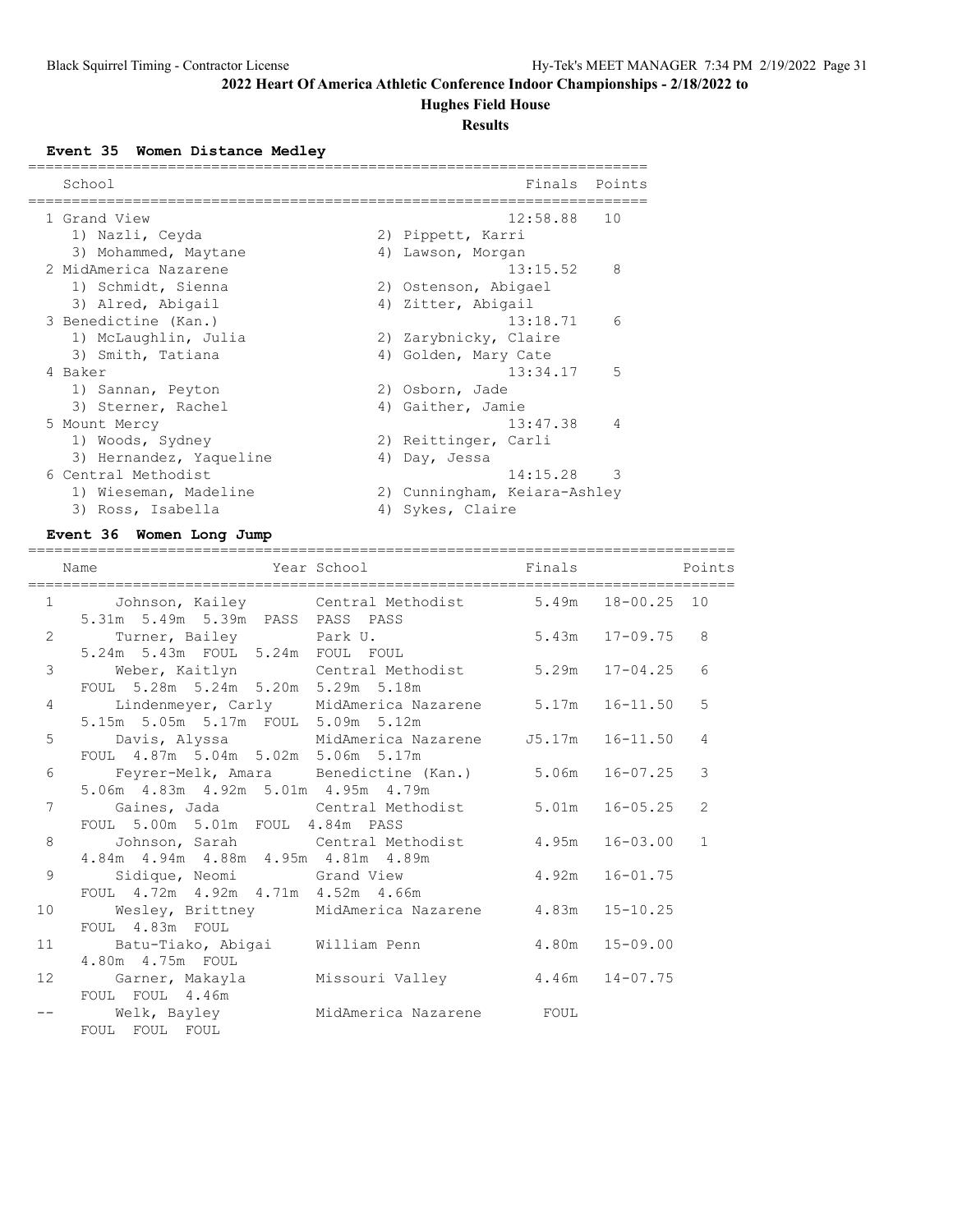## 2022 Heart Of America Athletic Conference Indoor Championships - 2/18/2022 to

### Hughes Field House

### Results

#### Event 35 Women Distance Medley

| Place | School | Finals | Points |
|---|---|---|---|
| 1 | Grand View | 12:58.88 | 10 |
| | 1) Nazli, Ceyda; 2) Pippett, Karri; 3) Mohammed, Maytane; 4) Lawson, Morgan | | |
| 2 | MidAmerica Nazarene | 13:15.52 | 8 |
| | 1) Schmidt, Sienna; 2) Ostenson, Abigael; 3) Alred, Abigail; 4) Zitter, Abigail | | |
| 3 | Benedictine (Kan.) | 13:18.71 | 6 |
| | 1) McLaughlin, Julia; 2) Zarybnicky, Claire; 3) Smith, Tatiana; 4) Golden, Mary Cate | | |
| 4 | Baker | 13:34.17 | 5 |
| | 1) Sannan, Peyton; 2) Osborn, Jade; 3) Sterner, Rachel; 4) Gaither, Jamie | | |
| 5 | Mount Mercy | 13:47.38 | 4 |
| | 1) Woods, Sydney; 2) Reittinger, Carli; 3) Hernandez, Yaqueline; 4) Day, Jessa | | |
| 6 | Central Methodist | 14:15.28 | 3 |
| | 1) Wieseman, Madeline; 2) Cunningham, Keiara-Ashley; 3) Ross, Isabella; 4) Sykes, Claire | | |

#### Event 36 Women Long Jump

| Place | Name | Year | School | Finals | | Points |
|---|---|---|---|---|---|---|
| 1 | Johnson, Kailey | | Central Methodist | 5.49m | 18-00.25 | 10 |
| | 5.31m 5.49m 5.39m PASS PASS PASS | | | | | |
| 2 | Turner, Bailey | | Park U. | 5.43m | 17-09.75 | 8 |
| | 5.24m 5.43m FOUL 5.24m FOUL FOUL | | | | | |
| 3 | Weber, Kaitlyn | | Central Methodist | 5.29m | 17-04.25 | 6 |
| | FOUL 5.28m 5.24m 5.20m 5.29m 5.18m | | | | | |
| 4 | Lindenmeyer, Carly | | MidAmerica Nazarene | 5.17m | 16-11.50 | 5 |
| | 5.15m 5.05m 5.17m FOUL 5.09m 5.12m | | | | | |
| 5 | Davis, Alyssa | | MidAmerica Nazarene | J5.17m | 16-11.50 | 4 |
| | FOUL 4.87m 5.04m 5.02m 5.06m 5.17m | | | | | |
| 6 | Feyrer-Melk, Amara | | Benedictine (Kan.) | 5.06m | 16-07.25 | 3 |
| | 5.06m 4.83m 4.92m 5.01m 4.95m 4.79m | | | | | |
| 7 | Gaines, Jada | | Central Methodist | 5.01m | 16-05.25 | 2 |
| | FOUL 5.00m 5.01m FOUL 4.84m PASS | | | | | |
| 8 | Johnson, Sarah | | Central Methodist | 4.95m | 16-03.00 | 1 |
| | 4.84m 4.94m 4.88m 4.95m 4.81m 4.89m | | | | | |
| 9 | Sidique, Neomi | | Grand View | 4.92m | 16-01.75 | |
| | FOUL 4.72m 4.92m 4.71m 4.52m 4.66m | | | | | |
| 10 | Wesley, Brittney | | MidAmerica Nazarene | 4.83m | 15-10.25 | |
| | FOUL 4.83m FOUL | | | | | |
| 11 | Batu-Tiako, Abigai | | William Penn | 4.80m | 15-09.00 | |
| | 4.80m 4.75m FOUL | | | | | |
| 12 | Garner, Makayla | | Missouri Valley | 4.46m | 14-07.75 | |
| | FOUL FOUL 4.46m | | | | | |
| -- | Welk, Bayley | | MidAmerica Nazarene | FOUL | | |
| | FOUL FOUL FOUL | | | | | |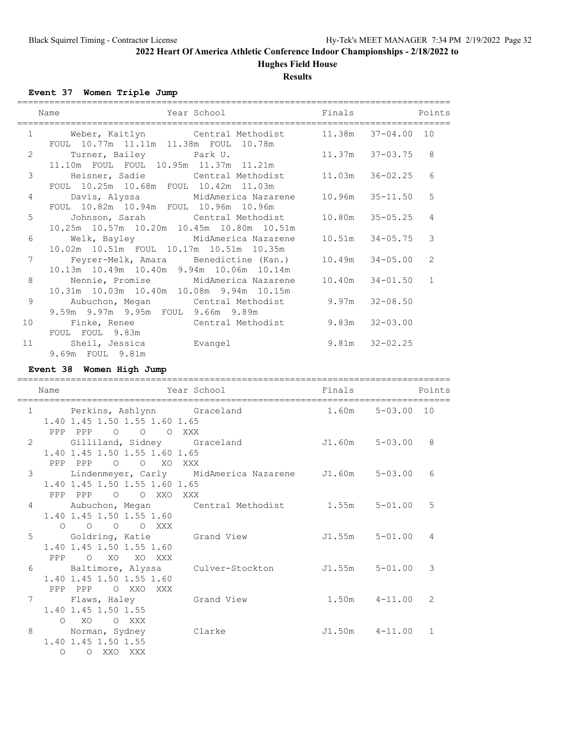## 2022 Heart Of America Athletic Conference Indoor Championships - 2/18/2022 to

### Hughes Field House

### Results

#### Event 37 Women Triple Jump

| | Name | Year School | Finals | | Points |
|---|---|---|---|---|---|
| 1 | Weber, Kaitlyn | Central Methodist | 11.38m | 37-04.00 | 10 |
| | FOUL 10.77m 11.11m 11.38m FOUL 10.78m | | | | |
| 2 | Turner, Bailey | Park U. | 11.37m | 37-03.75 | 8 |
| | 11.10m FOUL FOUL 10.95m 11.37m 11.21m | | | | |
| 3 | Heisner, Sadie | Central Methodist | 11.03m | 36-02.25 | 6 |
| | FOUL 10.25m 10.68m FOUL 10.42m 11.03m | | | | |
| 4 | Davis, Alyssa | MidAmerica Nazarene | 10.96m | 35-11.50 | 5 |
| | FOUL 10.82m 10.94m FOUL 10.96m 10.96m | | | | |
| 5 | Johnson, Sarah | Central Methodist | 10.80m | 35-05.25 | 4 |
| | 10.25m 10.57m 10.20m 10.45m 10.80m 10.51m | | | | |
| 6 | Welk, Bayley | MidAmerica Nazarene | 10.51m | 34-05.75 | 3 |
| | 10.02m 10.51m FOUL 10.17m 10.51m 10.35m | | | | |
| 7 | Feyrer-Melk, Amara | Benedictine (Kan.) | 10.49m | 34-05.00 | 2 |
| | 10.13m 10.49m 10.40m 9.94m 10.06m 10.14m | | | | |
| 8 | Nennie, Promise | MidAmerica Nazarene | 10.40m | 34-01.50 | 1 |
| | 10.31m 10.03m 10.40m 10.08m 9.94m 10.15m | | | | |
| 9 | Aubuchon, Megan | Central Methodist | 9.97m | 32-08.50 | |
| | 9.59m 9.97m 9.95m FOUL 9.66m 9.89m | | | | |
| 10 | Finke, Renee | Central Methodist | 9.83m | 32-03.00 | |
| | FOUL FOUL 9.83m | | | | |
| 11 | Sheil, Jessica | Evangel | 9.81m | 32-02.25 | |
| | 9.69m FOUL 9.81m | | | | |

#### Event 38 Women High Jump

| | Name | Year School | Finals | | Points |
|---|---|---|---|---|---|
| 1 | Perkins, Ashlynn | Graceland | 1.60m | 5-03.00 | 10 |
| | 1.40 1.45 1.50 1.55 1.60 1.65 | | | | |
| | PPP PPP O O O XXX | | | | |
| 2 | Gilliland, Sidney | Graceland | J1.60m | 5-03.00 | 8 |
| | 1.40 1.45 1.50 1.55 1.60 1.65 | | | | |
| | PPP PPP O O XO XXX | | | | |
| 3 | Lindenmeyer, Carly | MidAmerica Nazarene | J1.60m | 5-03.00 | 6 |
| | 1.40 1.45 1.50 1.55 1.60 1.65 | | | | |
| | PPP PPP O O XXO XXX | | | | |
| 4 | Aubuchon, Megan | Central Methodist | 1.55m | 5-01.00 | 5 |
| | 1.40 1.45 1.50 1.55 1.60 | | | | |
| | O O O O XXX | | | | |
| 5 | Goldring, Katie | Grand View | J1.55m | 5-01.00 | 4 |
| | 1.40 1.45 1.50 1.55 1.60 | | | | |
| | PPP O XO XO XXX | | | | |
| 6 | Baltimore, Alyssa | Culver-Stockton | J1.55m | 5-01.00 | 3 |
| | 1.40 1.45 1.50 1.55 1.60 | | | | |
| | PPP PPP O XXO XXX | | | | |
| 7 | Flaws, Haley | Grand View | 1.50m | 4-11.00 | 2 |
| | 1.40 1.45 1.50 1.55 | | | | |
| | O XO O XXX | | | | |
| 8 | Norman, Sydney | Clarke | J1.50m | 4-11.00 | 1 |
| | 1.40 1.45 1.50 1.55 | | | | |
| | O O XXO XXX | | | | |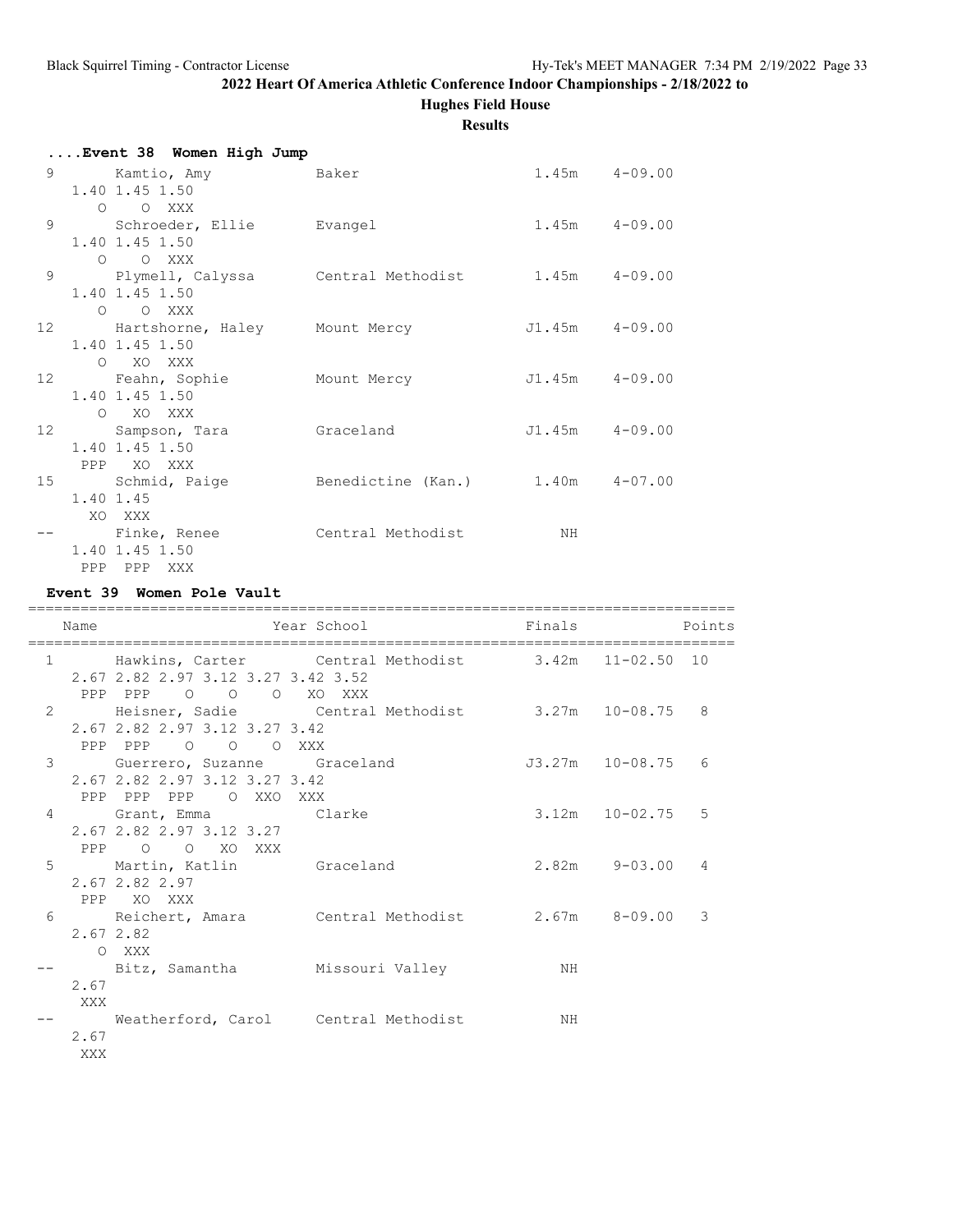## 2022 Heart Of America Athletic Conference Indoor Championships - 2/18/2022 to

**Hughes Field House**

**Results**

### ....Event 38 Women High Jump

```
  9       Kamtio, Amy            Baker                      1.45m    4-09.00
     1.40 1.45 1.50
        O    O  XXX
  9       Schroeder, Ellie       Evangel                    1.45m    4-09.00
     1.40 1.45 1.50
        O    O  XXX
  9       Plymell, Calyssa       Central Methodist          1.45m    4-09.00
     1.40 1.45 1.50
        O    O  XXX
 12       Hartshorne, Haley      Mount Mercy               J1.45m    4-09.00
     1.40 1.45 1.50
        O   XO  XXX
 12       Feahn, Sophie          Mount Mercy               J1.45m    4-09.00
     1.40 1.45 1.50
        O   XO  XXX
 12       Sampson, Tara          Graceland                 J1.45m    4-09.00
     1.40 1.45 1.50
      PPP   XO  XXX
 15       Schmid, Paige          Benedictine (Kan.)         1.40m    4-07.00
     1.40 1.45
       XO  XXX
 --       Finke, Renee           Central Methodist             NH
     1.40 1.45 1.50
      PPP  PPP  XXX
```

### Event 39 Women Pole Vault

```
===================================================================================
    Name                    Year School                  Finals            Points
===================================================================================
  1       Hawkins, Carter        Central Methodist          3.42m   11-02.50  10
     2.67 2.82 2.97 3.12 3.27 3.42 3.52
      PPP  PPP    O    O    O   XO  XXX
  2       Heisner, Sadie         Central Methodist          3.27m   10-08.75   8
     2.67 2.82 2.97 3.12 3.27 3.42
      PPP  PPP    O    O    O  XXX
  3       Guerrero, Suzanne      Graceland                 J3.27m   10-08.75   6
     2.67 2.82 2.97 3.12 3.27 3.42
      PPP  PPP  PPP    O  XXO  XXX
  4       Grant, Emma            Clarke                     3.12m   10-02.75   5
     2.67 2.82 2.97 3.12 3.27
      PPP    O    O   XO  XXX
  5       Martin, Katlin         Graceland                  2.82m    9-03.00   4
     2.67 2.82 2.97
      PPP   XO  XXX
  6       Reichert, Amara        Central Methodist          2.67m    8-09.00   3
     2.67 2.82
        O  XXX
 --       Bitz, Samantha         Missouri Valley               NH
     2.67
      XXX
 --       Weatherford, Carol     Central Methodist             NH
     2.67
      XXX
```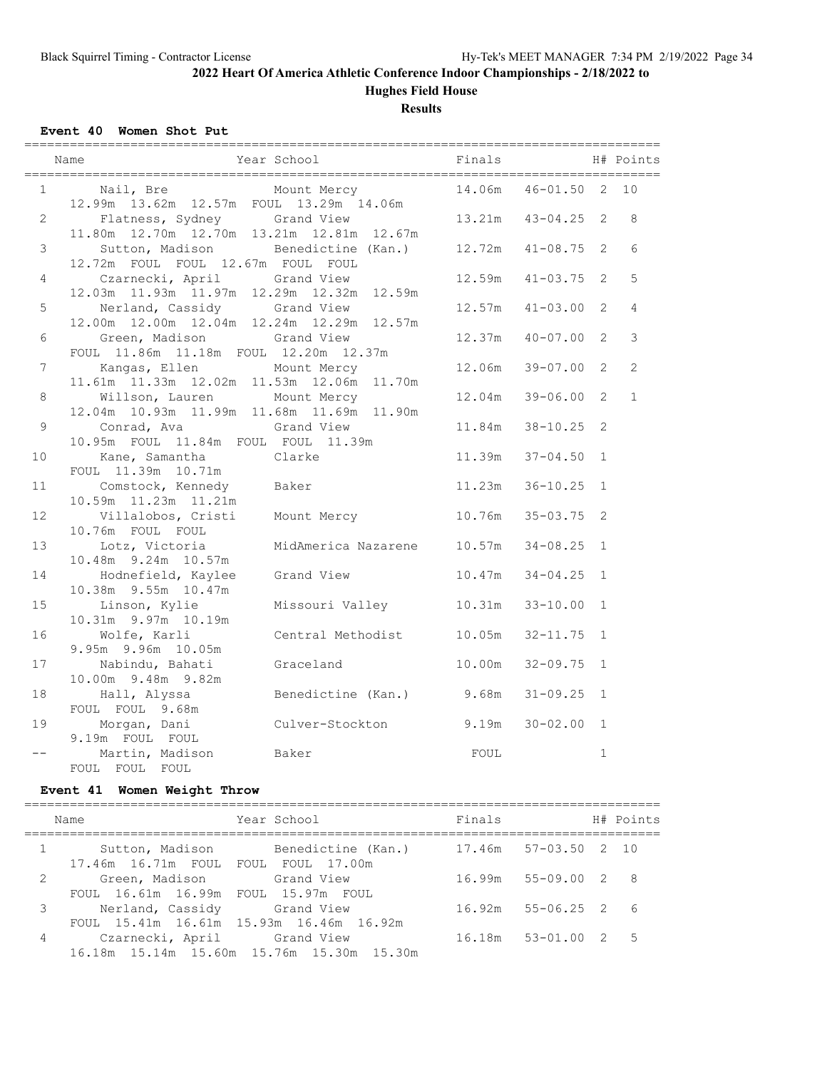## 2022 Heart Of America Athletic Conference Indoor Championships - 2/18/2022 to

### Hughes Field House

### Results

#### Event 40 Women Shot Put

| Place | Name | Year | School | Finals | | H# | Points |
|---|---|---|---|---|---|---|---|
| 1 | Nail, Bre | | Mount Mercy | 14.06m | 46-01.50 | 2 | 10 |
| | 12.99m 13.62m 12.57m FOUL 13.29m 14.06m | | | | | | |
| 2 | Flatness, Sydney | | Grand View | 13.21m | 43-04.25 | 2 | 8 |
| | 11.80m 12.70m 12.70m 13.21m 12.81m 12.67m | | | | | | |
| 3 | Sutton, Madison | | Benedictine (Kan.) | 12.72m | 41-08.75 | 2 | 6 |
| | 12.72m FOUL FOUL 12.67m FOUL FOUL | | | | | | |
| 4 | Czarnecki, April | | Grand View | 12.59m | 41-03.75 | 2 | 5 |
| | 12.03m 11.93m 11.97m 12.29m 12.32m 12.59m | | | | | | |
| 5 | Nerland, Cassidy | | Grand View | 12.57m | 41-03.00 | 2 | 4 |
| | 12.00m 12.00m 12.04m 12.24m 12.29m 12.57m | | | | | | |
| 6 | Green, Madison | | Grand View | 12.37m | 40-07.00 | 2 | 3 |
| | FOUL 11.86m 11.18m FOUL 12.20m 12.37m | | | | | | |
| 7 | Kangas, Ellen | | Mount Mercy | 12.06m | 39-07.00 | 2 | 2 |
| | 11.61m 11.33m 12.02m 11.53m 12.06m 11.70m | | | | | | |
| 8 | Willson, Lauren | | Mount Mercy | 12.04m | 39-06.00 | 2 | 1 |
| | 12.04m 10.93m 11.99m 11.68m 11.69m 11.90m | | | | | | |
| 9 | Conrad, Ava | | Grand View | 11.84m | 38-10.25 | 2 | |
| | 10.95m FOUL 11.84m FOUL FOUL 11.39m | | | | | | |
| 10 | Kane, Samantha | | Clarke | 11.39m | 37-04.50 | 1 | |
| | FOUL 11.39m 10.71m | | | | | | |
| 11 | Comstock, Kennedy | | Baker | 11.23m | 36-10.25 | 1 | |
| | 10.59m 11.23m 11.21m | | | | | | |
| 12 | Villalobos, Cristi | | Mount Mercy | 10.76m | 35-03.75 | 2 | |
| | 10.76m FOUL FOUL | | | | | | |
| 13 | Lotz, Victoria | | MidAmerica Nazarene | 10.57m | 34-08.25 | 1 | |
| | 10.48m 9.24m 10.57m | | | | | | |
| 14 | Hodnefield, Kaylee | | Grand View | 10.47m | 34-04.25 | 1 | |
| | 10.38m 9.55m 10.47m | | | | | | |
| 15 | Linson, Kylie | | Missouri Valley | 10.31m | 33-10.00 | 1 | |
| | 10.31m 9.97m 10.19m | | | | | | |
| 16 | Wolfe, Karli | | Central Methodist | 10.05m | 32-11.75 | 1 | |
| | 9.95m 9.96m 10.05m | | | | | | |
| 17 | Nabindu, Bahati | | Graceland | 10.00m | 32-09.75 | 1 | |
| | 10.00m 9.48m 9.82m | | | | | | |
| 18 | Hall, Alyssa | | Benedictine (Kan.) | 9.68m | 31-09.25 | 1 | |
| | FOUL FOUL 9.68m | | | | | | |
| 19 | Morgan, Dani | | Culver-Stockton | 9.19m | 30-02.00 | 1 | |
| | 9.19m FOUL FOUL | | | | | | |
| -- | Martin, Madison | | Baker | FOUL | | 1 | |
| | FOUL FOUL FOUL | | | | | | |

#### Event 41 Women Weight Throw

| Place | Name | Year | School | Finals | | H# | Points |
|---|---|---|---|---|---|---|---|
| 1 | Sutton, Madison | | Benedictine (Kan.) | 17.46m | 57-03.50 | 2 | 10 |
| | 17.46m 16.71m FOUL FOUL FOUL 17.00m | | | | | | |
| 2 | Green, Madison | | Grand View | 16.99m | 55-09.00 | 2 | 8 |
| | FOUL 16.61m 16.99m FOUL 15.97m FOUL | | | | | | |
| 3 | Nerland, Cassidy | | Grand View | 16.92m | 55-06.25 | 2 | 6 |
| | FOUL 15.41m 16.61m 15.93m 16.46m 16.92m | | | | | | |
| 4 | Czarnecki, April | | Grand View | 16.18m | 53-01.00 | 2 | 5 |
| | 16.18m 15.14m 15.60m 15.76m 15.30m 15.30m | | | | | | |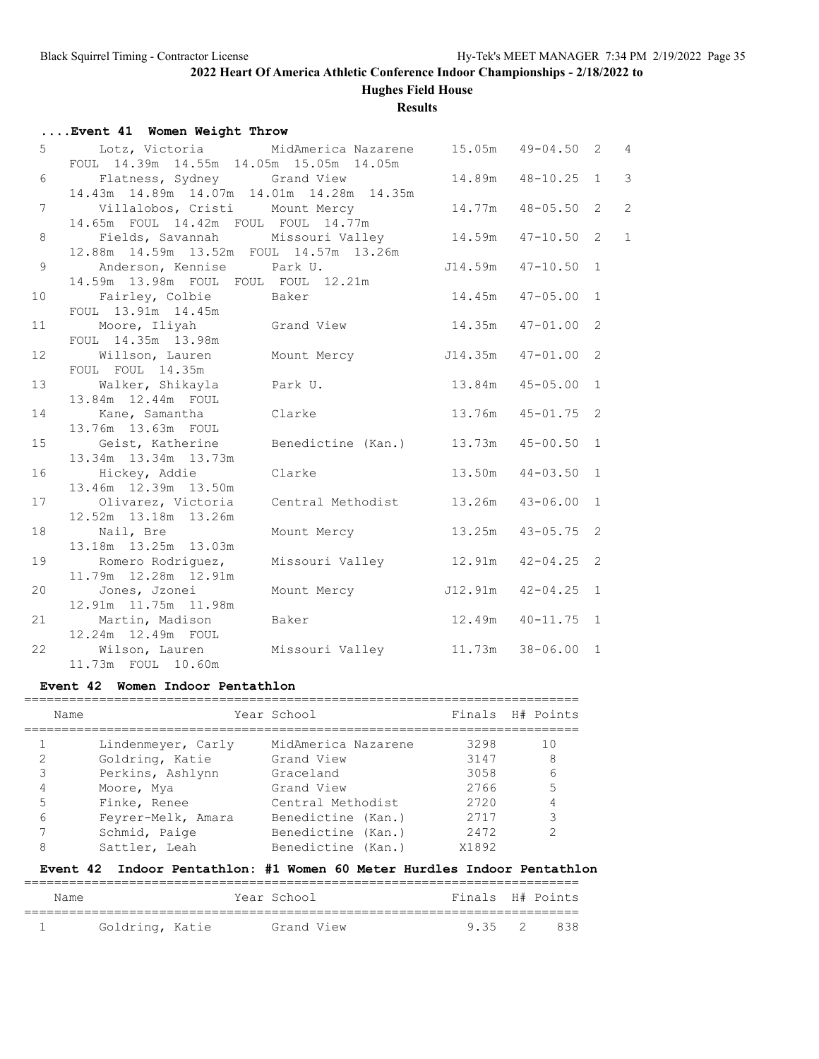## 2022 Heart Of America Athletic Conference Indoor Championships - 2/18/2022 to

### Hughes Field House

### Results

#### ....Event 41 Women Weight Throw

| Place | Name | School | Finals | | H# | Points |
|---|---|---|---|---|---|---|
| 5 | Lotz, Victoria | MidAmerica Nazarene | 15.05m | 49-04.50 | 2 | 4 |
| | FOUL 14.39m 14.55m 14.05m 15.05m 14.05m | | | | | |
| 6 | Flatness, Sydney | Grand View | 14.89m | 48-10.25 | 1 | 3 |
| | 14.43m 14.89m 14.07m 14.01m 14.28m 14.35m | | | | | |
| 7 | Villalobos, Cristi | Mount Mercy | 14.77m | 48-05.50 | 2 | 2 |
| | 14.65m FOUL 14.42m FOUL FOUL 14.77m | | | | | |
| 8 | Fields, Savannah | Missouri Valley | 14.59m | 47-10.50 | 2 | 1 |
| | 12.88m 14.59m 13.52m FOUL 14.57m 13.26m | | | | | |
| 9 | Anderson, Kennise | Park U. | J14.59m | 47-10.50 | 1 | |
| | 14.59m 13.98m FOUL FOUL FOUL 12.21m | | | | | |
| 10 | Fairley, Colbie | Baker | 14.45m | 47-05.00 | 1 | |
| | FOUL 13.91m 14.45m | | | | | |
| 11 | Moore, Iliyah | Grand View | 14.35m | 47-01.00 | 2 | |
| | FOUL 14.35m 13.98m | | | | | |
| 12 | Willson, Lauren | Mount Mercy | J14.35m | 47-01.00 | 2 | |
| | FOUL FOUL 14.35m | | | | | |
| 13 | Walker, Shikayla | Park U. | 13.84m | 45-05.00 | 1 | |
| | 13.84m 12.44m FOUL | | | | | |
| 14 | Kane, Samantha | Clarke | 13.76m | 45-01.75 | 2 | |
| | 13.76m 13.63m FOUL | | | | | |
| 15 | Geist, Katherine | Benedictine (Kan.) | 13.73m | 45-00.50 | 1 | |
| | 13.34m 13.34m 13.73m | | | | | |
| 16 | Hickey, Addie | Clarke | 13.50m | 44-03.50 | 1 | |
| | 13.46m 12.39m 13.50m | | | | | |
| 17 | Olivarez, Victoria | Central Methodist | 13.26m | 43-06.00 | 1 | |
| | 12.52m 13.18m 13.26m | | | | | |
| 18 | Nail, Bre | Mount Mercy | 13.25m | 43-05.75 | 2 | |
| | 13.18m 13.25m 13.03m | | | | | |
| 19 | Romero Rodriguez, | Missouri Valley | 12.91m | 42-04.25 | 2 | |
| | 11.79m 12.28m 12.91m | | | | | |
| 20 | Jones, Jzonei | Mount Mercy | J12.91m | 42-04.25 | 1 | |
| | 12.91m 11.75m 11.98m | | | | | |
| 21 | Martin, Madison | Baker | 12.49m | 40-11.75 | 1 | |
| | 12.24m 12.49m FOUL | | | | | |
| 22 | Wilson, Lauren | Missouri Valley | 11.73m | 38-06.00 | 1 | |
| | 11.73m FOUL 10.60m | | | | | |

#### Event 42 Women Indoor Pentathlon

| | Name | Year | School | Finals | H# | Points |
|---|---|---|---|---|---|---|
| 1 | Lindenmeyer, Carly | | MidAmerica Nazarene | 3298 | | 10 |
| 2 | Goldring, Katie | | Grand View | 3147 | | 8 |
| 3 | Perkins, Ashlynn | | Graceland | 3058 | | 6 |
| 4 | Moore, Mya | | Grand View | 2766 | | 5 |
| 5 | Finke, Renee | | Central Methodist | 2720 | | 4 |
| 6 | Feyrer-Melk, Amara | | Benedictine (Kan.) | 2717 | | 3 |
| 7 | Schmid, Paige | | Benedictine (Kan.) | 2472 | | 2 |
| 8 | Sattler, Leah | | Benedictine (Kan.) | X1892 | | |

#### Event 42 Indoor Pentathlon: #1 Women 60 Meter Hurdles Indoor Pentathlon

| | Name | Year | School | Finals | H# | Points |
|---|---|---|---|---|---|---|
| 1 | Goldring, Katie | | Grand View | 9.35 | 2 | 838 |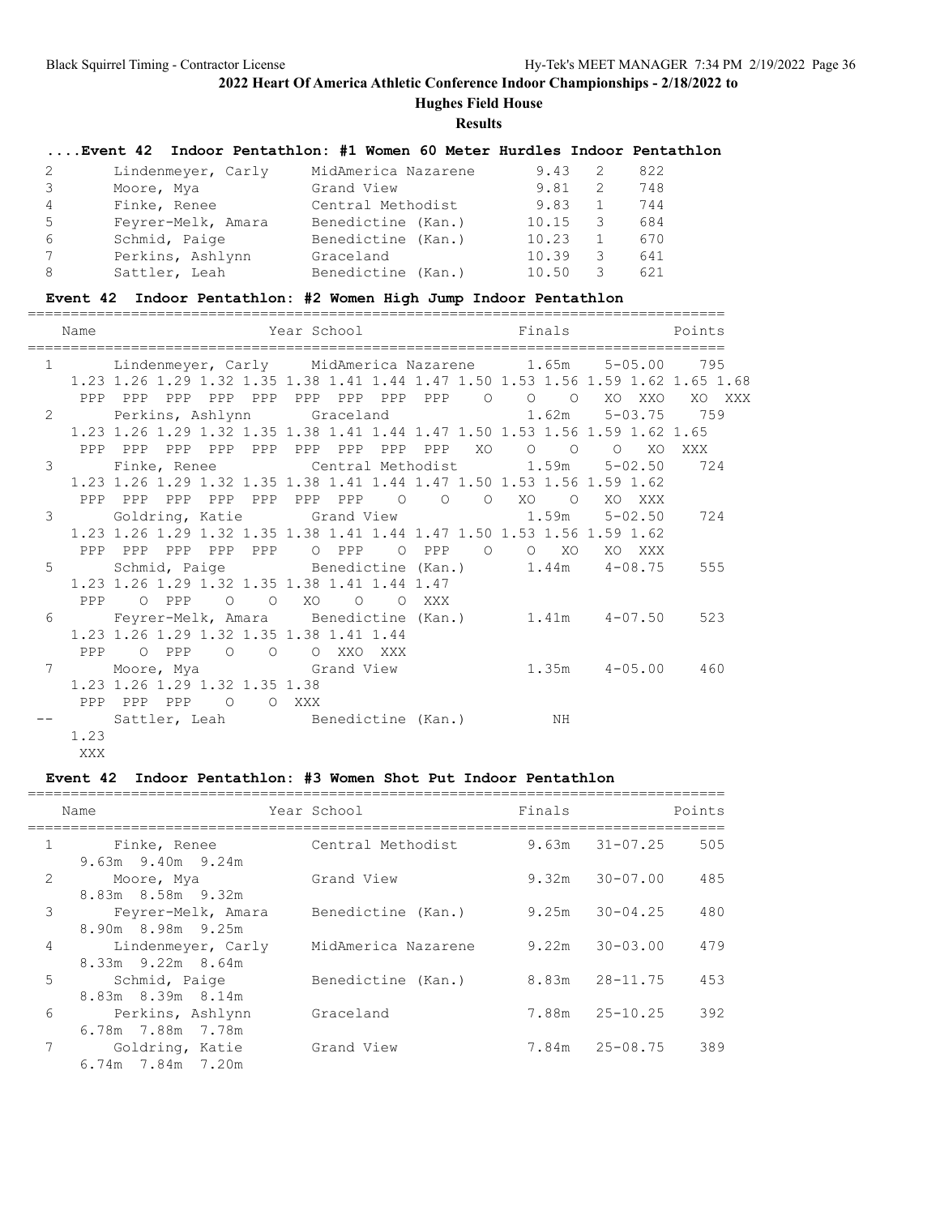## 2022 Heart Of America Athletic Conference Indoor Championships - 2/18/2022 to

### Hughes Field House

### Results

#### ....Event 42 Indoor Pentathlon: #1 Women 60 Meter Hurdles Indoor Pentathlon

| Place | Name | School | Finals | H# | Points |
|---|---|---|---|---|---|
| 2 | Lindenmeyer, Carly | MidAmerica Nazarene | 9.43 | 2 | 822 |
| 3 | Moore, Mya | Grand View | 9.81 | 2 | 748 |
| 4 | Finke, Renee | Central Methodist | 9.83 | 1 | 744 |
| 5 | Feyrer-Melk, Amara | Benedictine (Kan.) | 10.15 | 3 | 684 |
| 6 | Schmid, Paige | Benedictine (Kan.) | 10.23 | 1 | 670 |
| 7 | Perkins, Ashlynn | Graceland | 10.39 | 3 | 641 |
| 8 | Sattler, Leah | Benedictine (Kan.) | 10.50 | 3 | 621 |

#### Event 42 Indoor Pentathlon: #2 Women High Jump Indoor Pentathlon

```
================================================================================
   Name                    Year School                  Finals             Points
================================================================================
  1      Lindenmeyer, Carly    MidAmerica Nazarene      1.65m    5-05.00    795
    1.23 1.26 1.29 1.32 1.35 1.38 1.41 1.44 1.47 1.50 1.53 1.56 1.59 1.62 1.65 1.68
     PPP  PPP  PPP  PPP  PPP  PPP  PPP  PPP  PPP    O    O    O   XO  XXO   XO XXX
  2      Perkins, Ashlynn      Graceland                1.62m    5-03.75    759
    1.23 1.26 1.29 1.32 1.35 1.38 1.41 1.44 1.47 1.50 1.53 1.56 1.59 1.62 1.65
     PPP  PPP  PPP  PPP  PPP  PPP  PPP  PPP  PPP   XO    O    O    O   XO  XXX
  3      Finke, Renee          Central Methodist        1.59m    5-02.50    724
    1.23 1.26 1.29 1.32 1.35 1.38 1.41 1.44 1.47 1.50 1.53 1.56 1.59 1.62
     PPP  PPP  PPP  PPP  PPP  PPP  PPP    O    O    O   XO    O   XO  XXX
  3      Goldring, Katie       Grand View               1.59m    5-02.50    724
    1.23 1.26 1.29 1.32 1.35 1.38 1.41 1.44 1.47 1.50 1.53 1.56 1.59 1.62
     PPP  PPP  PPP  PPP  PPP    O  PPP    O  PPP    O    O   XO   XO  XXX
  5      Schmid, Paige         Benedictine (Kan.)       1.44m    4-08.75    555
    1.23 1.26 1.29 1.32 1.35 1.38 1.41 1.44 1.47
     PPP    O  PPP    O    O   XO    O    O  XXX
  6      Feyrer-Melk, Amara    Benedictine (Kan.)       1.41m    4-07.50    523
    1.23 1.26 1.29 1.32 1.35 1.38 1.41 1.44
     PPP    O  PPP    O    O    O  XXO  XXX
  7      Moore, Mya            Grand View               1.35m    4-05.00    460
    1.23 1.26 1.29 1.32 1.35 1.38
     PPP  PPP  PPP    O    O  XXX
 --      Sattler, Leah         Benedictine (Kan.)          NH
    1.23
     XXX
```

#### Event 42 Indoor Pentathlon: #3 Women Shot Put Indoor Pentathlon

| Place | Name | Year | School | Finals | | Points |
|---|---|---|---|---|---|---|
| 1 | Finke, Renee<br>9.63m 9.40m 9.24m | | Central Methodist | 9.63m | 31-07.25 | 505 |
| 2 | Moore, Mya<br>8.83m 8.58m 9.32m | | Grand View | 9.32m | 30-07.00 | 485 |
| 3 | Feyrer-Melk, Amara<br>8.90m 8.98m 9.25m | | Benedictine (Kan.) | 9.25m | 30-04.25 | 480 |
| 4 | Lindenmeyer, Carly<br>8.33m 9.22m 8.64m | | MidAmerica Nazarene | 9.22m | 30-03.00 | 479 |
| 5 | Schmid, Paige<br>8.83m 8.39m 8.14m | | Benedictine (Kan.) | 8.83m | 28-11.75 | 453 |
| 6 | Perkins, Ashlynn<br>6.78m 7.88m 7.78m | | Graceland | 7.88m | 25-10.25 | 392 |
| 7 | Goldring, Katie<br>6.74m 7.84m 7.20m | | Grand View | 7.84m | 25-08.75 | 389 |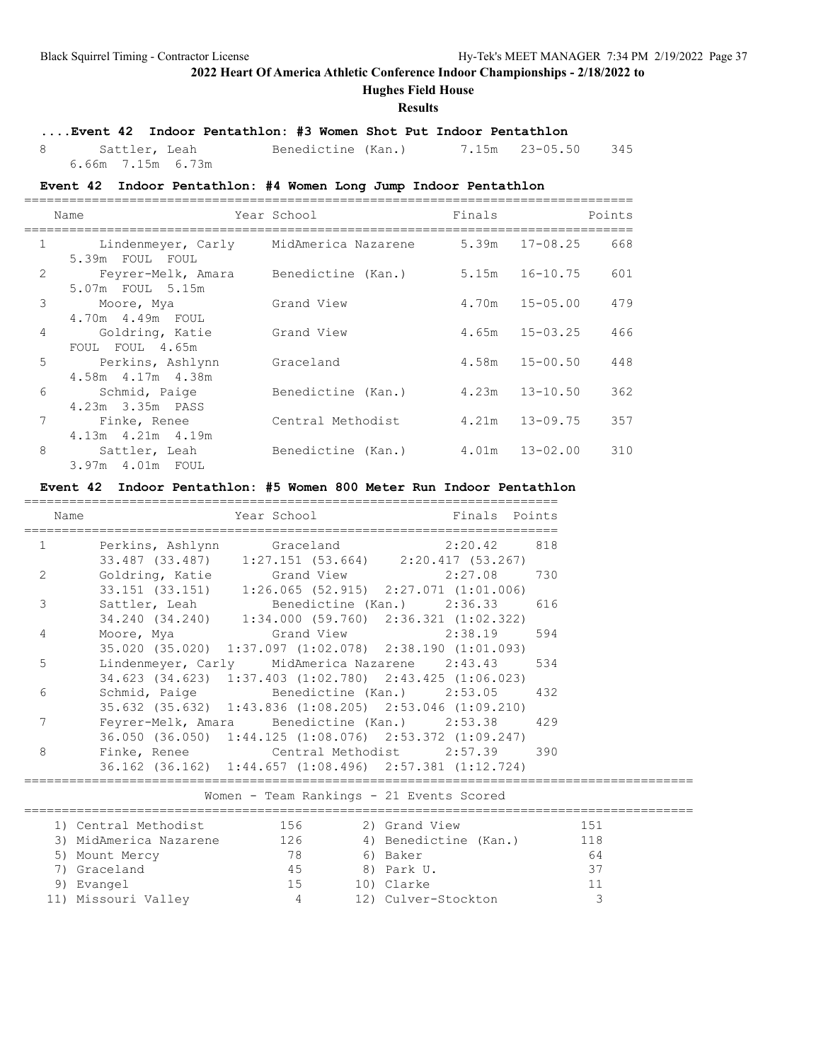**2022 Heart Of America Athletic Conference Indoor Championships - 2/18/2022 to**

**Hughes Field House**

**Results**

### ....Event 42 Indoor Pentathlon: #3 Women Shot Put Indoor Pentathlon

| Place | Name | Year | School | Finals | | Points |
|---|---|---|---|---|---|---|
| 8 | Sattler, Leah | | Benedictine (Kan.) | 7.15m | 23-05.50 | 345 |
| | 6.66m 7.15m 6.73m | | | | | |

### Event 42 Indoor Pentathlon: #4 Women Long Jump Indoor Pentathlon

| Place | Name | Year | School | Finals | | Points |
|---|---|---|---|---|---|---|
| 1 | Lindenmeyer, Carly | | MidAmerica Nazarene | 5.39m | 17-08.25 | 668 |
| | 5.39m FOUL FOUL | | | | | |
| 2 | Feyrer-Melk, Amara | | Benedictine (Kan.) | 5.15m | 16-10.75 | 601 |
| | 5.07m FOUL 5.15m | | | | | |
| 3 | Moore, Mya | | Grand View | 4.70m | 15-05.00 | 479 |
| | 4.70m 4.49m FOUL | | | | | |
| 4 | Goldring, Katie | | Grand View | 4.65m | 15-03.25 | 466 |
| | FOUL FOUL 4.65m | | | | | |
| 5 | Perkins, Ashlynn | | Graceland | 4.58m | 15-00.50 | 448 |
| | 4.58m 4.17m 4.38m | | | | | |
| 6 | Schmid, Paige | | Benedictine (Kan.) | 4.23m | 13-10.50 | 362 |
| | 4.23m 3.35m PASS | | | | | |
| 7 | Finke, Renee | | Central Methodist | 4.21m | 13-09.75 | 357 |
| | 4.13m 4.21m 4.19m | | | | | |
| 8 | Sattler, Leah | | Benedictine (Kan.) | 4.01m | 13-02.00 | 310 |
| | 3.97m 4.01m FOUL | | | | | |

### Event 42 Indoor Pentathlon: #5 Women 800 Meter Run Indoor Pentathlon

| Place | Name | Year | School | Finals | Points |
|---|---|---|---|---|---|
| 1 | Perkins, Ashlynn | | Graceland | 2:20.42 | 818 |
| | 33.487 (33.487) 1:27.151 (53.664) 2:20.417 (53.267) | | | | |
| 2 | Goldring, Katie | | Grand View | 2:27.08 | 730 |
| | 33.151 (33.151) 1:26.065 (52.915) 2:27.071 (1:01.006) | | | | |
| 3 | Sattler, Leah | | Benedictine (Kan.) | 2:36.33 | 616 |
| | 34.240 (34.240) 1:34.000 (59.760) 2:36.321 (1:02.322) | | | | |
| 4 | Moore, Mya | | Grand View | 2:38.19 | 594 |
| | 35.020 (35.020) 1:37.097 (1:02.078) 2:38.190 (1:01.093) | | | | |
| 5 | Lindenmeyer, Carly | | MidAmerica Nazarene | 2:43.43 | 534 |
| | 34.623 (34.623) 1:37.403 (1:02.780) 2:43.425 (1:06.023) | | | | |
| 6 | Schmid, Paige | | Benedictine (Kan.) | 2:53.05 | 432 |
| | 35.632 (35.632) 1:43.836 (1:08.205) 2:53.046 (1:09.210) | | | | |
| 7 | Feyrer-Melk, Amara | | Benedictine (Kan.) | 2:53.38 | 429 |
| | 36.050 (36.050) 1:44.125 (1:08.076) 2:53.372 (1:09.247) | | | | |
| 8 | Finke, Renee | | Central Methodist | 2:57.39 | 390 |
| | 36.162 (36.162) 1:44.657 (1:08.496) 2:57.381 (1:12.724) | | | | |

### Women - Team Rankings - 21 Events Scored

| Rank | Team | Points | Rank | Team | Points |
|---|---|---|---|---|---|
| 1) | Central Methodist | 156 | 2) | Grand View | 151 |
| 3) | MidAmerica Nazarene | 126 | 4) | Benedictine (Kan.) | 118 |
| 5) | Mount Mercy | 78 | 6) | Baker | 64 |
| 7) | Graceland | 45 | 8) | Park U. | 37 |
| 9) | Evangel | 15 | 10) | Clarke | 11 |
| 11) | Missouri Valley | 4 | 12) | Culver-Stockton | 3 |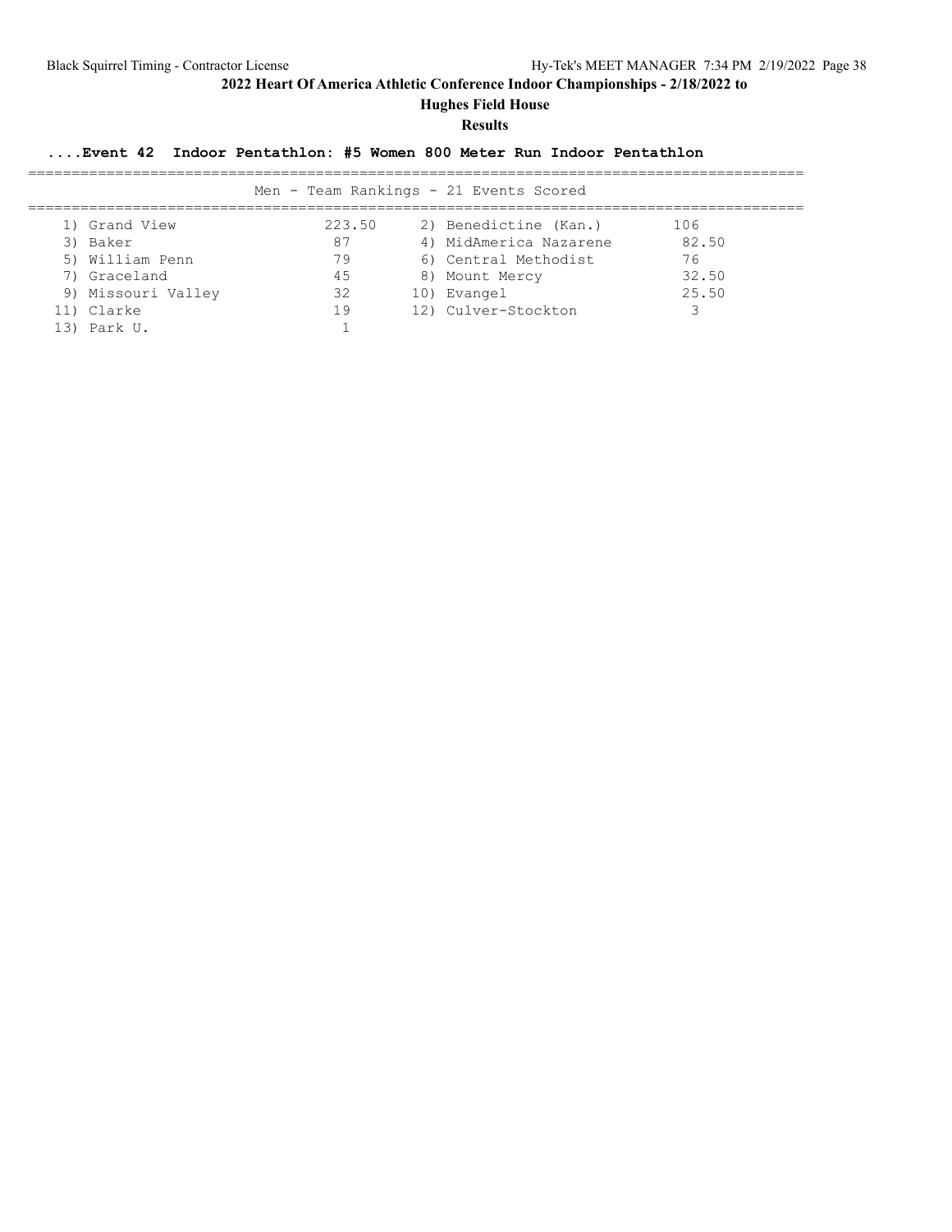**....Event 42 Indoor Pentathlon: #5 Women 800 Meter Run Indoor Pentathlon**

Men - Team Rankings - 21 Events Scored

| | | | |
|---|---|---|---|
| 1) Grand View | 223.50 | 2) Benedictine (Kan.) | 106 |
| 3) Baker | 87 | 4) MidAmerica Nazarene | 82.50 |
| 5) William Penn | 79 | 6) Central Methodist | 76 |
| 7) Graceland | 45 | 8) Mount Mercy | 32.50 |
| 9) Missouri Valley | 32 | 10) Evangel | 25.50 |
| 11) Clarke | 19 | 12) Culver-Stockton | 3 |
| 13) Park U. | 1 | | |